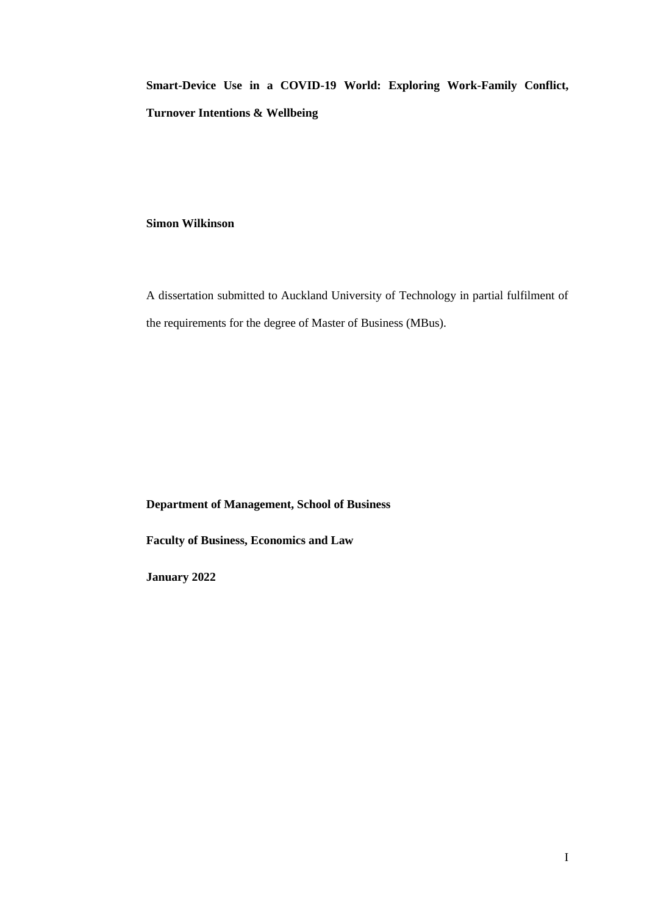**Smart-Device Use in a COVID-19 World: Exploring Work-Family Conflict, Turnover Intentions & Wellbeing**

**Simon Wilkinson**

A dissertation submitted to Auckland University of Technology in partial fulfilment of the requirements for the degree of Master of Business (MBus).

**Department of Management, School of Business**

**Faculty of Business, Economics and Law**

**January 2022**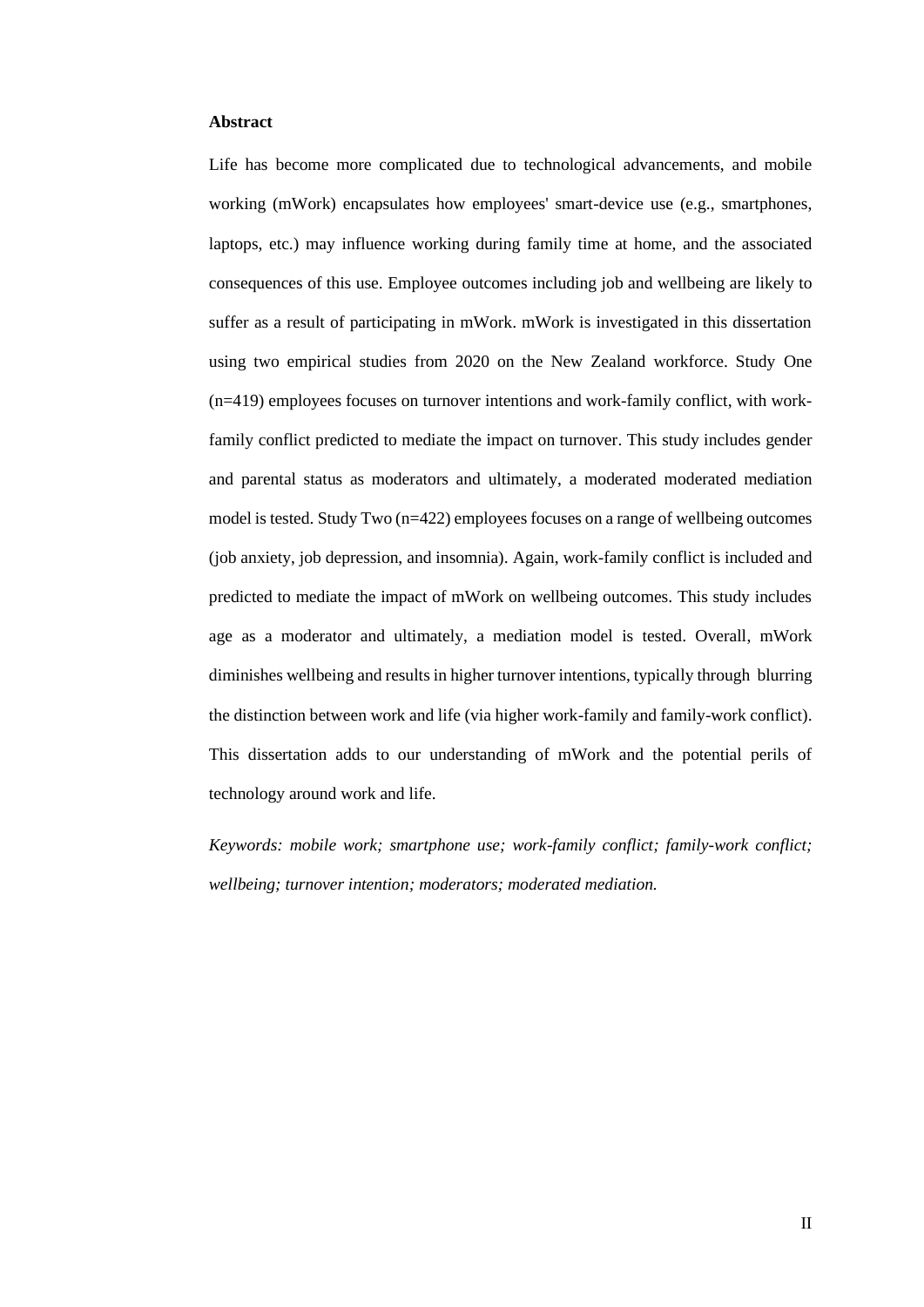**Abstract**

Life has become more complicated due to technological advancements, and mobile working (mWork) encapsulates how employees' smart-device use (e.g., smartphones, laptops, etc.) may influence working during family time at home, and the associated consequences of this use. Employee outcomes including job and wellbeing are likely to suffer as a result of participating in mWork. mWork is investigated in this dissertation using two empirical studies from 2020 on the New Zealand workforce. Study One (n=419) employees focuses on turnover intentions and work-family conflict, with work-family conflict predicted to mediate the impact on turnover. This study includes gender and parental status as moderators and ultimately, a moderated moderated mediation model is tested. Study Two (n=422) employees focuses on a range of wellbeing outcomes (job anxiety, job depression, and insomnia). Again, work-family conflict is included and predicted to mediate the impact of mWork on wellbeing outcomes. This study includes age as a moderator and ultimately, a mediation model is tested. Overall, mWork diminishes wellbeing and results in higher turnover intentions, typically through blurring the distinction between work and life (via higher work-family and family-work conflict). This dissertation adds to our understanding of mWork and the potential perils of technology around work and life.

*Keywords: mobile work; smartphone use; work-family conflict; family-work conflict; wellbeing; turnover intention; moderators; moderated mediation.*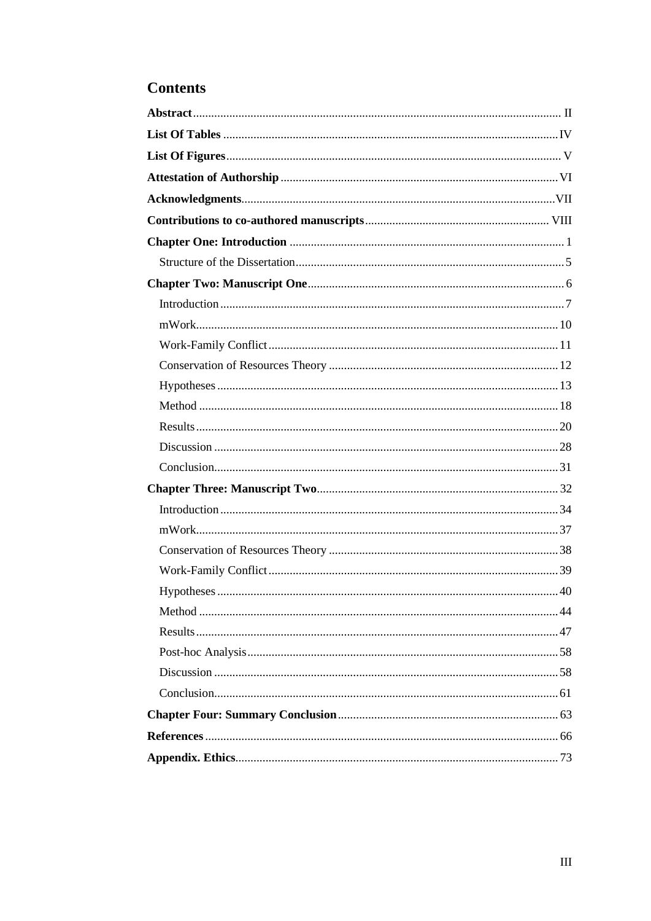# Contents

**Abstract** ..... II

**List Of Tables** ..... IV

**List Of Figures** ..... V

**Attestation of Authorship** ..... VI

**Acknowledgments** ..... VII

**Contributions to co-authored manuscripts** ..... VIII

**Chapter One: Introduction** ..... 1

- Structure of the Dissertation ..... 5

**Chapter Two: Manuscript One** ..... 6

- Introduction ..... 7
- mWork ..... 10
- Work-Family Conflict ..... 11
- Conservation of Resources Theory ..... 12
- Hypotheses ..... 13
- Method ..... 18
- Results ..... 20
- Discussion ..... 28
- Conclusion ..... 31

**Chapter Three: Manuscript Two** ..... 32

- Introduction ..... 34
- mWork ..... 37
- Conservation of Resources Theory ..... 38
- Work-Family Conflict ..... 39
- Hypotheses ..... 40
- Method ..... 44
- Results ..... 47
- Post-hoc Analysis ..... 58
- Discussion ..... 58
- Conclusion ..... 61

**Chapter Four: Summary Conclusion** ..... 63

**References** ..... 66

**Appendix. Ethics** ..... 73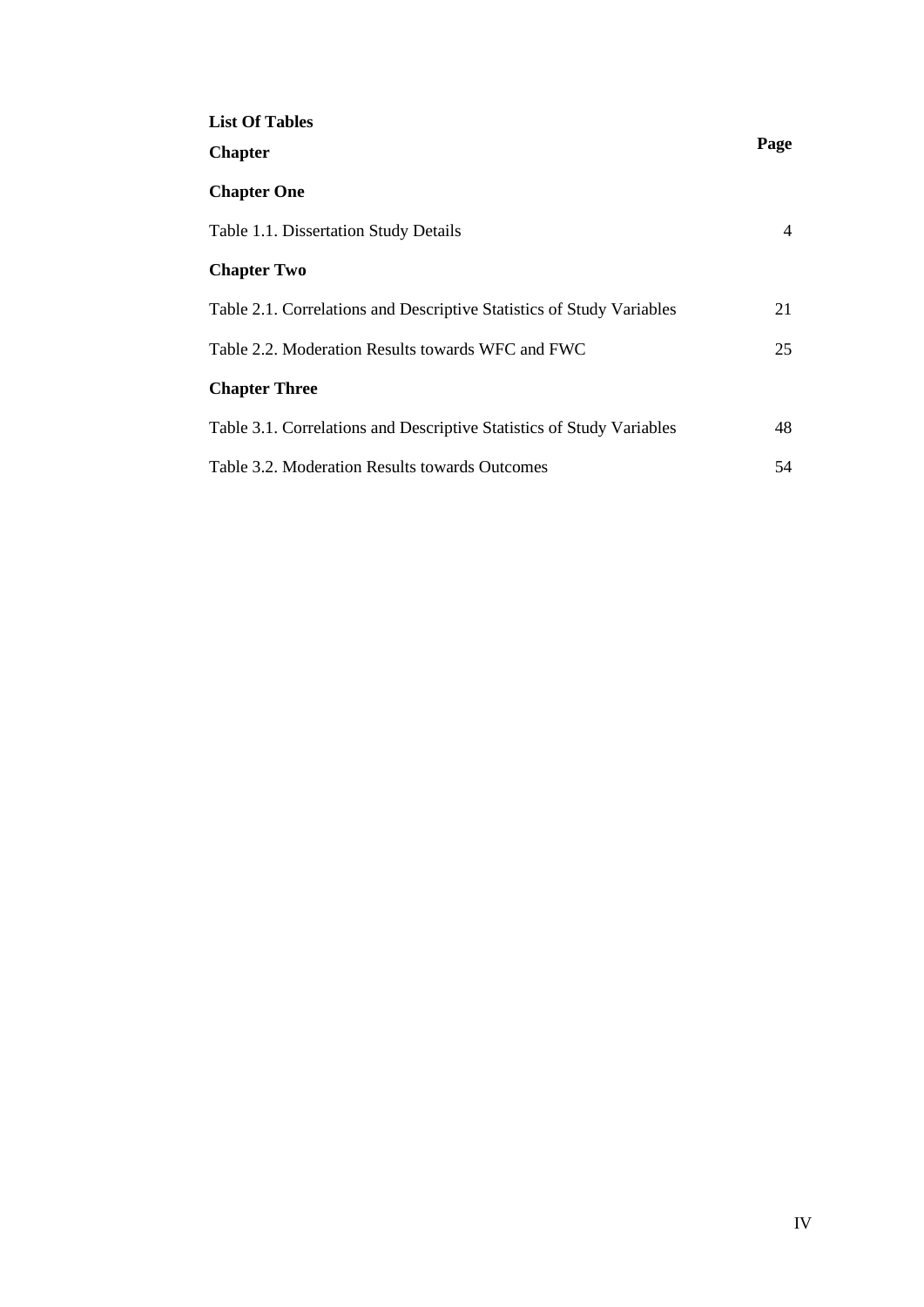## List Of Tables

| Chapter | Page |
|---|---|
| **Chapter One** | |
| Table 1.1. Dissertation Study Details | 4 |
| **Chapter Two** | |
| Table 2.1. Correlations and Descriptive Statistics of Study Variables | 21 |
| Table 2.2. Moderation Results towards WFC and FWC | 25 |
| **Chapter Three** | |
| Table 3.1. Correlations and Descriptive Statistics of Study Variables | 48 |
| Table 3.2. Moderation Results towards Outcomes | 54 |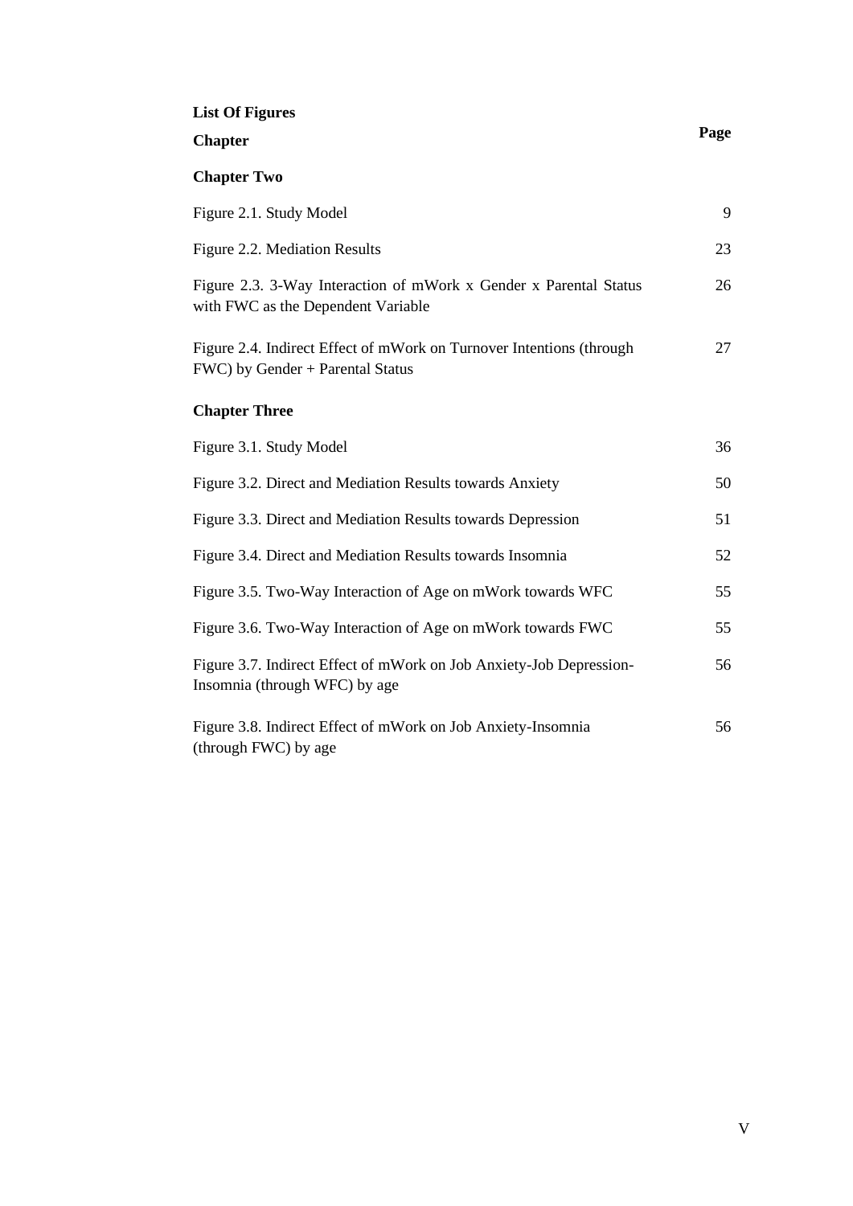**List Of Figures**

| Chapter | Page |
|---|---|
| **Chapter Two** | |
| Figure 2.1. Study Model | 9 |
| Figure 2.2. Mediation Results | 23 |
| Figure 2.3. 3-Way Interaction of mWork x Gender x Parental Status with FWC as the Dependent Variable | 26 |
| Figure 2.4. Indirect Effect of mWork on Turnover Intentions (through FWC) by Gender + Parental Status | 27 |
| **Chapter Three** | |
| Figure 3.1. Study Model | 36 |
| Figure 3.2. Direct and Mediation Results towards Anxiety | 50 |
| Figure 3.3. Direct and Mediation Results towards Depression | 51 |
| Figure 3.4. Direct and Mediation Results towards Insomnia | 52 |
| Figure 3.5. Two-Way Interaction of Age on mWork towards WFC | 55 |
| Figure 3.6. Two-Way Interaction of Age on mWork towards FWC | 55 |
| Figure 3.7. Indirect Effect of mWork on Job Anxiety-Job Depression-Insomnia (through WFC) by age | 56 |
| Figure 3.8. Indirect Effect of mWork on Job Anxiety-Insomnia (through FWC) by age | 56 |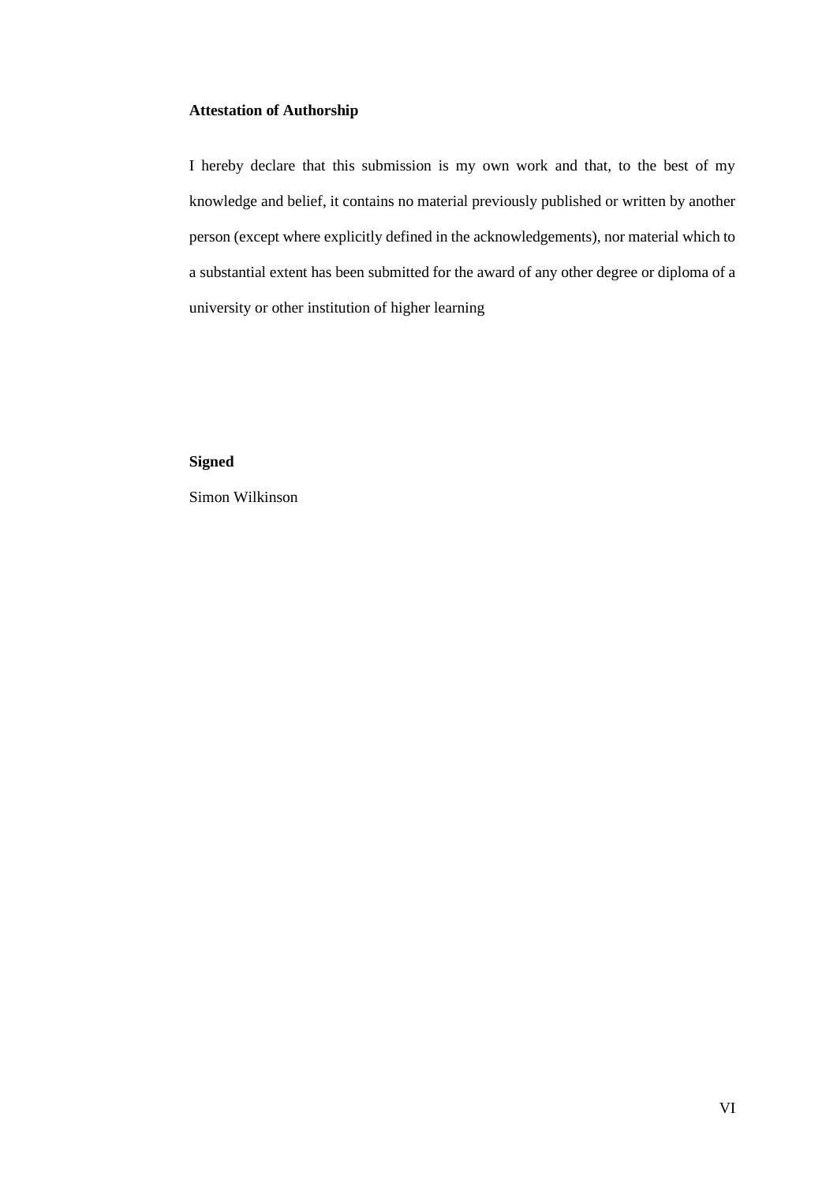**Attestation of Authorship**

I hereby declare that this submission is my own work and that, to the best of my knowledge and belief, it contains no material previously published or written by another person (except where explicitly defined in the acknowledgements), nor material which to a substantial extent has been submitted for the award of any other degree or diploma of a university or other institution of higher learning

**Signed**

Simon Wilkinson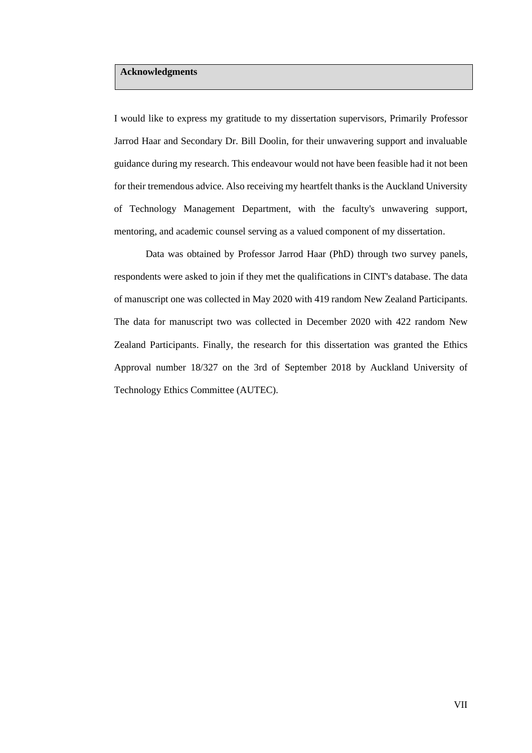## Acknowledgments

I would like to express my gratitude to my dissertation supervisors, Primarily Professor Jarrod Haar and Secondary Dr. Bill Doolin, for their unwavering support and invaluable guidance during my research. This endeavour would not have been feasible had it not been for their tremendous advice. Also receiving my heartfelt thanks is the Auckland University of Technology Management Department, with the faculty's unwavering support, mentoring, and academic counsel serving as a valued component of my dissertation.

Data was obtained by Professor Jarrod Haar (PhD) through two survey panels, respondents were asked to join if they met the qualifications in CINT's database. The data of manuscript one was collected in May 2020 with 419 random New Zealand Participants. The data for manuscript two was collected in December 2020 with 422 random New Zealand Participants. Finally, the research for this dissertation was granted the Ethics Approval number 18/327 on the 3rd of September 2018 by Auckland University of Technology Ethics Committee (AUTEC).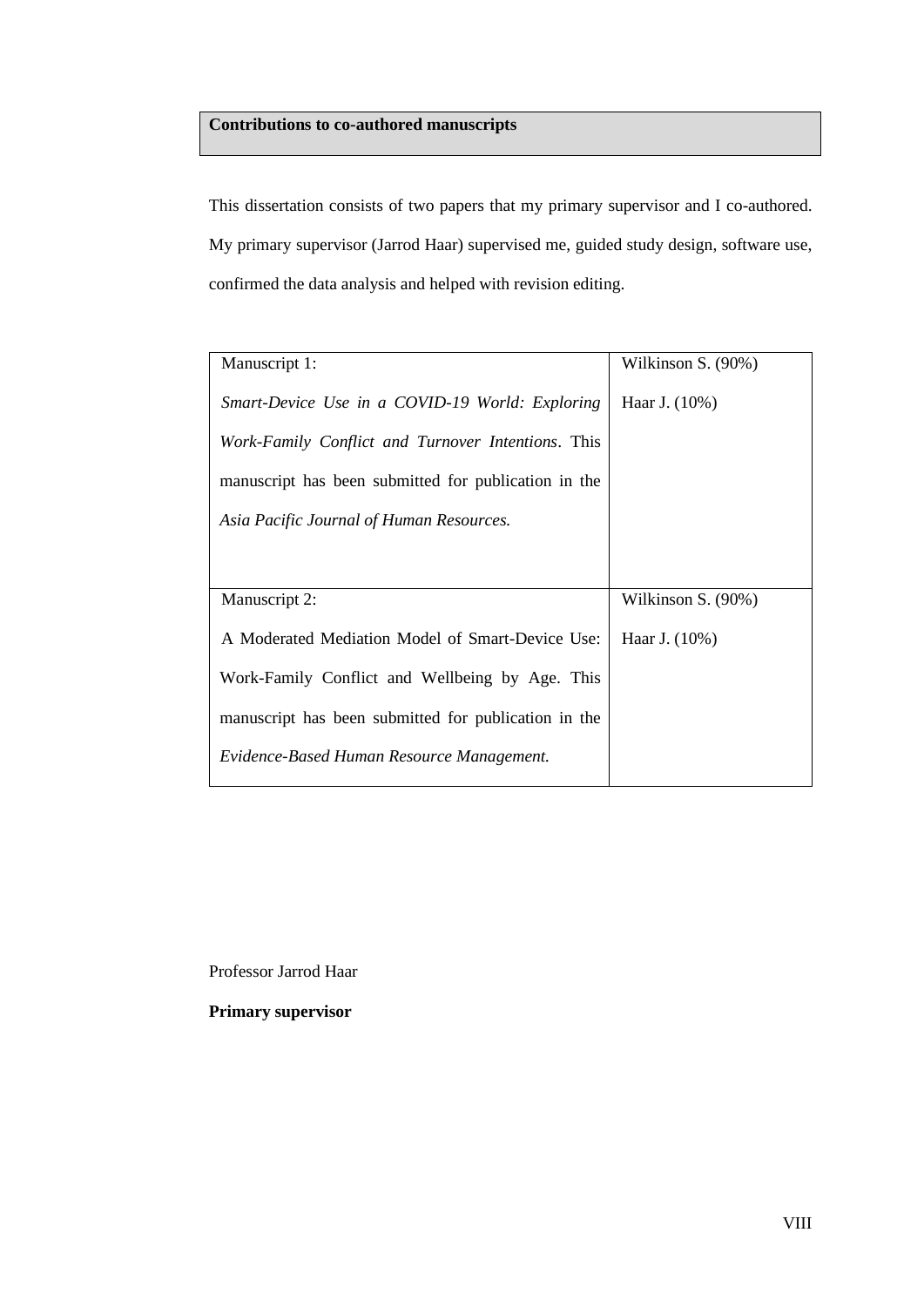## Contributions to co-authored manuscripts

This dissertation consists of two papers that my primary supervisor and I co-authored. My primary supervisor (Jarrod Haar) supervised me, guided study design, software use, confirmed the data analysis and helped with revision editing.

| Manuscript | Contribution |
| --- | --- |
| Manuscript 1: *Smart-Device Use in a COVID-19 World: Exploring Work-Family Conflict and Turnover Intentions*. This manuscript has been submitted for publication in the *Asia Pacific Journal of Human Resources.* | Wilkinson S. (90%)<br>Haar J. (10%) |
| Manuscript 2: A Moderated Mediation Model of Smart-Device Use: Work-Family Conflict and Wellbeing by Age. This manuscript has been submitted for publication in the *Evidence-Based Human Resource Management.* | Wilkinson S. (90%)<br>Haar J. (10%) |

Professor Jarrod Haar

**Primary supervisor**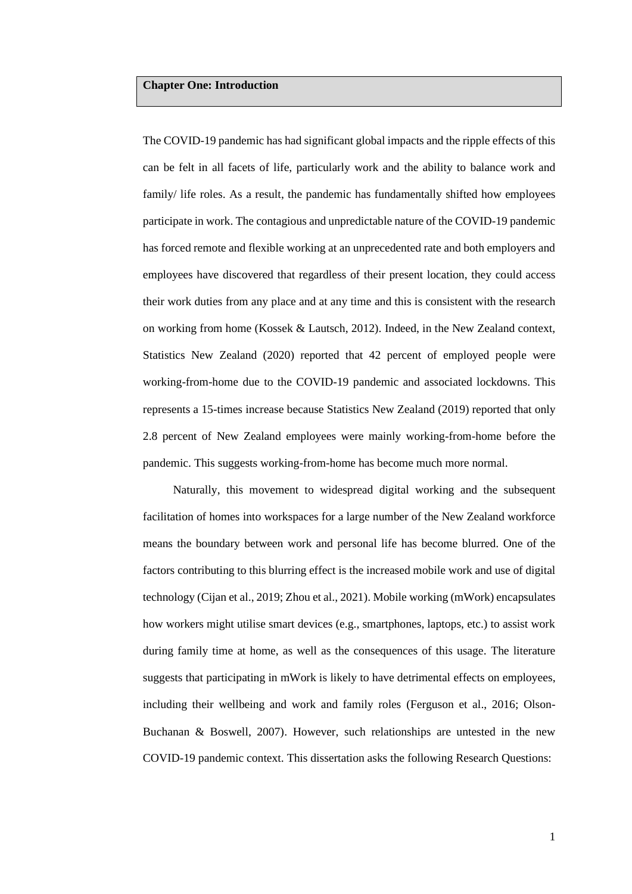# Chapter One: Introduction

The COVID-19 pandemic has had significant global impacts and the ripple effects of this can be felt in all facets of life, particularly work and the ability to balance work and family/ life roles. As a result, the pandemic has fundamentally shifted how employees participate in work. The contagious and unpredictable nature of the COVID-19 pandemic has forced remote and flexible working at an unprecedented rate and both employers and employees have discovered that regardless of their present location, they could access their work duties from any place and at any time and this is consistent with the research on working from home (Kossek & Lautsch, 2012). Indeed, in the New Zealand context, Statistics New Zealand (2020) reported that 42 percent of employed people were working-from-home due to the COVID-19 pandemic and associated lockdowns. This represents a 15-times increase because Statistics New Zealand (2019) reported that only 2.8 percent of New Zealand employees were mainly working-from-home before the pandemic. This suggests working-from-home has become much more normal.

Naturally, this movement to widespread digital working and the subsequent facilitation of homes into workspaces for a large number of the New Zealand workforce means the boundary between work and personal life has become blurred. One of the factors contributing to this blurring effect is the increased mobile work and use of digital technology (Cijan et al., 2019; Zhou et al., 2021). Mobile working (mWork) encapsulates how workers might utilise smart devices (e.g., smartphones, laptops, etc.) to assist work during family time at home, as well as the consequences of this usage. The literature suggests that participating in mWork is likely to have detrimental effects on employees, including their wellbeing and work and family roles (Ferguson et al., 2016; Olson-Buchanan & Boswell, 2007). However, such relationships are untested in the new COVID-19 pandemic context. This dissertation asks the following Research Questions: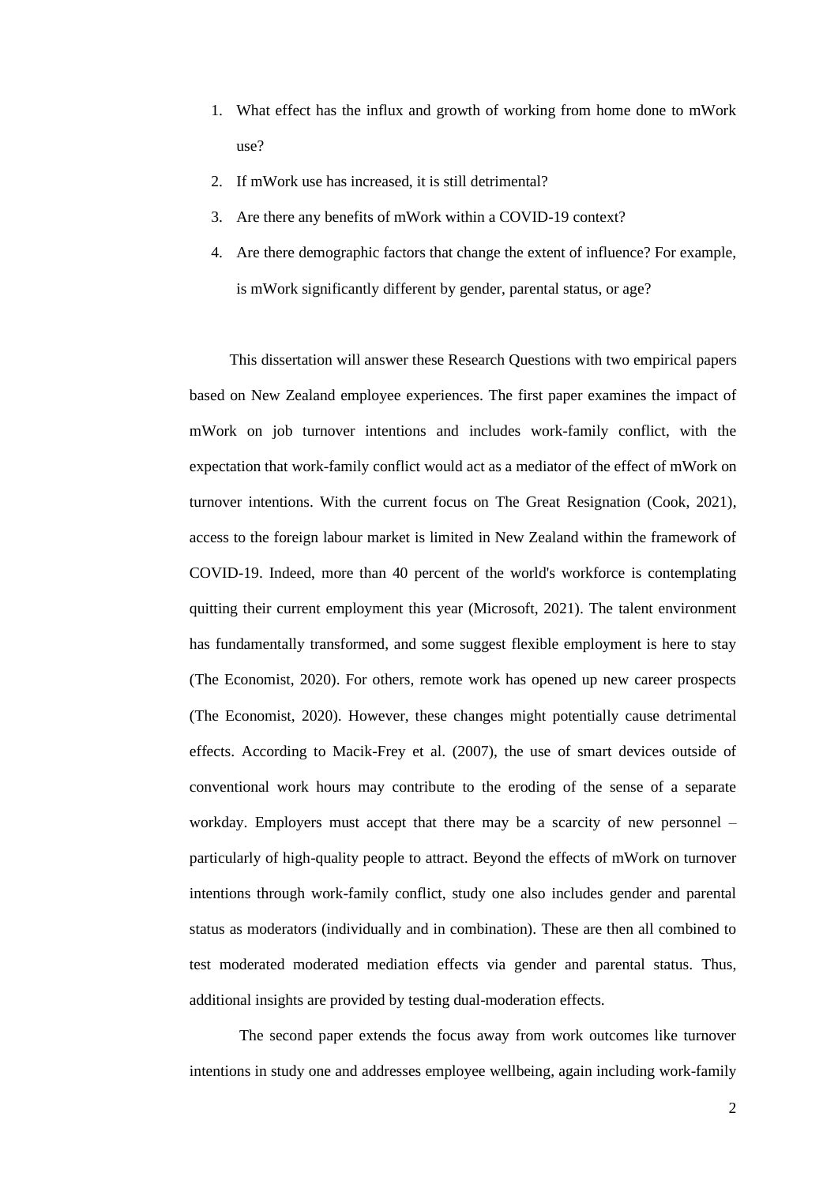1. What effect has the influx and growth of working from home done to mWork use?
2. If mWork use has increased, it is still detrimental?
3. Are there any benefits of mWork within a COVID-19 context?
4. Are there demographic factors that change the extent of influence? For example, is mWork significantly different by gender, parental status, or age?

This dissertation will answer these Research Questions with two empirical papers based on New Zealand employee experiences. The first paper examines the impact of mWork on job turnover intentions and includes work-family conflict, with the expectation that work-family conflict would act as a mediator of the effect of mWork on turnover intentions. With the current focus on The Great Resignation (Cook, 2021), access to the foreign labour market is limited in New Zealand within the framework of COVID-19. Indeed, more than 40 percent of the world's workforce is contemplating quitting their current employment this year (Microsoft, 2021). The talent environment has fundamentally transformed, and some suggest flexible employment is here to stay (The Economist, 2020). For others, remote work has opened up new career prospects (The Economist, 2020). However, these changes might potentially cause detrimental effects. According to Macik-Frey et al. (2007), the use of smart devices outside of conventional work hours may contribute to the eroding of the sense of a separate workday. Employers must accept that there may be a scarcity of new personnel – particularly of high-quality people to attract. Beyond the effects of mWork on turnover intentions through work-family conflict, study one also includes gender and parental status as moderators (individually and in combination). These are then all combined to test moderated moderated mediation effects via gender and parental status. Thus, additional insights are provided by testing dual-moderation effects.

The second paper extends the focus away from work outcomes like turnover intentions in study one and addresses employee wellbeing, again including work-family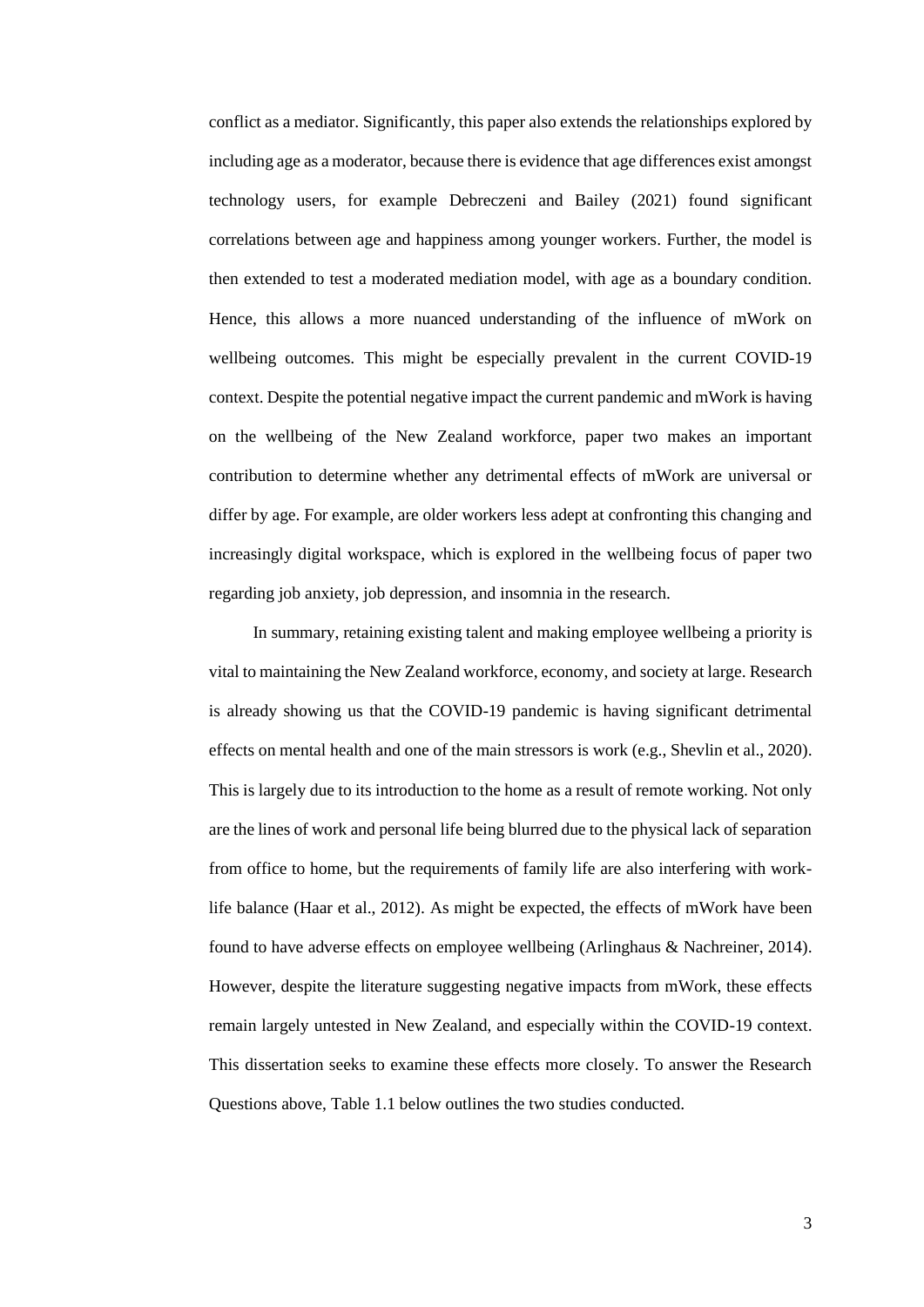conflict as a mediator. Significantly, this paper also extends the relationships explored by including age as a moderator, because there is evidence that age differences exist amongst technology users, for example Debreczeni and Bailey (2021) found significant correlations between age and happiness among younger workers. Further, the model is then extended to test a moderated mediation model, with age as a boundary condition. Hence, this allows a more nuanced understanding of the influence of mWork on wellbeing outcomes. This might be especially prevalent in the current COVID-19 context. Despite the potential negative impact the current pandemic and mWork is having on the wellbeing of the New Zealand workforce, paper two makes an important contribution to determine whether any detrimental effects of mWork are universal or differ by age. For example, are older workers less adept at confronting this changing and increasingly digital workspace, which is explored in the wellbeing focus of paper two regarding job anxiety, job depression, and insomnia in the research.

In summary, retaining existing talent and making employee wellbeing a priority is vital to maintaining the New Zealand workforce, economy, and society at large. Research is already showing us that the COVID-19 pandemic is having significant detrimental effects on mental health and one of the main stressors is work (e.g., Shevlin et al., 2020). This is largely due to its introduction to the home as a result of remote working. Not only are the lines of work and personal life being blurred due to the physical lack of separation from office to home, but the requirements of family life are also interfering with work-life balance (Haar et al., 2012). As might be expected, the effects of mWork have been found to have adverse effects on employee wellbeing (Arlinghaus & Nachreiner, 2014). However, despite the literature suggesting negative impacts from mWork, these effects remain largely untested in New Zealand, and especially within the COVID-19 context. This dissertation seeks to examine these effects more closely. To answer the Research Questions above, Table 1.1 below outlines the two studies conducted.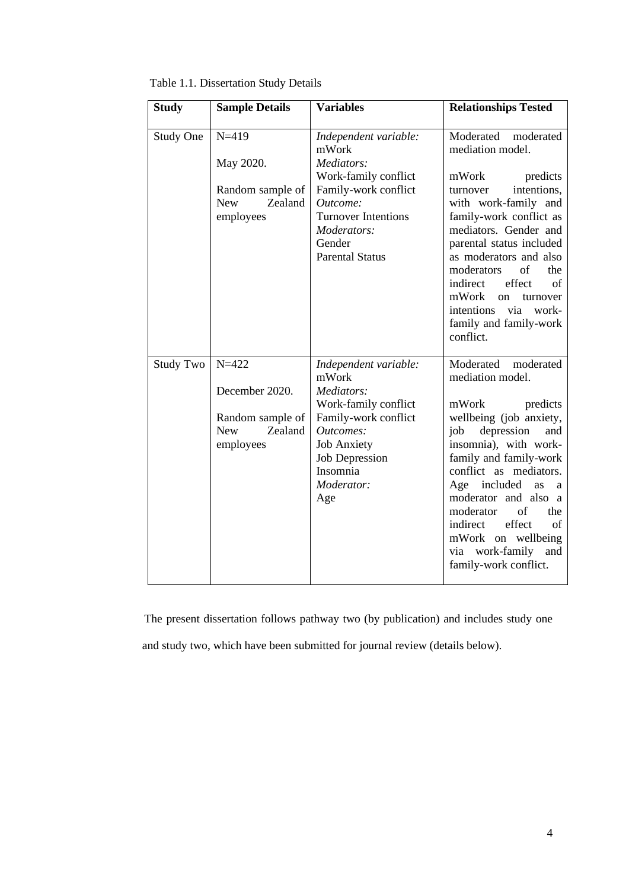Table 1.1. Dissertation Study Details

| Study | Sample Details | Variables | Relationships Tested |
|---|---|---|---|
| Study One | N=419<br><br>May 2020.<br><br>Random sample of New Zealand employees | *Independent variable:*<br>mWork<br>*Mediators:*<br>Work-family conflict<br>Family-work conflict<br>*Outcome:*<br>Turnover Intentions<br>*Moderators:*<br>Gender<br>Parental Status | Moderated moderated mediation model.<br><br>mWork predicts turnover intentions, with work-family and family-work conflict as mediators. Gender and parental status included as moderators and also moderators of the indirect effect of mWork on turnover intentions via work-family and family-work conflict. |
| Study Two | N=422<br><br>December 2020.<br><br>Random sample of New Zealand employees | *Independent variable:*<br>mWork<br>*Mediators:*<br>Work-family conflict<br>Family-work conflict<br>*Outcomes:*<br>Job Anxiety<br>Job Depression<br>Insomnia<br>*Moderator:*<br>Age | Moderated moderated mediation model.<br><br>mWork predicts wellbeing (job anxiety, job depression and insomnia), with work-family and family-work conflict as mediators. Age included as a moderator and also a moderator of the indirect effect of mWork on wellbeing via work-family and family-work conflict. |

The present dissertation follows pathway two (by publication) and includes study one and study two, which have been submitted for journal review (details below).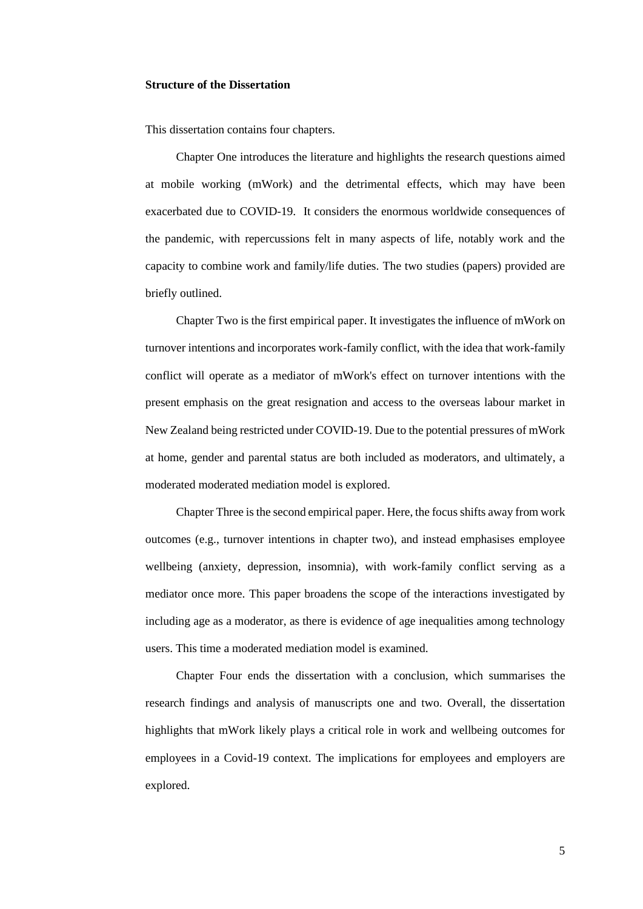**Structure of the Dissertation**

This dissertation contains four chapters.

Chapter One introduces the literature and highlights the research questions aimed at mobile working (mWork) and the detrimental effects, which may have been exacerbated due to COVID-19. It considers the enormous worldwide consequences of the pandemic, with repercussions felt in many aspects of life, notably work and the capacity to combine work and family/life duties. The two studies (papers) provided are briefly outlined.

Chapter Two is the first empirical paper. It investigates the influence of mWork on turnover intentions and incorporates work-family conflict, with the idea that work-family conflict will operate as a mediator of mWork's effect on turnover intentions with the present emphasis on the great resignation and access to the overseas labour market in New Zealand being restricted under COVID-19. Due to the potential pressures of mWork at home, gender and parental status are both included as moderators, and ultimately, a moderated moderated mediation model is explored.

Chapter Three is the second empirical paper. Here, the focus shifts away from work outcomes (e.g., turnover intentions in chapter two), and instead emphasises employee wellbeing (anxiety, depression, insomnia), with work-family conflict serving as a mediator once more. This paper broadens the scope of the interactions investigated by including age as a moderator, as there is evidence of age inequalities among technology users. This time a moderated mediation model is examined.

Chapter Four ends the dissertation with a conclusion, which summarises the research findings and analysis of manuscripts one and two. Overall, the dissertation highlights that mWork likely plays a critical role in work and wellbeing outcomes for employees in a Covid-19 context. The implications for employees and employers are explored.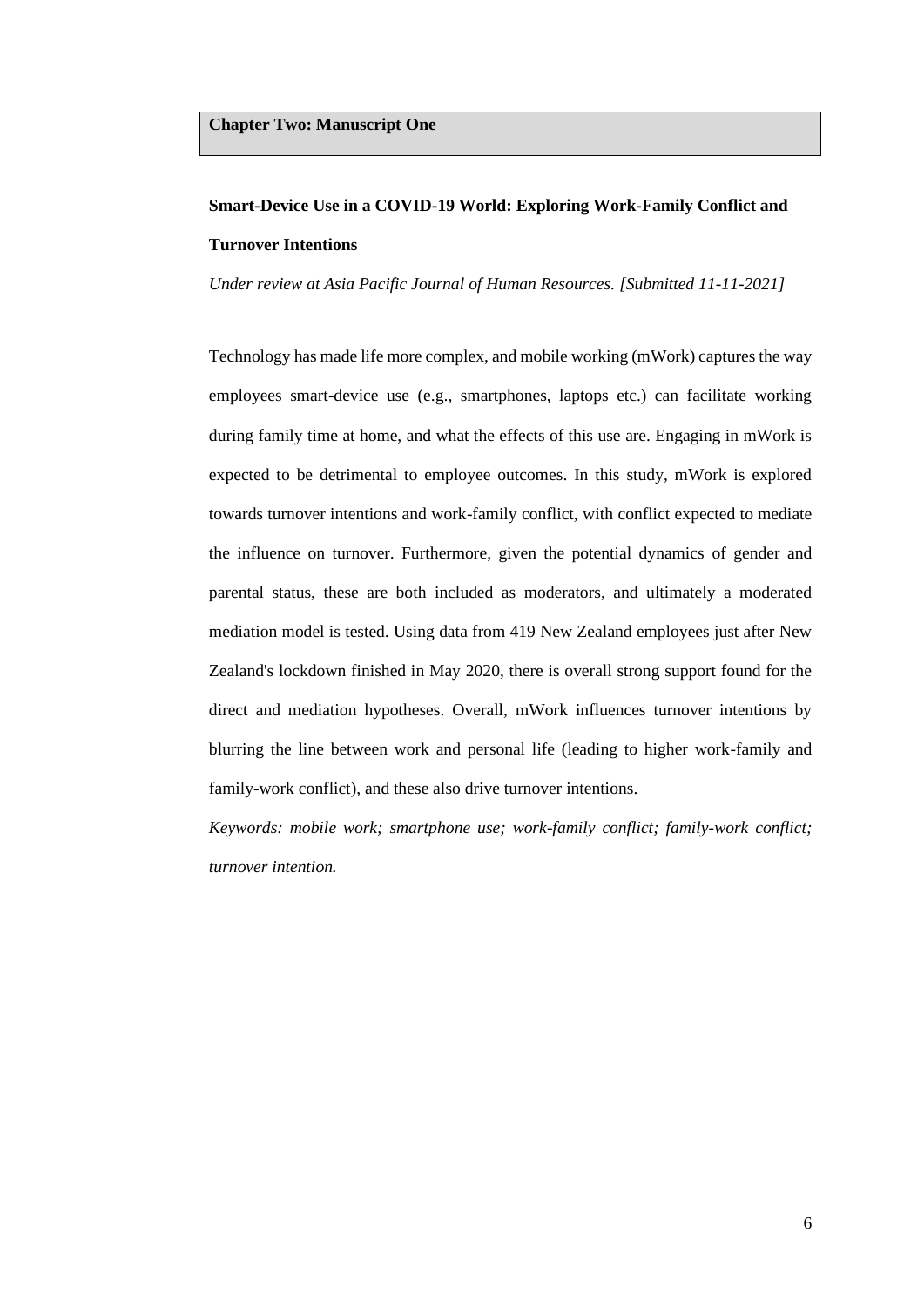## Chapter Two: Manuscript One

### Smart-Device Use in a COVID-19 World: Exploring Work-Family Conflict and Turnover Intentions

*Under review at Asia Pacific Journal of Human Resources. [Submitted 11-11-2021]*

Technology has made life more complex, and mobile working (mWork) captures the way employees smart-device use (e.g., smartphones, laptops etc.) can facilitate working during family time at home, and what the effects of this use are. Engaging in mWork is expected to be detrimental to employee outcomes. In this study, mWork is explored towards turnover intentions and work-family conflict, with conflict expected to mediate the influence on turnover. Furthermore, given the potential dynamics of gender and parental status, these are both included as moderators, and ultimately a moderated mediation model is tested. Using data from 419 New Zealand employees just after New Zealand's lockdown finished in May 2020, there is overall strong support found for the direct and mediation hypotheses. Overall, mWork influences turnover intentions by blurring the line between work and personal life (leading to higher work-family and family-work conflict), and these also drive turnover intentions.

*Keywords: mobile work; smartphone use; work-family conflict; family-work conflict; turnover intention.*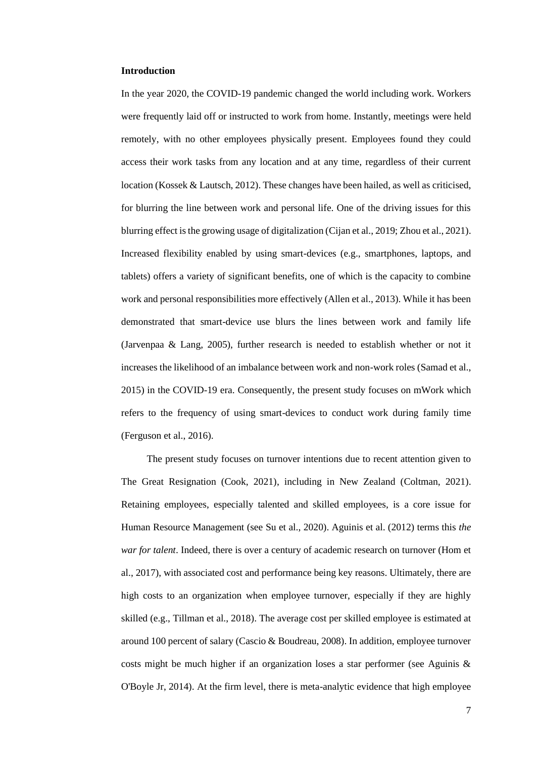**Introduction**

In the year 2020, the COVID-19 pandemic changed the world including work. Workers were frequently laid off or instructed to work from home. Instantly, meetings were held remotely, with no other employees physically present. Employees found they could access their work tasks from any location and at any time, regardless of their current location (Kossek & Lautsch, 2012). These changes have been hailed, as well as criticised, for blurring the line between work and personal life. One of the driving issues for this blurring effect is the growing usage of digitalization (Cijan et al., 2019; Zhou et al., 2021). Increased flexibility enabled by using smart-devices (e.g., smartphones, laptops, and tablets) offers a variety of significant benefits, one of which is the capacity to combine work and personal responsibilities more effectively (Allen et al., 2013). While it has been demonstrated that smart-device use blurs the lines between work and family life (Jarvenpaa & Lang, 2005), further research is needed to establish whether or not it increases the likelihood of an imbalance between work and non-work roles (Samad et al., 2015) in the COVID-19 era. Consequently, the present study focuses on mWork which refers to the frequency of using smart-devices to conduct work during family time (Ferguson et al., 2016).

The present study focuses on turnover intentions due to recent attention given to The Great Resignation (Cook, 2021), including in New Zealand (Coltman, 2021). Retaining employees, especially talented and skilled employees, is a core issue for Human Resource Management (see Su et al., 2020). Aguinis et al. (2012) terms this *the war for talent*. Indeed, there is over a century of academic research on turnover (Hom et al., 2017), with associated cost and performance being key reasons. Ultimately, there are high costs to an organization when employee turnover, especially if they are highly skilled (e.g., Tillman et al., 2018). The average cost per skilled employee is estimated at around 100 percent of salary (Cascio & Boudreau, 2008). In addition, employee turnover costs might be much higher if an organization loses a star performer (see Aguinis & O'Boyle Jr, 2014). At the firm level, there is meta-analytic evidence that high employee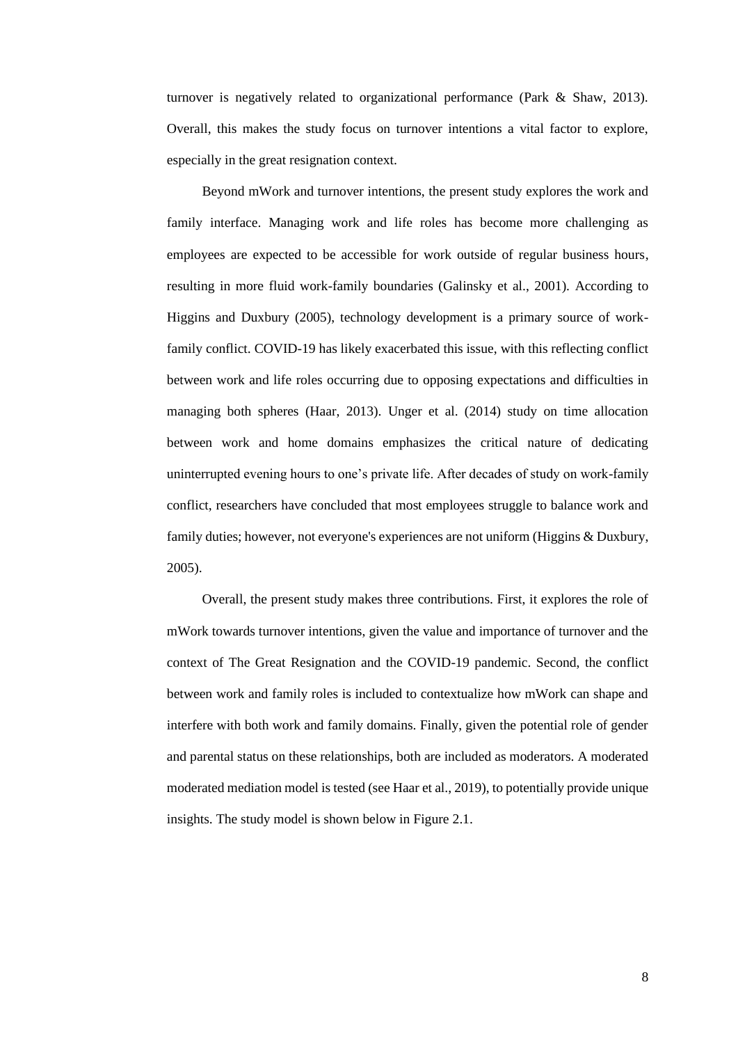turnover is negatively related to organizational performance (Park & Shaw, 2013). Overall, this makes the study focus on turnover intentions a vital factor to explore, especially in the great resignation context.

Beyond mWork and turnover intentions, the present study explores the work and family interface. Managing work and life roles has become more challenging as employees are expected to be accessible for work outside of regular business hours, resulting in more fluid work-family boundaries (Galinsky et al., 2001). According to Higgins and Duxbury (2005), technology development is a primary source of work-family conflict. COVID-19 has likely exacerbated this issue, with this reflecting conflict between work and life roles occurring due to opposing expectations and difficulties in managing both spheres (Haar, 2013). Unger et al. (2014) study on time allocation between work and home domains emphasizes the critical nature of dedicating uninterrupted evening hours to one's private life. After decades of study on work-family conflict, researchers have concluded that most employees struggle to balance work and family duties; however, not everyone's experiences are not uniform (Higgins & Duxbury, 2005).

Overall, the present study makes three contributions. First, it explores the role of mWork towards turnover intentions, given the value and importance of turnover and the context of The Great Resignation and the COVID-19 pandemic. Second, the conflict between work and family roles is included to contextualize how mWork can shape and interfere with both work and family domains. Finally, given the potential role of gender and parental status on these relationships, both are included as moderators. A moderated moderated mediation model is tested (see Haar et al., 2019), to potentially provide unique insights. The study model is shown below in Figure 2.1.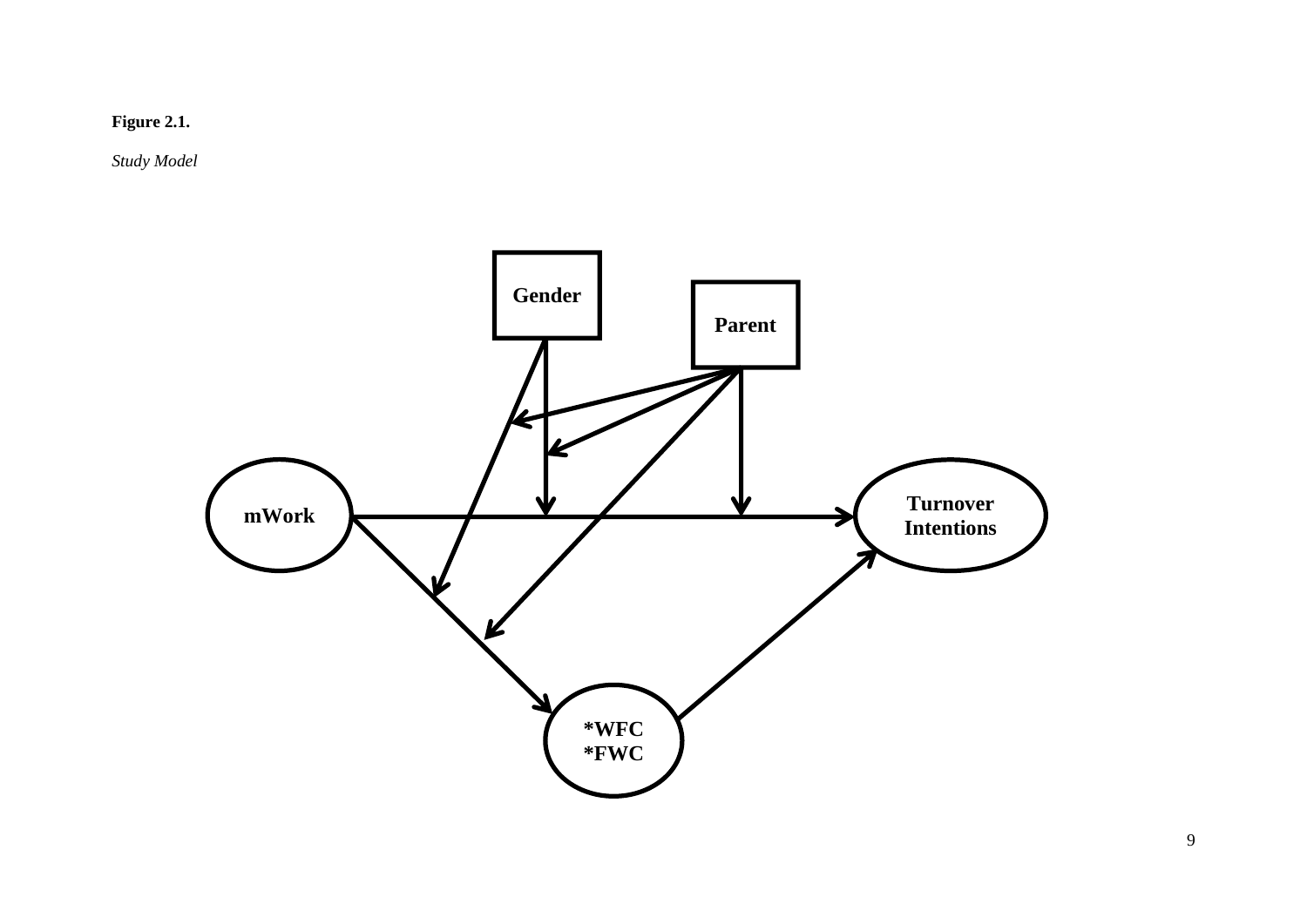**Figure 2.1.**

*Study Model*

Gender

Parent

mWork

Turnover Intentions

*WFC
*FWC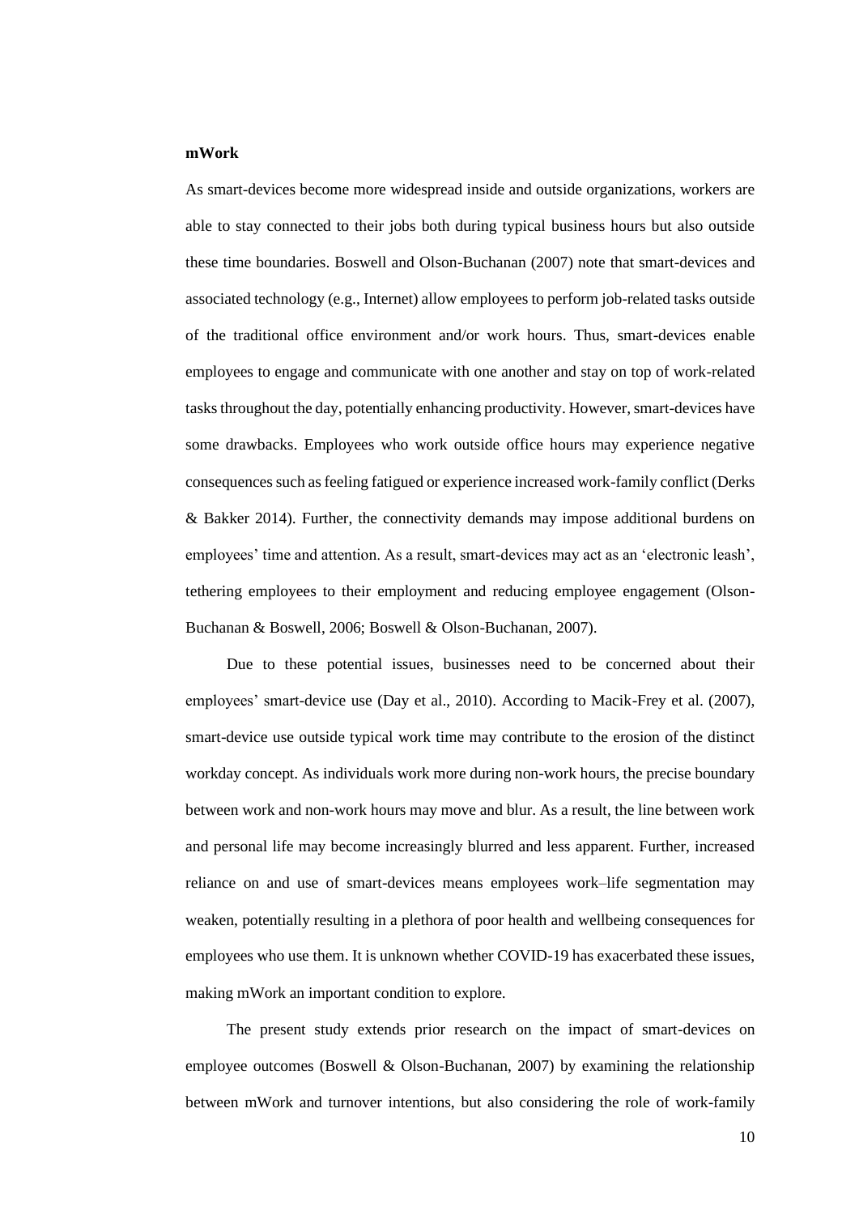**mWork**

As smart-devices become more widespread inside and outside organizations, workers are able to stay connected to their jobs both during typical business hours but also outside these time boundaries. Boswell and Olson-Buchanan (2007) note that smart-devices and associated technology (e.g., Internet) allow employees to perform job-related tasks outside of the traditional office environment and/or work hours. Thus, smart-devices enable employees to engage and communicate with one another and stay on top of work-related tasks throughout the day, potentially enhancing productivity. However, smart-devices have some drawbacks. Employees who work outside office hours may experience negative consequences such as feeling fatigued or experience increased work-family conflict (Derks & Bakker 2014). Further, the connectivity demands may impose additional burdens on employees' time and attention. As a result, smart-devices may act as an 'electronic leash', tethering employees to their employment and reducing employee engagement (Olson-Buchanan & Boswell, 2006; Boswell & Olson-Buchanan, 2007).

Due to these potential issues, businesses need to be concerned about their employees' smart-device use (Day et al., 2010). According to Macik-Frey et al. (2007), smart-device use outside typical work time may contribute to the erosion of the distinct workday concept. As individuals work more during non-work hours, the precise boundary between work and non-work hours may move and blur. As a result, the line between work and personal life may become increasingly blurred and less apparent. Further, increased reliance on and use of smart-devices means employees work–life segmentation may weaken, potentially resulting in a plethora of poor health and wellbeing consequences for employees who use them. It is unknown whether COVID-19 has exacerbated these issues, making mWork an important condition to explore.

The present study extends prior research on the impact of smart-devices on employee outcomes (Boswell & Olson-Buchanan, 2007) by examining the relationship between mWork and turnover intentions, but also considering the role of work-family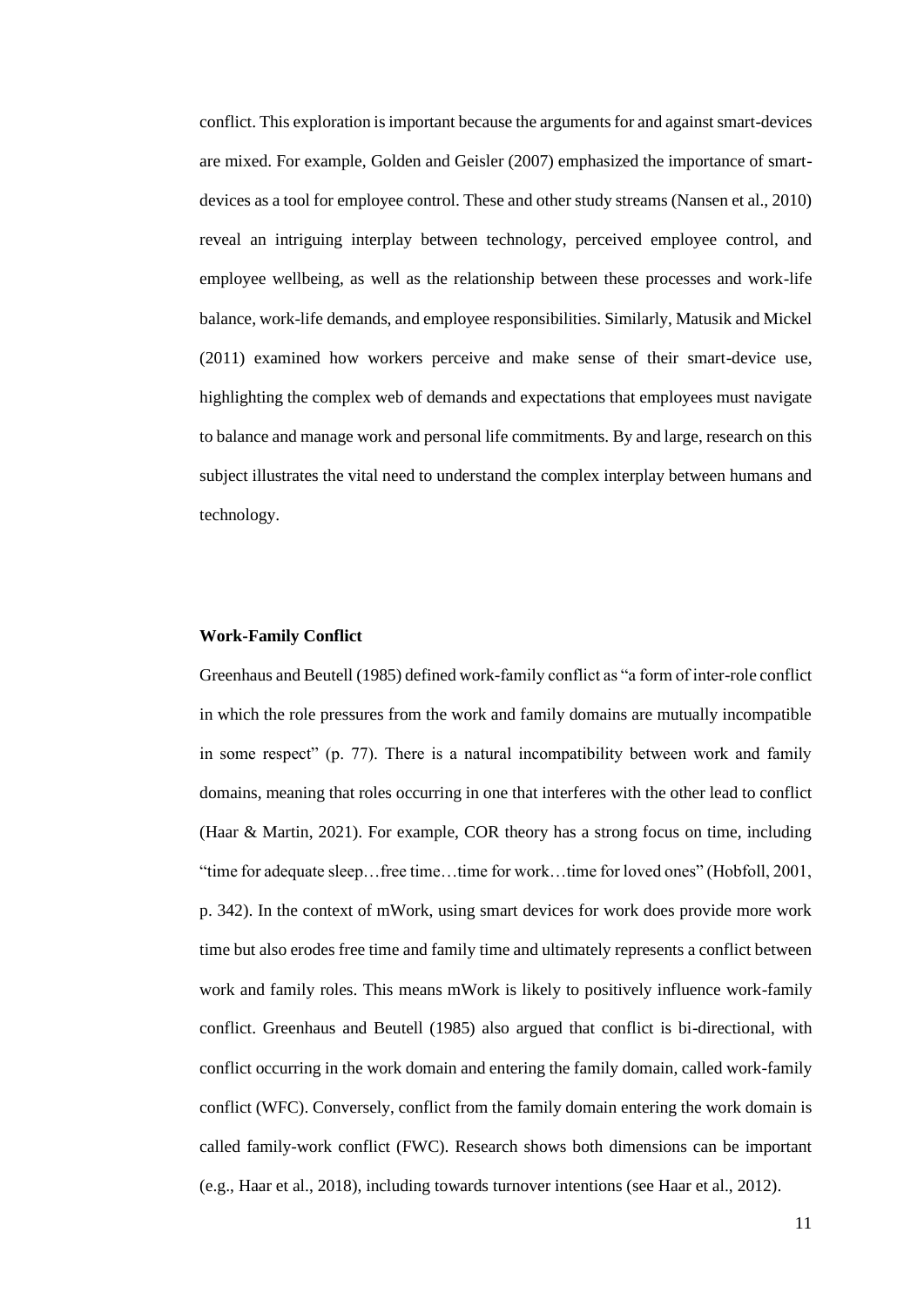conflict. This exploration is important because the arguments for and against smart-devices are mixed. For example, Golden and Geisler (2007) emphasized the importance of smart-devices as a tool for employee control. These and other study streams (Nansen et al., 2010) reveal an intriguing interplay between technology, perceived employee control, and employee wellbeing, as well as the relationship between these processes and work-life balance, work-life demands, and employee responsibilities. Similarly, Matusik and Mickel (2011) examined how workers perceive and make sense of their smart-device use, highlighting the complex web of demands and expectations that employees must navigate to balance and manage work and personal life commitments. By and large, research on this subject illustrates the vital need to understand the complex interplay between humans and technology.

**Work-Family Conflict**

Greenhaus and Beutell (1985) defined work-family conflict as "a form of inter-role conflict in which the role pressures from the work and family domains are mutually incompatible in some respect" (p. 77). There is a natural incompatibility between work and family domains, meaning that roles occurring in one that interferes with the other lead to conflict (Haar & Martin, 2021). For example, COR theory has a strong focus on time, including "time for adequate sleep…free time…time for work…time for loved ones" (Hobfoll, 2001, p. 342). In the context of mWork, using smart devices for work does provide more work time but also erodes free time and family time and ultimately represents a conflict between work and family roles. This means mWork is likely to positively influence work-family conflict. Greenhaus and Beutell (1985) also argued that conflict is bi-directional, with conflict occurring in the work domain and entering the family domain, called work-family conflict (WFC). Conversely, conflict from the family domain entering the work domain is called family-work conflict (FWC). Research shows both dimensions can be important (e.g., Haar et al., 2018), including towards turnover intentions (see Haar et al., 2012).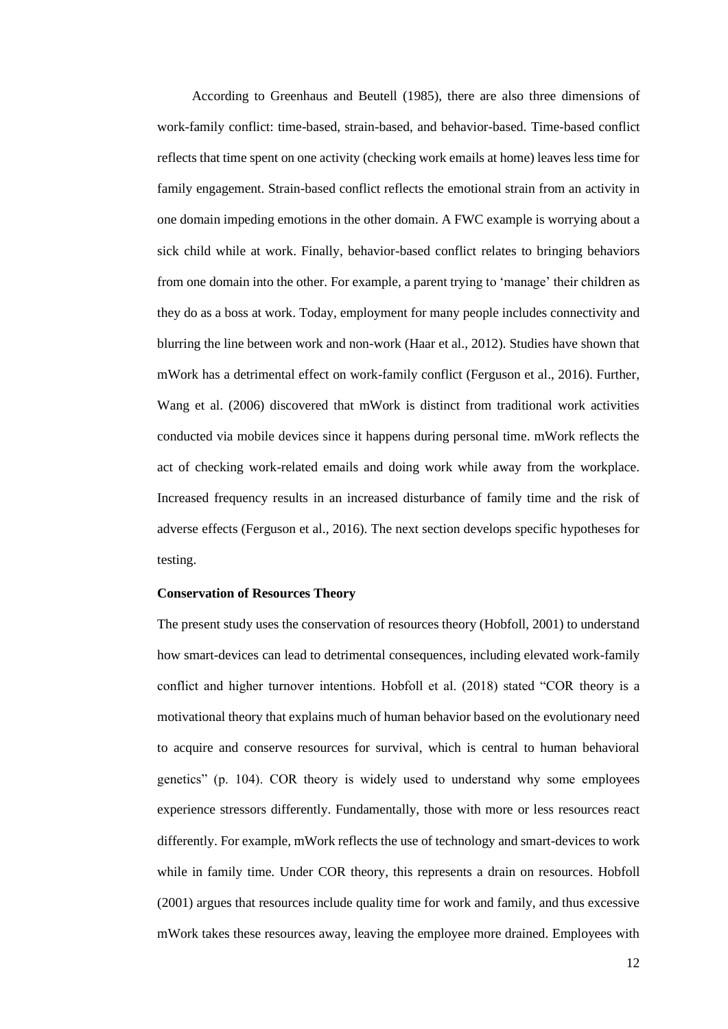According to Greenhaus and Beutell (1985), there are also three dimensions of work-family conflict: time-based, strain-based, and behavior-based. Time-based conflict reflects that time spent on one activity (checking work emails at home) leaves less time for family engagement. Strain-based conflict reflects the emotional strain from an activity in one domain impeding emotions in the other domain. A FWC example is worrying about a sick child while at work. Finally, behavior-based conflict relates to bringing behaviors from one domain into the other. For example, a parent trying to 'manage' their children as they do as a boss at work. Today, employment for many people includes connectivity and blurring the line between work and non-work (Haar et al., 2012). Studies have shown that mWork has a detrimental effect on work-family conflict (Ferguson et al., 2016). Further, Wang et al. (2006) discovered that mWork is distinct from traditional work activities conducted via mobile devices since it happens during personal time. mWork reflects the act of checking work-related emails and doing work while away from the workplace. Increased frequency results in an increased disturbance of family time and the risk of adverse effects (Ferguson et al., 2016). The next section develops specific hypotheses for testing.

**Conservation of Resources Theory**

The present study uses the conservation of resources theory (Hobfoll, 2001) to understand how smart-devices can lead to detrimental consequences, including elevated work-family conflict and higher turnover intentions. Hobfoll et al. (2018) stated "COR theory is a motivational theory that explains much of human behavior based on the evolutionary need to acquire and conserve resources for survival, which is central to human behavioral genetics" (p. 104). COR theory is widely used to understand why some employees experience stressors differently. Fundamentally, those with more or less resources react differently. For example, mWork reflects the use of technology and smart-devices to work while in family time. Under COR theory, this represents a drain on resources. Hobfoll (2001) argues that resources include quality time for work and family, and thus excessive mWork takes these resources away, leaving the employee more drained. Employees with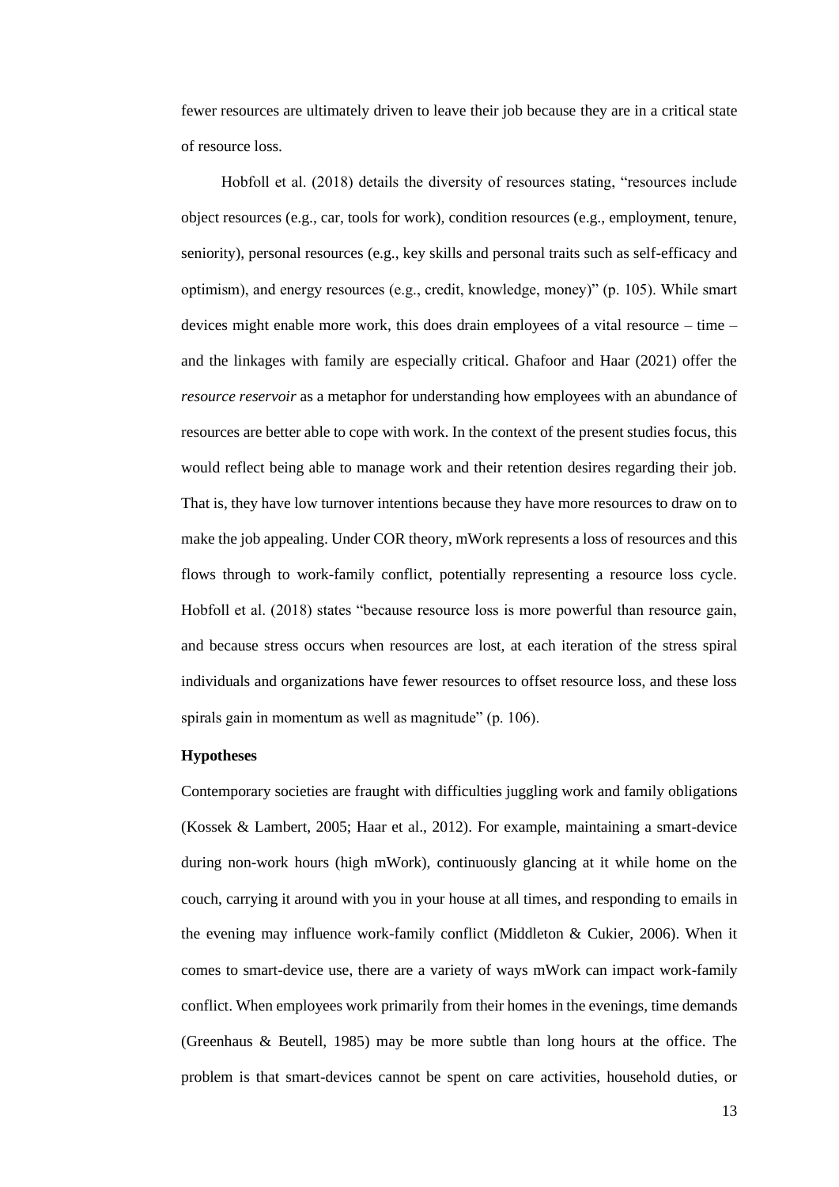fewer resources are ultimately driven to leave their job because they are in a critical state of resource loss.

Hobfoll et al. (2018) details the diversity of resources stating, "resources include object resources (e.g., car, tools for work), condition resources (e.g., employment, tenure, seniority), personal resources (e.g., key skills and personal traits such as self-efficacy and optimism), and energy resources (e.g., credit, knowledge, money)" (p. 105). While smart devices might enable more work, this does drain employees of a vital resource – time – and the linkages with family are especially critical. Ghafoor and Haar (2021) offer the *resource reservoir* as a metaphor for understanding how employees with an abundance of resources are better able to cope with work. In the context of the present studies focus, this would reflect being able to manage work and their retention desires regarding their job. That is, they have low turnover intentions because they have more resources to draw on to make the job appealing. Under COR theory, mWork represents a loss of resources and this flows through to work-family conflict, potentially representing a resource loss cycle. Hobfoll et al. (2018) states "because resource loss is more powerful than resource gain, and because stress occurs when resources are lost, at each iteration of the stress spiral individuals and organizations have fewer resources to offset resource loss, and these loss spirals gain in momentum as well as magnitude" (p. 106).

**Hypotheses**

Contemporary societies are fraught with difficulties juggling work and family obligations (Kossek & Lambert, 2005; Haar et al., 2012). For example, maintaining a smart-device during non-work hours (high mWork), continuously glancing at it while home on the couch, carrying it around with you in your house at all times, and responding to emails in the evening may influence work-family conflict (Middleton & Cukier, 2006). When it comes to smart-device use, there are a variety of ways mWork can impact work-family conflict. When employees work primarily from their homes in the evenings, time demands (Greenhaus & Beutell, 1985) may be more subtle than long hours at the office. The problem is that smart-devices cannot be spent on care activities, household duties, or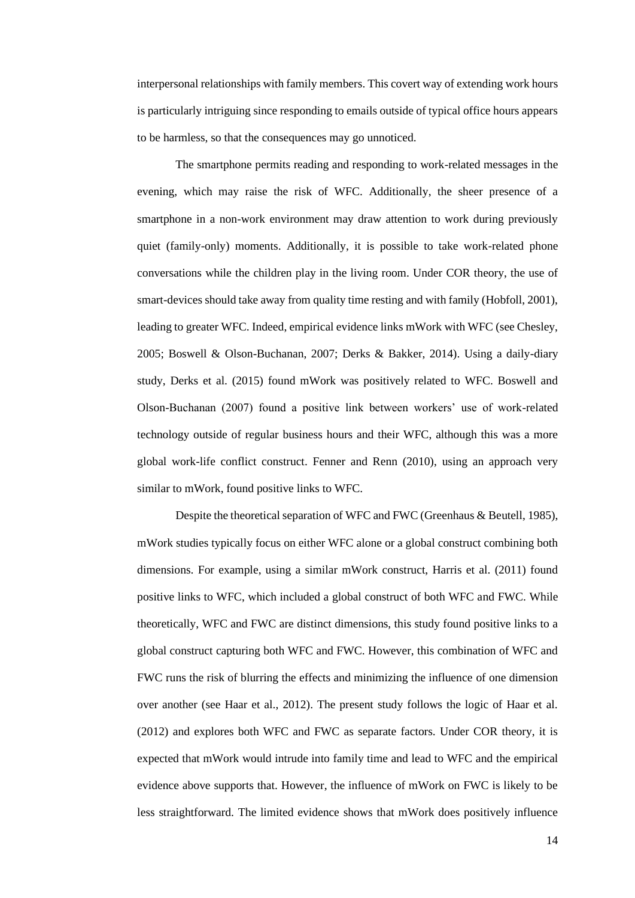interpersonal relationships with family members. This covert way of extending work hours is particularly intriguing since responding to emails outside of typical office hours appears to be harmless, so that the consequences may go unnoticed.

The smartphone permits reading and responding to work-related messages in the evening, which may raise the risk of WFC. Additionally, the sheer presence of a smartphone in a non-work environment may draw attention to work during previously quiet (family-only) moments. Additionally, it is possible to take work-related phone conversations while the children play in the living room. Under COR theory, the use of smart-devices should take away from quality time resting and with family (Hobfoll, 2001), leading to greater WFC. Indeed, empirical evidence links mWork with WFC (see Chesley, 2005; Boswell & Olson-Buchanan, 2007; Derks & Bakker, 2014). Using a daily-diary study, Derks et al. (2015) found mWork was positively related to WFC. Boswell and Olson-Buchanan (2007) found a positive link between workers' use of work-related technology outside of regular business hours and their WFC, although this was a more global work-life conflict construct. Fenner and Renn (2010), using an approach very similar to mWork, found positive links to WFC.

Despite the theoretical separation of WFC and FWC (Greenhaus & Beutell, 1985), mWork studies typically focus on either WFC alone or a global construct combining both dimensions. For example, using a similar mWork construct, Harris et al. (2011) found positive links to WFC, which included a global construct of both WFC and FWC. While theoretically, WFC and FWC are distinct dimensions, this study found positive links to a global construct capturing both WFC and FWC. However, this combination of WFC and FWC runs the risk of blurring the effects and minimizing the influence of one dimension over another (see Haar et al., 2012). The present study follows the logic of Haar et al. (2012) and explores both WFC and FWC as separate factors. Under COR theory, it is expected that mWork would intrude into family time and lead to WFC and the empirical evidence above supports that. However, the influence of mWork on FWC is likely to be less straightforward. The limited evidence shows that mWork does positively influence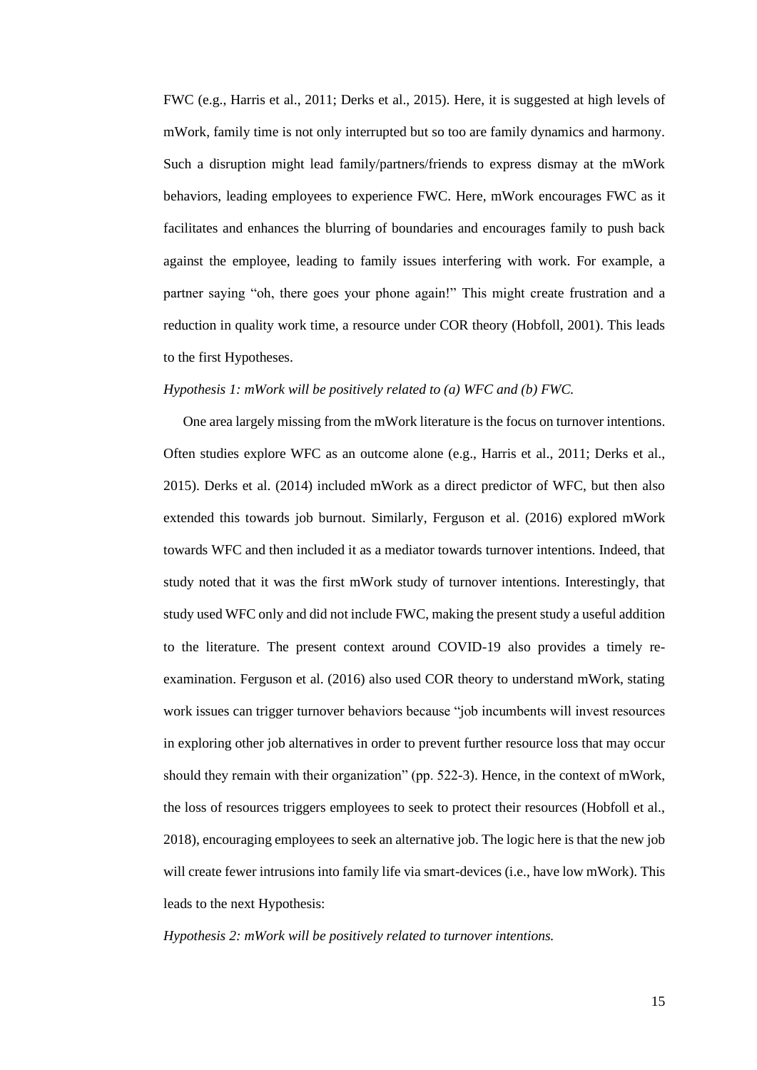FWC (e.g., Harris et al., 2011; Derks et al., 2015). Here, it is suggested at high levels of mWork, family time is not only interrupted but so too are family dynamics and harmony. Such a disruption might lead family/partners/friends to express dismay at the mWork behaviors, leading employees to experience FWC. Here, mWork encourages FWC as it facilitates and enhances the blurring of boundaries and encourages family to push back against the employee, leading to family issues interfering with work. For example, a partner saying "oh, there goes your phone again!" This might create frustration and a reduction in quality work time, a resource under COR theory (Hobfoll, 2001). This leads to the first Hypotheses.

*Hypothesis 1: mWork will be positively related to (a) WFC and (b) FWC.*

One area largely missing from the mWork literature is the focus on turnover intentions. Often studies explore WFC as an outcome alone (e.g., Harris et al., 2011; Derks et al., 2015). Derks et al. (2014) included mWork as a direct predictor of WFC, but then also extended this towards job burnout. Similarly, Ferguson et al. (2016) explored mWork towards WFC and then included it as a mediator towards turnover intentions. Indeed, that study noted that it was the first mWork study of turnover intentions. Interestingly, that study used WFC only and did not include FWC, making the present study a useful addition to the literature. The present context around COVID-19 also provides a timely re-examination. Ferguson et al. (2016) also used COR theory to understand mWork, stating work issues can trigger turnover behaviors because "job incumbents will invest resources in exploring other job alternatives in order to prevent further resource loss that may occur should they remain with their organization" (pp. 522-3). Hence, in the context of mWork, the loss of resources triggers employees to seek to protect their resources (Hobfoll et al., 2018), encouraging employees to seek an alternative job. The logic here is that the new job will create fewer intrusions into family life via smart-devices (i.e., have low mWork). This leads to the next Hypothesis:

*Hypothesis 2: mWork will be positively related to turnover intentions.*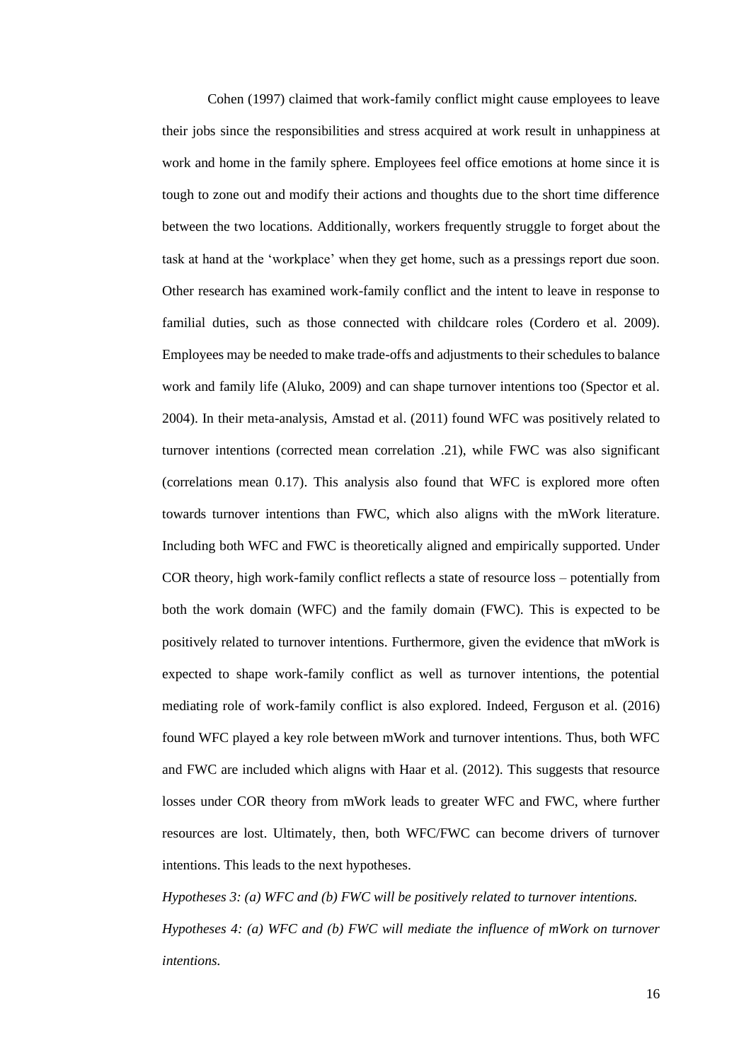Cohen (1997) claimed that work-family conflict might cause employees to leave their jobs since the responsibilities and stress acquired at work result in unhappiness at work and home in the family sphere. Employees feel office emotions at home since it is tough to zone out and modify their actions and thoughts due to the short time difference between the two locations. Additionally, workers frequently struggle to forget about the task at hand at the 'workplace' when they get home, such as a pressings report due soon. Other research has examined work-family conflict and the intent to leave in response to familial duties, such as those connected with childcare roles (Cordero et al. 2009). Employees may be needed to make trade-offs and adjustments to their schedules to balance work and family life (Aluko, 2009) and can shape turnover intentions too (Spector et al. 2004). In their meta-analysis, Amstad et al. (2011) found WFC was positively related to turnover intentions (corrected mean correlation .21), while FWC was also significant (correlations mean 0.17). This analysis also found that WFC is explored more often towards turnover intentions than FWC, which also aligns with the mWork literature. Including both WFC and FWC is theoretically aligned and empirically supported. Under COR theory, high work-family conflict reflects a state of resource loss – potentially from both the work domain (WFC) and the family domain (FWC). This is expected to be positively related to turnover intentions. Furthermore, given the evidence that mWork is expected to shape work-family conflict as well as turnover intentions, the potential mediating role of work-family conflict is also explored. Indeed, Ferguson et al. (2016) found WFC played a key role between mWork and turnover intentions. Thus, both WFC and FWC are included which aligns with Haar et al. (2012). This suggests that resource losses under COR theory from mWork leads to greater WFC and FWC, where further resources are lost. Ultimately, then, both WFC/FWC can become drivers of turnover intentions. This leads to the next hypotheses.

*Hypotheses 3: (a) WFC and (b) FWC will be positively related to turnover intentions.*

*Hypotheses 4: (a) WFC and (b) FWC will mediate the influence of mWork on turnover intentions.*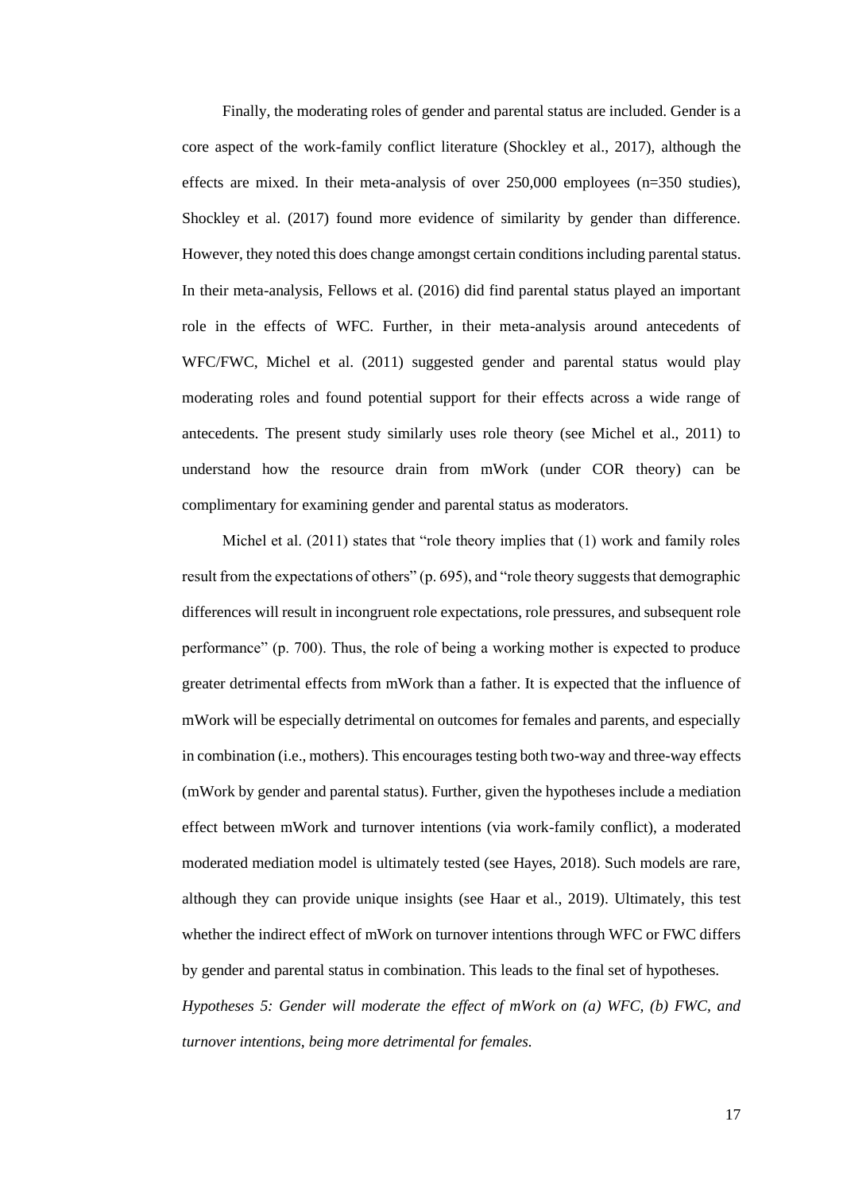Finally, the moderating roles of gender and parental status are included. Gender is a core aspect of the work-family conflict literature (Shockley et al., 2017), although the effects are mixed. In their meta-analysis of over 250,000 employees (n=350 studies), Shockley et al. (2017) found more evidence of similarity by gender than difference. However, they noted this does change amongst certain conditions including parental status. In their meta-analysis, Fellows et al. (2016) did find parental status played an important role in the effects of WFC. Further, in their meta-analysis around antecedents of WFC/FWC, Michel et al. (2011) suggested gender and parental status would play moderating roles and found potential support for their effects across a wide range of antecedents. The present study similarly uses role theory (see Michel et al., 2011) to understand how the resource drain from mWork (under COR theory) can be complimentary for examining gender and parental status as moderators.

Michel et al. (2011) states that "role theory implies that (1) work and family roles result from the expectations of others" (p. 695), and "role theory suggests that demographic differences will result in incongruent role expectations, role pressures, and subsequent role performance" (p. 700). Thus, the role of being a working mother is expected to produce greater detrimental effects from mWork than a father. It is expected that the influence of mWork will be especially detrimental on outcomes for females and parents, and especially in combination (i.e., mothers). This encourages testing both two-way and three-way effects (mWork by gender and parental status). Further, given the hypotheses include a mediation effect between mWork and turnover intentions (via work-family conflict), a moderated moderated mediation model is ultimately tested (see Hayes, 2018). Such models are rare, although they can provide unique insights (see Haar et al., 2019). Ultimately, this test whether the indirect effect of mWork on turnover intentions through WFC or FWC differs by gender and parental status in combination. This leads to the final set of hypotheses.

*Hypotheses 5: Gender will moderate the effect of mWork on (a) WFC, (b) FWC, and turnover intentions, being more detrimental for females.*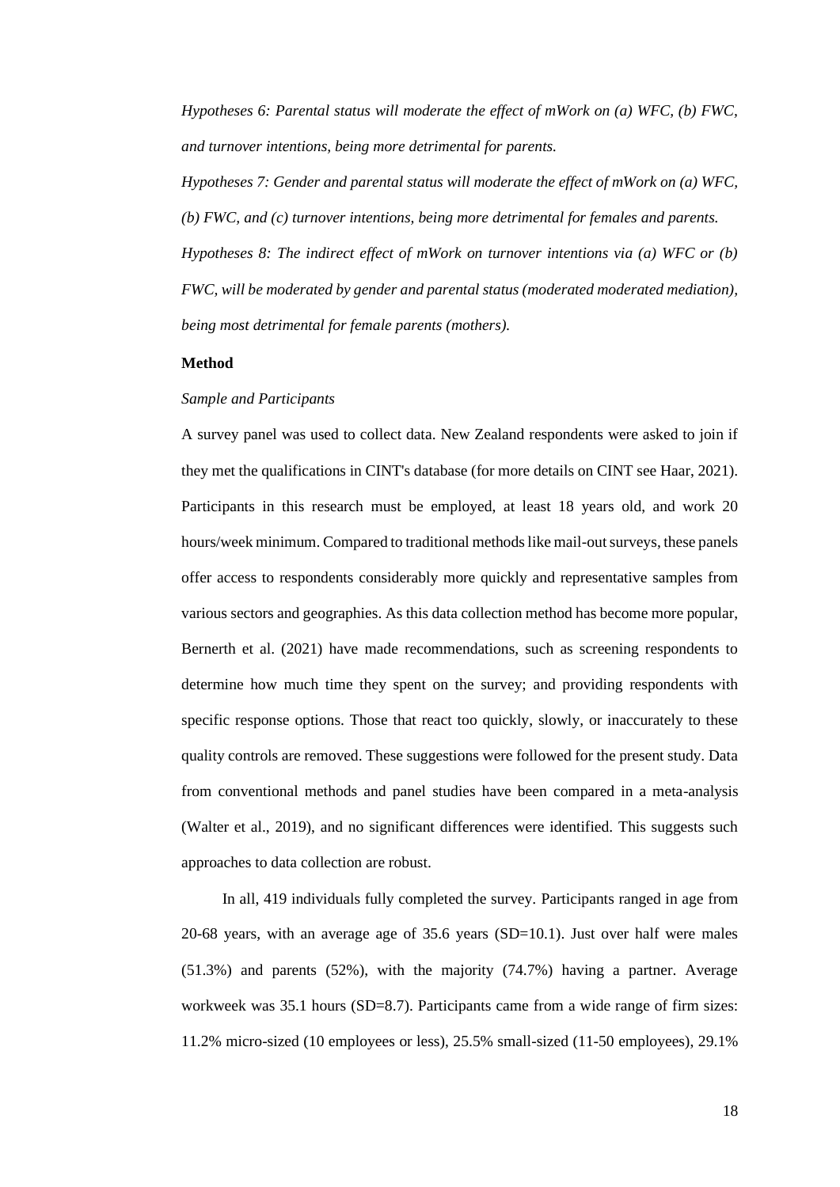*Hypotheses 6: Parental status will moderate the effect of mWork on (a) WFC, (b) FWC, and turnover intentions, being more detrimental for parents.*

*Hypotheses 7: Gender and parental status will moderate the effect of mWork on (a) WFC, (b) FWC, and (c) turnover intentions, being more detrimental for females and parents.*

*Hypotheses 8: The indirect effect of mWork on turnover intentions via (a) WFC or (b) FWC, will be moderated by gender and parental status (moderated moderated mediation), being most detrimental for female parents (mothers).*

**Method**

*Sample and Participants*

A survey panel was used to collect data. New Zealand respondents were asked to join if they met the qualifications in CINT's database (for more details on CINT see Haar, 2021). Participants in this research must be employed, at least 18 years old, and work 20 hours/week minimum. Compared to traditional methods like mail-out surveys, these panels offer access to respondents considerably more quickly and representative samples from various sectors and geographies. As this data collection method has become more popular, Bernerth et al. (2021) have made recommendations, such as screening respondents to determine how much time they spent on the survey; and providing respondents with specific response options. Those that react too quickly, slowly, or inaccurately to these quality controls are removed. These suggestions were followed for the present study. Data from conventional methods and panel studies have been compared in a meta-analysis (Walter et al., 2019), and no significant differences were identified. This suggests such approaches to data collection are robust.

In all, 419 individuals fully completed the survey. Participants ranged in age from 20-68 years, with an average age of 35.6 years (SD=10.1). Just over half were males (51.3%) and parents (52%), with the majority (74.7%) having a partner. Average workweek was 35.1 hours (SD=8.7). Participants came from a wide range of firm sizes: 11.2% micro-sized (10 employees or less), 25.5% small-sized (11-50 employees), 29.1%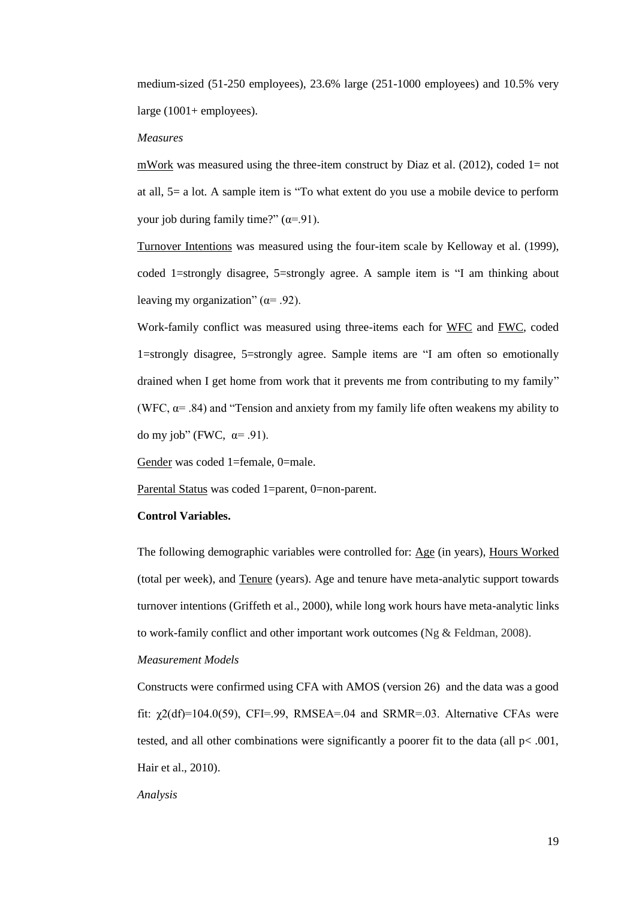medium-sized (51-250 employees), 23.6% large (251-1000 employees) and 10.5% very large (1001+ employees).

*Measures*

<u>mWork</u> was measured using the three-item construct by Diaz et al. (2012), coded 1= not at all, 5= a lot. A sample item is “To what extent do you use a mobile device to perform your job during family time?” ($\alpha$=.91).

<u>Turnover Intentions</u> was measured using the four-item scale by Kelloway et al. (1999), coded 1=strongly disagree, 5=strongly agree. A sample item is “I am thinking about leaving my organization” ($\alpha$= .92).

Work-family conflict was measured using three-items each for <u>WFC</u> and <u>FWC</u>, coded 1=strongly disagree, 5=strongly agree. Sample items are “I am often so emotionally drained when I get home from work that it prevents me from contributing to my family” (WFC, $\alpha$= .84) and “Tension and anxiety from my family life often weakens my ability to do my job” (FWC, $\alpha$= .91).

<u>Gender</u> was coded 1=female, 0=male.

<u>Parental Status</u> was coded 1=parent, 0=non-parent.

**Control Variables.**

The following demographic variables were controlled for: <u>Age</u> (in years), <u>Hours Worked</u> (total per week), and <u>Tenure</u> (years). Age and tenure have meta-analytic support towards turnover intentions (Griffeth et al., 2000), while long work hours have meta-analytic links to work-family conflict and other important work outcomes (Ng & Feldman, 2008).

*Measurement Models*

Constructs were confirmed using CFA with AMOS (version 26) and the data was a good fit: $\chi 2$(df)=104.0(59), CFI=.99, RMSEA=.04 and SRMR=.03. Alternative CFAs were tested, and all other combinations were significantly a poorer fit to the data (all $p< .001$, Hair et al., 2010).

*Analysis*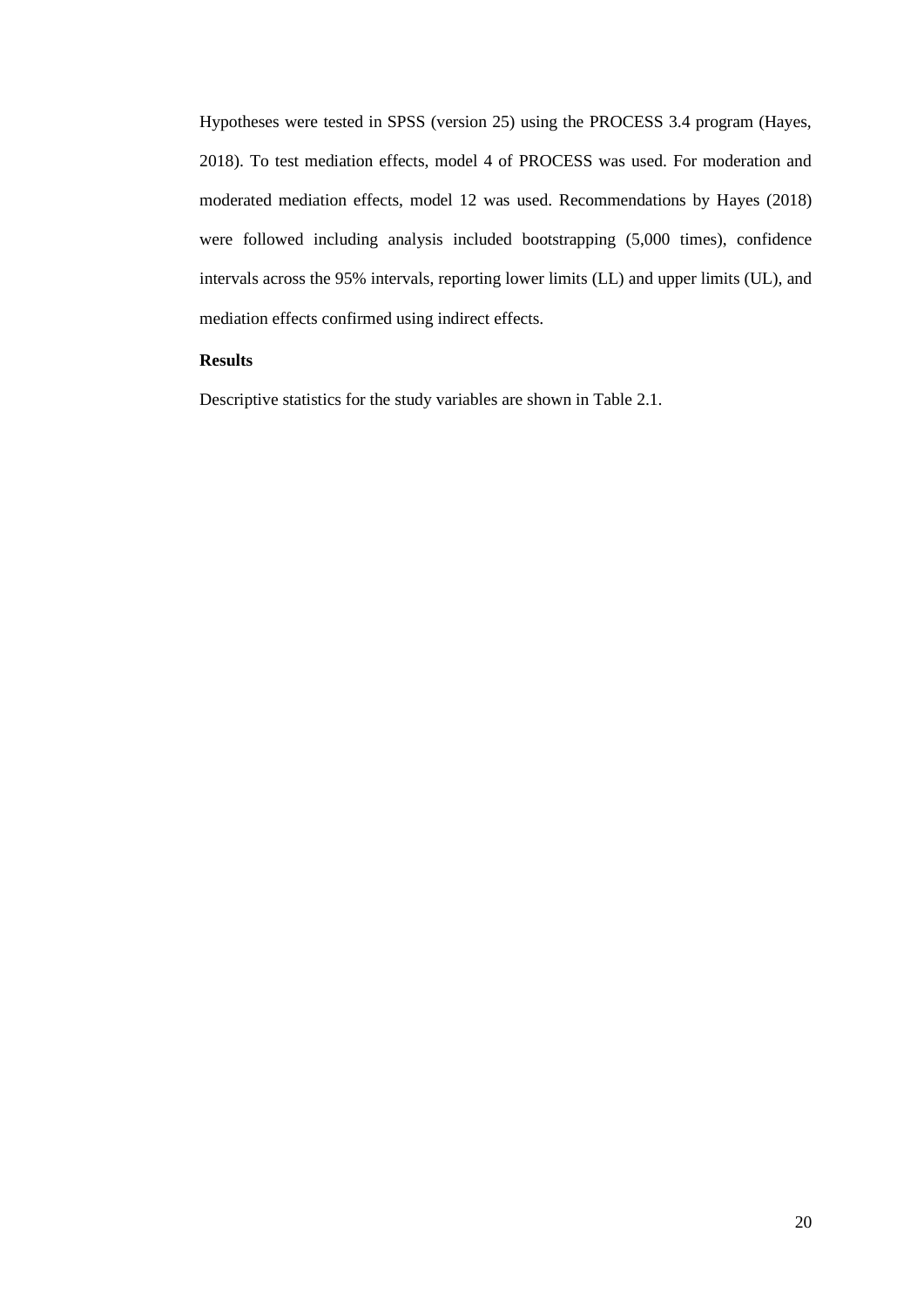Hypotheses were tested in SPSS (version 25) using the PROCESS 3.4 program (Hayes, 2018). To test mediation effects, model 4 of PROCESS was used. For moderation and moderated mediation effects, model 12 was used. Recommendations by Hayes (2018) were followed including analysis included bootstrapping (5,000 times), confidence intervals across the 95% intervals, reporting lower limits (LL) and upper limits (UL), and mediation effects confirmed using indirect effects.

### Results

Descriptive statistics for the study variables are shown in Table 2.1.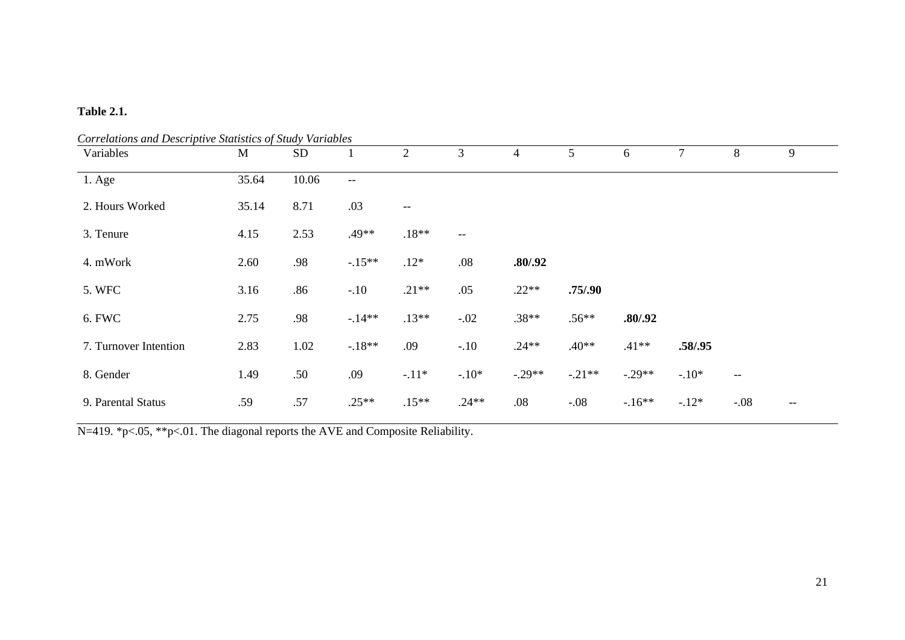**Table 2.1.**

*Correlations and Descriptive Statistics of Study Variables*

| Variables | M | SD | 1 | 2 | 3 | 4 | 5 | 6 | 7 | 8 | 9 |
|---|---|---|---|---|---|---|---|---|---|---|---|
| 1. Age | 35.64 | 10.06 | -- | | | | | | | | |
| 2. Hours Worked | 35.14 | 8.71 | .03 | -- | | | | | | | |
| 3. Tenure | 4.15 | 2.53 | .49** | .18** | -- | | | | | | |
| 4. mWork | 2.60 | .98 | -.15** | .12* | .08 | **.80/.92** | | | | | |
| 5. WFC | 3.16 | .86 | -.10 | .21** | .05 | .22** | **.75/.90** | | | | |
| 6. FWC | 2.75 | .98 | -.14** | .13** | -.02 | .38** | .56** | **.80/.92** | | | |
| 7. Turnover Intention | 2.83 | 1.02 | -.18** | .09 | -.10 | .24** | .40** | .41** | **.58/.95** | | |
| 8. Gender | 1.49 | .50 | .09 | -.11* | -.10* | -.29** | -.21** | -.29** | -.10* | -- | |
| 9. Parental Status | .59 | .57 | .25** | .15** | .24** | .08 | -.08 | -.16** | -.12* | -.08 | -- |

N=419. *$p<.05$, **$p<.01$. The diagonal reports the AVE and Composite Reliability.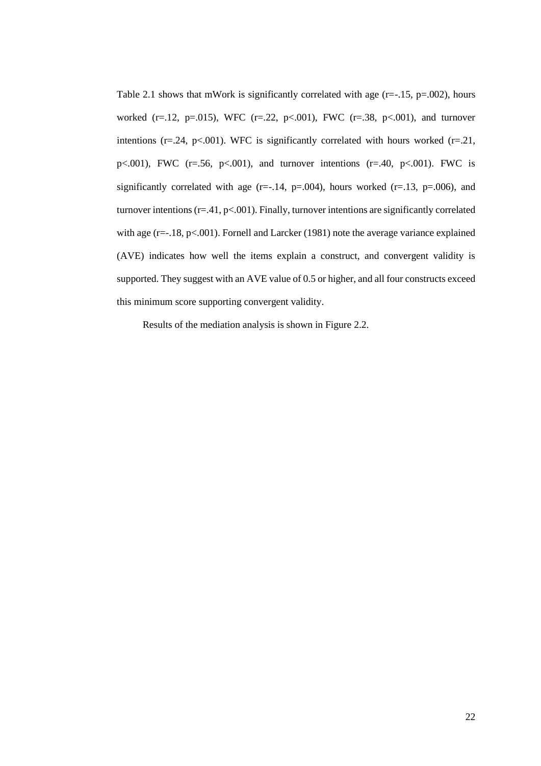Table 2.1 shows that mWork is significantly correlated with age ($r=-.15$, $p=.002$), hours worked ($r=.12$, $p=.015$), WFC ($r=.22$, $p<.001$), FWC ($r=.38$, $p<.001$), and turnover intentions ($r=.24$, $p<.001$). WFC is significantly correlated with hours worked ($r=.21$, $p<.001$), FWC ($r=.56$, $p<.001$), and turnover intentions ($r=.40$, $p<.001$). FWC is significantly correlated with age ($r=-.14$, $p=.004$), hours worked ($r=.13$, $p=.006$), and turnover intentions ($r=.41$, $p<.001$). Finally, turnover intentions are significantly correlated with age ($r=-.18$, $p<.001$). Fornell and Larcker (1981) note the average variance explained (AVE) indicates how well the items explain a construct, and convergent validity is supported. They suggest with an AVE value of 0.5 or higher, and all four constructs exceed this minimum score supporting convergent validity.

Results of the mediation analysis is shown in Figure 2.2.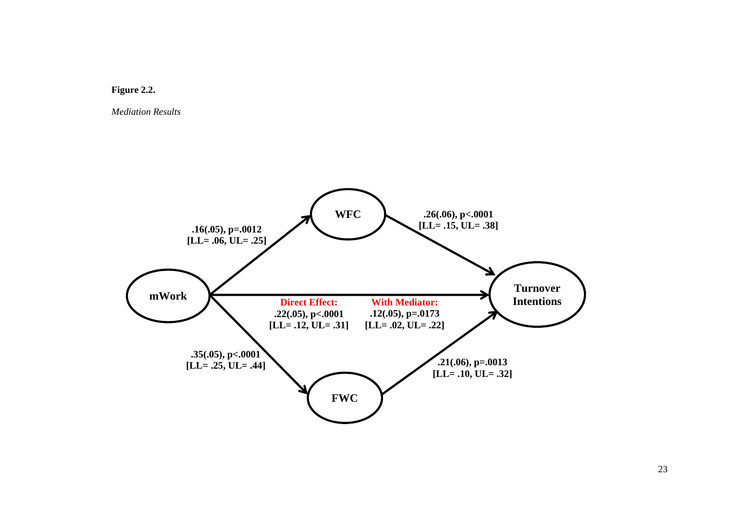**Figure 2.2.**

*Mediation Results*

mWork → WFC: .16(.05), p=.0012 [LL= .06, UL= .25]

WFC → Turnover Intentions: .26(.06), p<.0001 [LL= .15, UL= .38]

mWork → FWC: .35(.05), p<.0001 [LL= .25, UL= .44]

FWC → Turnover Intentions: .21(.06), p=.0013 [LL= .10, UL= .32]

mWork → Turnover Intentions:

**Direct Effect:** .22(.05), p<.0001 [LL= .12, UL= .31]

**With Mediator:** .12(.05), p=.0173 [LL= .02, UL= .22]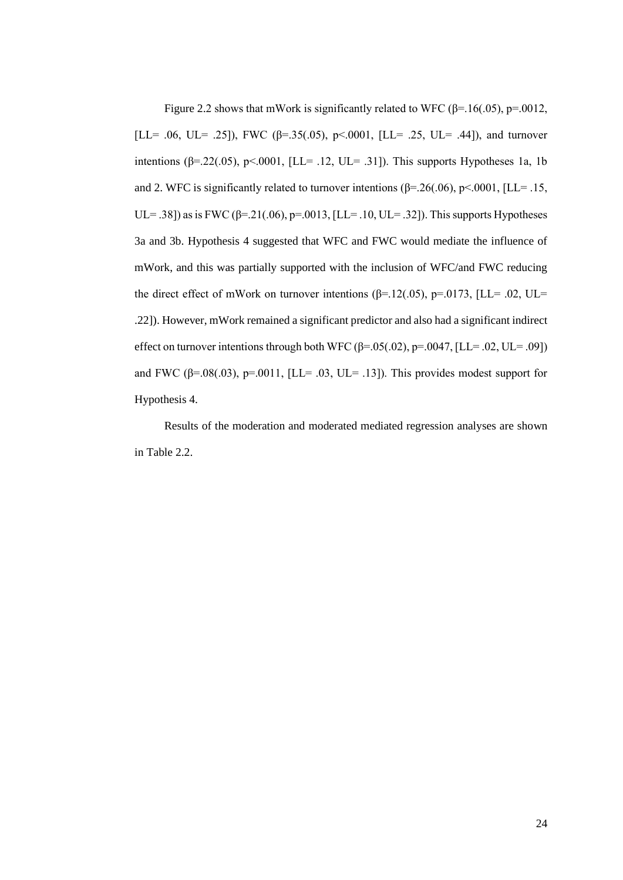Figure 2.2 shows that mWork is significantly related to WFC ($\beta$=.16(.05), $p$=.0012, [LL= .06, UL= .25]), FWC ($\beta$=.35(.05), $p$<.0001, [LL= .25, UL= .44]), and turnover intentions ($\beta$=.22(.05), $p$<.0001, [LL= .12, UL= .31]). This supports Hypotheses 1a, 1b and 2. WFC is significantly related to turnover intentions ($\beta$=.26(.06), $p$<.0001, [LL= .15, UL= .38]) as is FWC ($\beta$=.21(.06), $p$=.0013, [LL= .10, UL= .32]). This supports Hypotheses 3a and 3b. Hypothesis 4 suggested that WFC and FWC would mediate the influence of mWork, and this was partially supported with the inclusion of WFC/and FWC reducing the direct effect of mWork on turnover intentions ($\beta$=.12(.05), $p$=.0173, [LL= .02, UL= .22]). However, mWork remained a significant predictor and also had a significant indirect effect on turnover intentions through both WFC ($\beta$=.05(.02), $p$=.0047, [LL= .02, UL= .09]) and FWC ($\beta$=.08(.03), $p$=.0011, [LL= .03, UL= .13]). This provides modest support for Hypothesis 4.

Results of the moderation and moderated mediated regression analyses are shown in Table 2.2.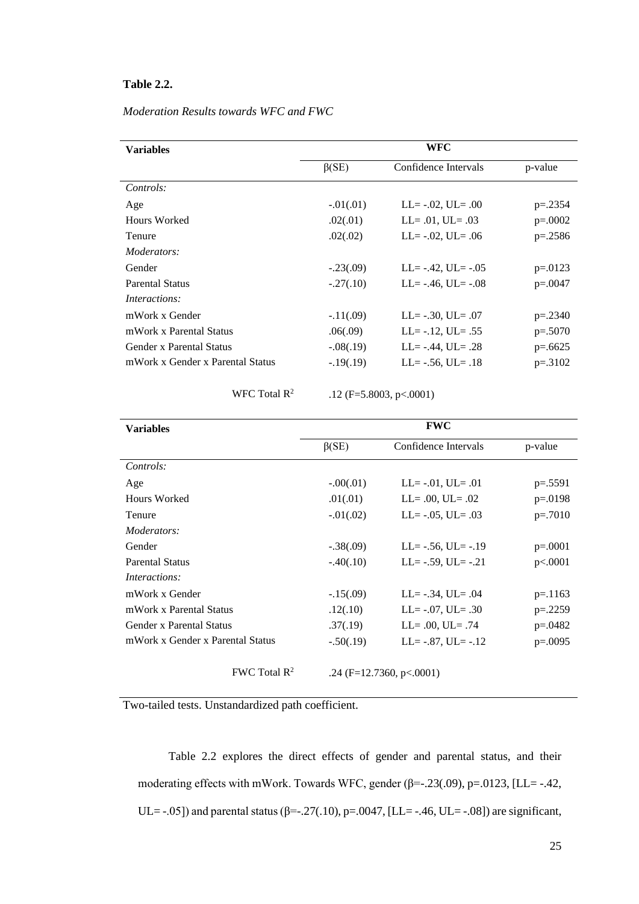**Table 2.2.**

*Moderation Results towards WFC and FWC*

| Variables | WFC | | |
|---|---|---|---|
| | β(SE) | Confidence Intervals | p-value |
| *Controls:* | | | |
| Age | -.01(.01) | LL= -.02, UL= .00 | p=.2354 |
| Hours Worked | .02(.01) | LL= .01, UL= .03 | p=.0002 |
| Tenure | .02(.02) | LL= -.02, UL= .06 | p=.2586 |
| *Moderators:* | | | |
| Gender | -.23(.09) | LL= -.42, UL= -.05 | p=.0123 |
| Parental Status | -.27(.10) | LL= -.46, UL= -.08 | p=.0047 |
| *Interactions:* | | | |
| mWork x Gender | -.11(.09) | LL= -.30, UL= .07 | p=.2340 |
| mWork x Parental Status | .06(.09) | LL= -.12, UL= .55 | p=.5070 |
| Gender x Parental Status | -.08(.19) | LL= -.44, UL= .28 | p=.6625 |
| mWork x Gender x Parental Status | -.19(.19) | LL= -.56, UL= .18 | p=.3102 |
| WFC Total $R^2$ | .12 (F=5.8003, p<.0001) | | |

| Variables | FWC | | |
|---|---|---|---|
| | β(SE) | Confidence Intervals | p-value |
| *Controls:* | | | |
| Age | -.00(.01) | LL= -.01, UL= .01 | p=.5591 |
| Hours Worked | .01(.01) | LL= .00, UL= .02 | p=.0198 |
| Tenure | -.01(.02) | LL= -.05, UL= .03 | p=.7010 |
| *Moderators:* | | | |
| Gender | -.38(.09) | LL= -.56, UL= -.19 | p=.0001 |
| Parental Status | -.40(.10) | LL= -.59, UL= -.21 | p<.0001 |
| *Interactions:* | | | |
| mWork x Gender | -.15(.09) | LL= -.34, UL= .04 | p=.1163 |
| mWork x Parental Status | .12(.10) | LL= -.07, UL= .30 | p=.2259 |
| Gender x Parental Status | .37(.19) | LL= .00, UL= .74 | p=.0482 |
| mWork x Gender x Parental Status | -.50(.19) | LL= -.87, UL= -.12 | p=.0095 |
| FWC Total $R^2$ | .24 (F=12.7360, p<.0001) | | |

Two-tailed tests. Unstandardized path coefficient.

Table 2.2 explores the direct effects of gender and parental status, and their moderating effects with mWork. Towards WFC, gender (β=-.23(.09), p=.0123, [LL= -.42, UL= -.05]) and parental status (β=-.27(.10), p=.0047, [LL= -.46, UL= -.08]) are significant,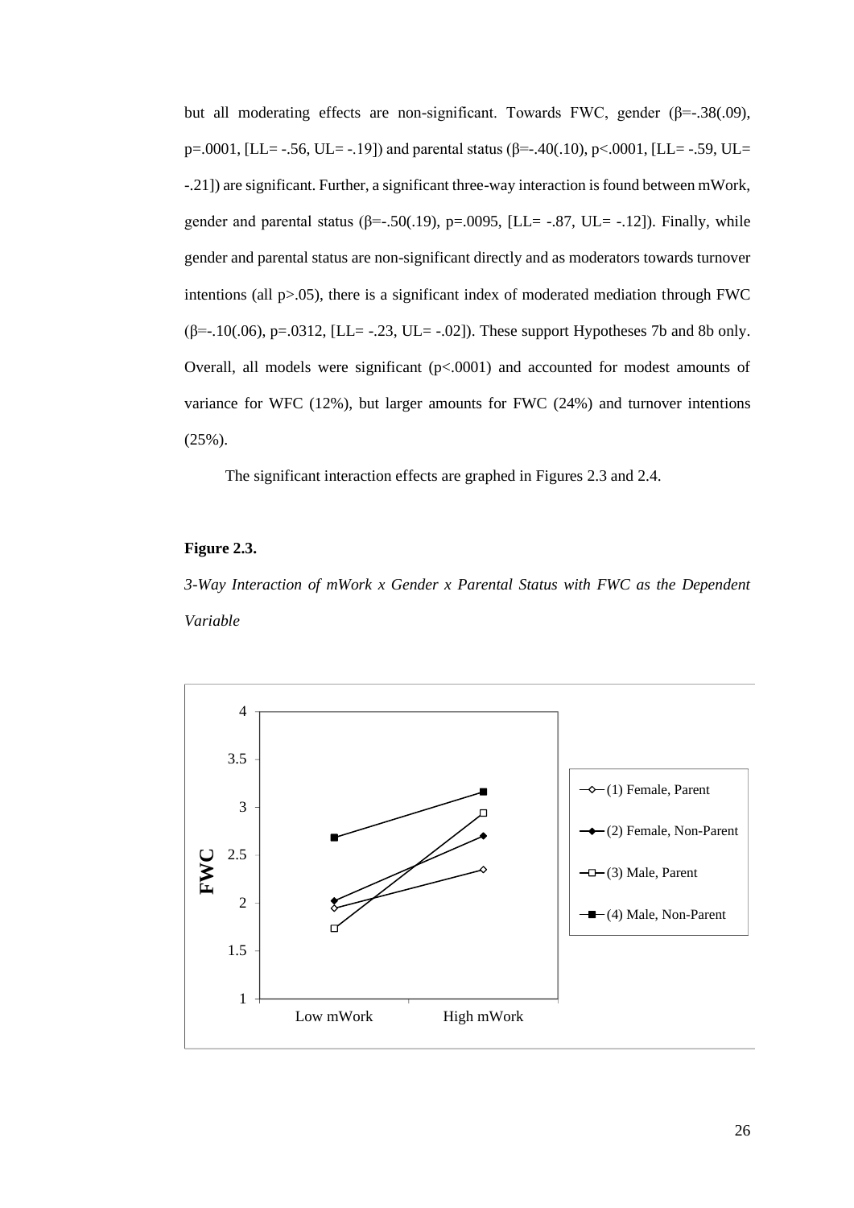but all moderating effects are non-significant. Towards FWC, gender ($\beta$=-.38(.09), p=.0001, [LL= -.56, UL= -.19]) and parental status ($\beta$=-.40(.10), p<.0001, [LL= -.59, UL= -.21]) are significant. Further, a significant three-way interaction is found between mWork, gender and parental status ($\beta$=-.50(.19), p=.0095, [LL= -.87, UL= -.12]). Finally, while gender and parental status are non-significant directly and as moderators towards turnover intentions (all p>.05), there is a significant index of moderated mediation through FWC ($\beta$=-.10(.06), p=.0312, [LL= -.23, UL= -.02]). These support Hypotheses 7b and 8b only. Overall, all models were significant (p<.0001) and accounted for modest amounts of variance for WFC (12%), but larger amounts for FWC (24%) and turnover intentions (25%).

The significant interaction effects are graphed in Figures 2.3 and 2.4.

**Figure 2.3.**

*3-Way Interaction of mWork x Gender x Parental Status with FWC as the Dependent Variable*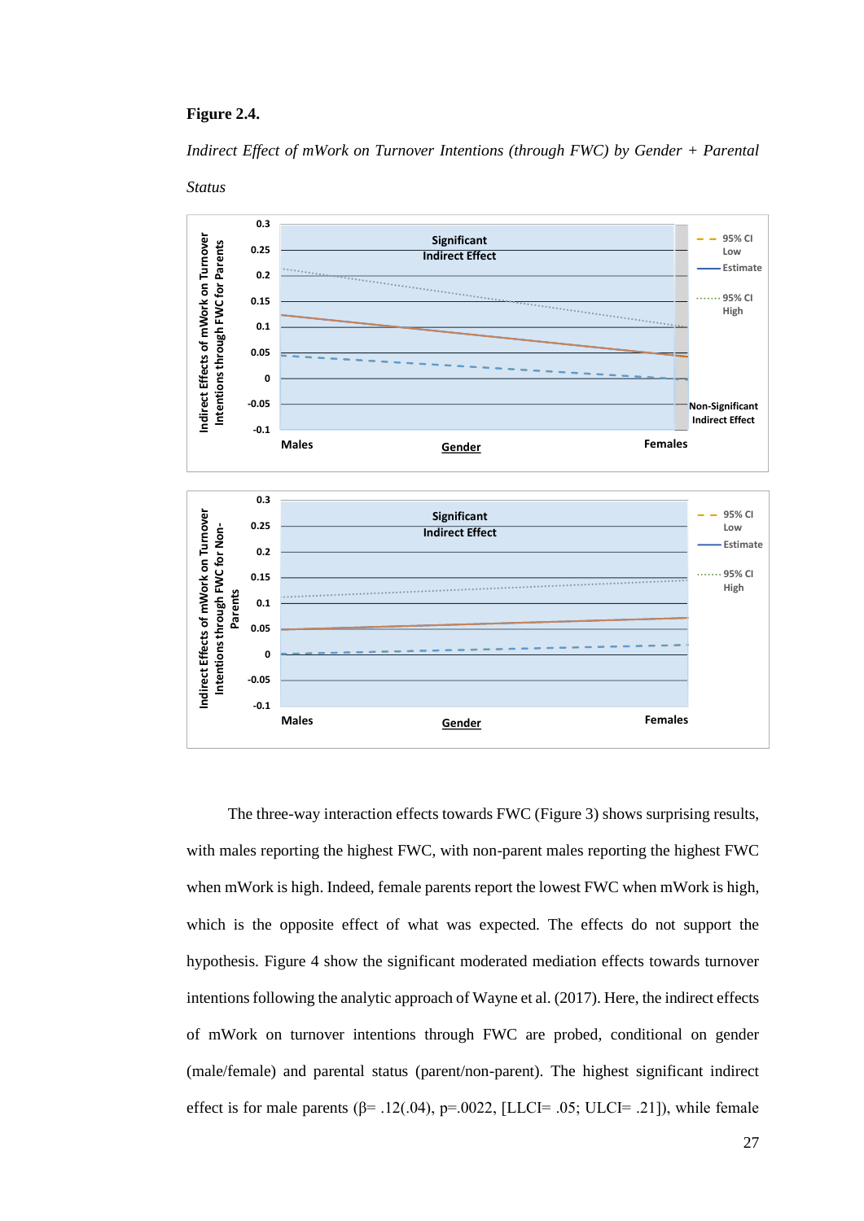**Figure 2.4.**

*Indirect Effect of mWork on Turnover Intentions (through FWC) by Gender + Parental Status*

The three-way interaction effects towards FWC (Figure 3) shows surprising results, with males reporting the highest FWC, with non-parent males reporting the highest FWC when mWork is high. Indeed, female parents report the lowest FWC when mWork is high, which is the opposite effect of what was expected. The effects do not support the hypothesis. Figure 4 show the significant moderated mediation effects towards turnover intentions following the analytic approach of Wayne et al. (2017). Here, the indirect effects of mWork on turnover intentions through FWC are probed, conditional on gender (male/female) and parental status (parent/non-parent). The highest significant indirect effect is for male parents (β= .12(.04), p=.0022, [LLCI= .05; ULCI= .21]), while female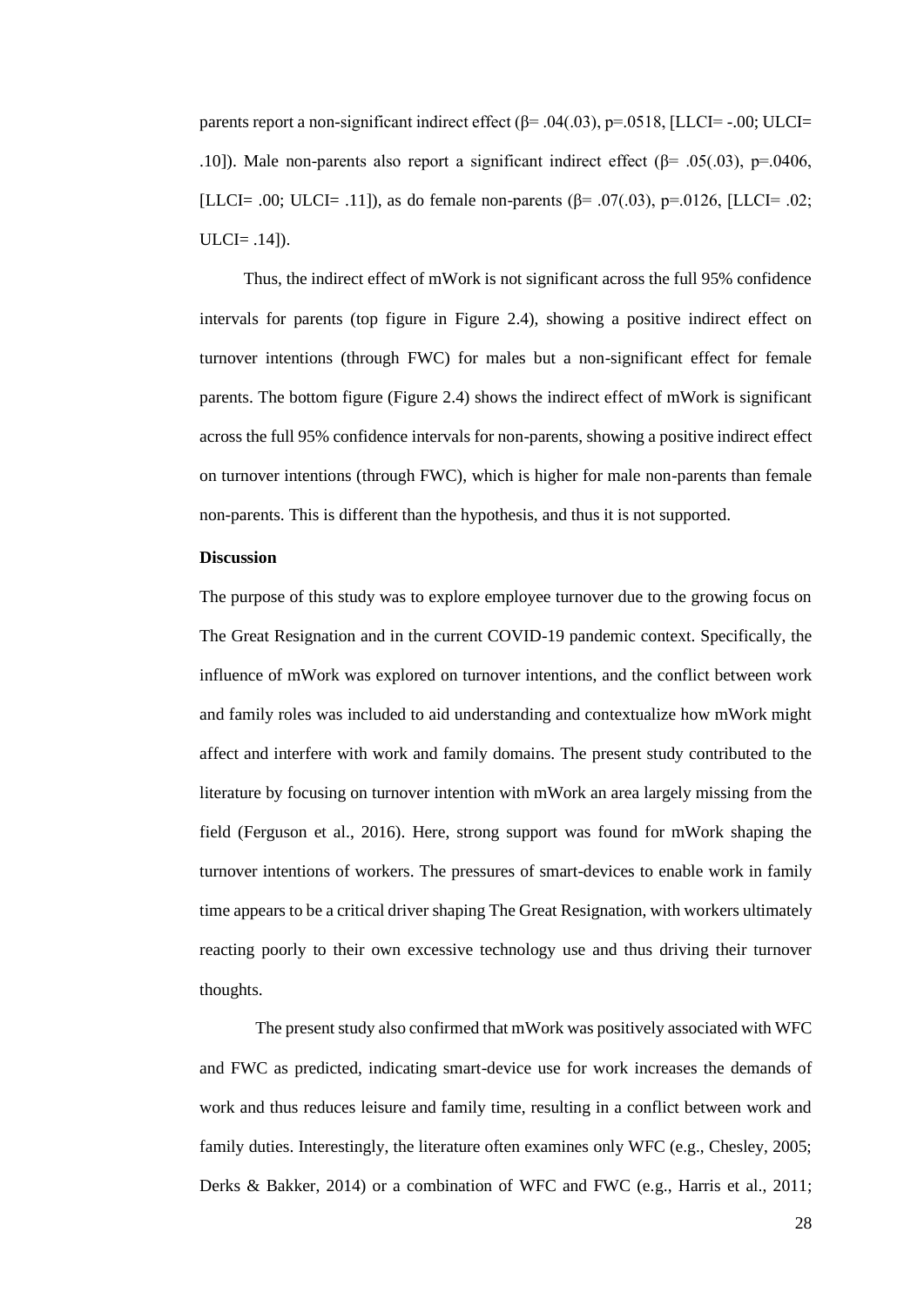parents report a non-significant indirect effect ($\beta$= .04(.03), p=.0518, [LLCI= -.00; ULCI= .10]). Male non-parents also report a significant indirect effect ($\beta$= .05(.03), p=.0406, [LLCI= .00; ULCI= .11]), as do female non-parents ($\beta$= .07(.03), p=.0126, [LLCI= .02; ULCI= .14]).

Thus, the indirect effect of mWork is not significant across the full 95% confidence intervals for parents (top figure in Figure 2.4), showing a positive indirect effect on turnover intentions (through FWC) for males but a non-significant effect for female parents. The bottom figure (Figure 2.4) shows the indirect effect of mWork is significant across the full 95% confidence intervals for non-parents, showing a positive indirect effect on turnover intentions (through FWC), which is higher for male non-parents than female non-parents. This is different than the hypothesis, and thus it is not supported.

**Discussion**

The purpose of this study was to explore employee turnover due to the growing focus on The Great Resignation and in the current COVID-19 pandemic context. Specifically, the influence of mWork was explored on turnover intentions, and the conflict between work and family roles was included to aid understanding and contextualize how mWork might affect and interfere with work and family domains. The present study contributed to the literature by focusing on turnover intention with mWork an area largely missing from the field (Ferguson et al., 2016). Here, strong support was found for mWork shaping the turnover intentions of workers. The pressures of smart-devices to enable work in family time appears to be a critical driver shaping The Great Resignation, with workers ultimately reacting poorly to their own excessive technology use and thus driving their turnover thoughts.

The present study also confirmed that mWork was positively associated with WFC and FWC as predicted, indicating smart-device use for work increases the demands of work and thus reduces leisure and family time, resulting in a conflict between work and family duties. Interestingly, the literature often examines only WFC (e.g., Chesley, 2005; Derks & Bakker, 2014) or a combination of WFC and FWC (e.g., Harris et al., 2011;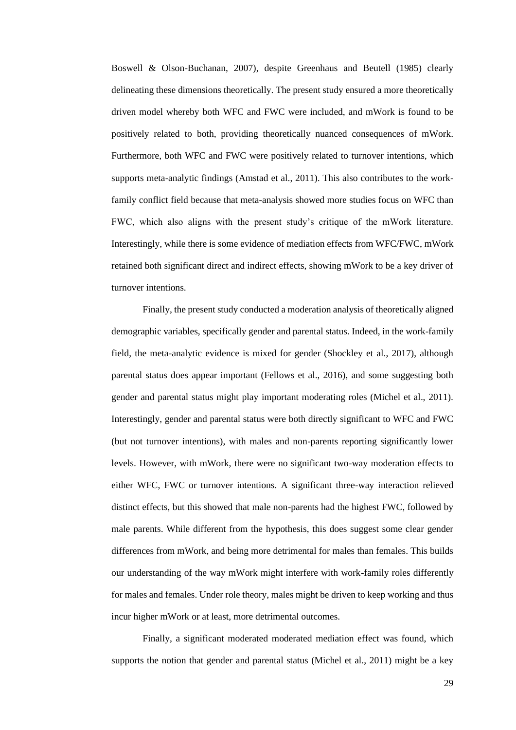Boswell & Olson-Buchanan, 2007), despite Greenhaus and Beutell (1985) clearly delineating these dimensions theoretically. The present study ensured a more theoretically driven model whereby both WFC and FWC were included, and mWork is found to be positively related to both, providing theoretically nuanced consequences of mWork. Furthermore, both WFC and FWC were positively related to turnover intentions, which supports meta-analytic findings (Amstad et al., 2011). This also contributes to the work-family conflict field because that meta-analysis showed more studies focus on WFC than FWC, which also aligns with the present study's critique of the mWork literature. Interestingly, while there is some evidence of mediation effects from WFC/FWC, mWork retained both significant direct and indirect effects, showing mWork to be a key driver of turnover intentions.

Finally, the present study conducted a moderation analysis of theoretically aligned demographic variables, specifically gender and parental status. Indeed, in the work-family field, the meta-analytic evidence is mixed for gender (Shockley et al., 2017), although parental status does appear important (Fellows et al., 2016), and some suggesting both gender and parental status might play important moderating roles (Michel et al., 2011). Interestingly, gender and parental status were both directly significant to WFC and FWC (but not turnover intentions), with males and non-parents reporting significantly lower levels. However, with mWork, there were no significant two-way moderation effects to either WFC, FWC or turnover intentions. A significant three-way interaction relieved distinct effects, but this showed that male non-parents had the highest FWC, followed by male parents. While different from the hypothesis, this does suggest some clear gender differences from mWork, and being more detrimental for males than females. This builds our understanding of the way mWork might interfere with work-family roles differently for males and females. Under role theory, males might be driven to keep working and thus incur higher mWork or at least, more detrimental outcomes.

Finally, a significant moderated moderated mediation effect was found, which supports the notion that gender <u>and</u> parental status (Michel et al., 2011) might be a key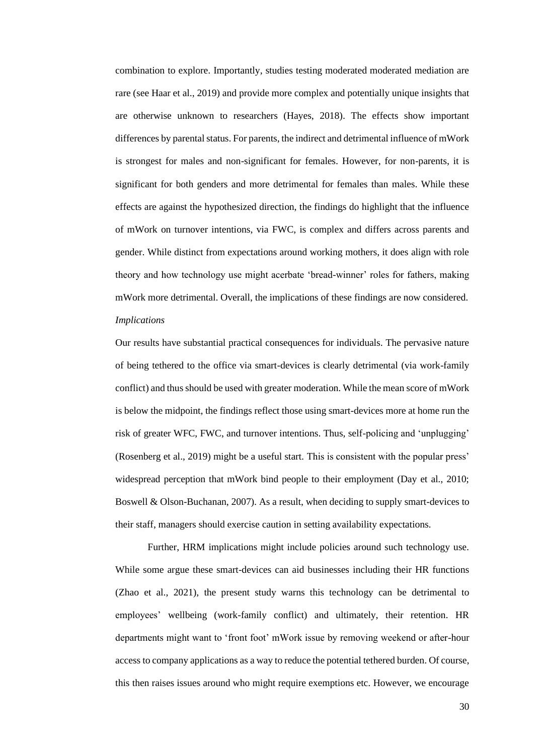combination to explore. Importantly, studies testing moderated moderated mediation are rare (see Haar et al., 2019) and provide more complex and potentially unique insights that are otherwise unknown to researchers (Hayes, 2018). The effects show important differences by parental status. For parents, the indirect and detrimental influence of mWork is strongest for males and non-significant for females. However, for non-parents, it is significant for both genders and more detrimental for females than males. While these effects are against the hypothesized direction, the findings do highlight that the influence of mWork on turnover intentions, via FWC, is complex and differs across parents and gender. While distinct from expectations around working mothers, it does align with role theory and how technology use might acerbate 'bread-winner' roles for fathers, making mWork more detrimental. Overall, the implications of these findings are now considered.

*Implications*

Our results have substantial practical consequences for individuals. The pervasive nature of being tethered to the office via smart-devices is clearly detrimental (via work-family conflict) and thus should be used with greater moderation. While the mean score of mWork is below the midpoint, the findings reflect those using smart-devices more at home run the risk of greater WFC, FWC, and turnover intentions. Thus, self-policing and 'unplugging' (Rosenberg et al., 2019) might be a useful start. This is consistent with the popular press' widespread perception that mWork bind people to their employment (Day et al., 2010; Boswell & Olson-Buchanan, 2007). As a result, when deciding to supply smart-devices to their staff, managers should exercise caution in setting availability expectations.

Further, HRM implications might include policies around such technology use. While some argue these smart-devices can aid businesses including their HR functions (Zhao et al., 2021), the present study warns this technology can be detrimental to employees' wellbeing (work-family conflict) and ultimately, their retention. HR departments might want to 'front foot' mWork issue by removing weekend or after-hour access to company applications as a way to reduce the potential tethered burden. Of course, this then raises issues around who might require exemptions etc. However, we encourage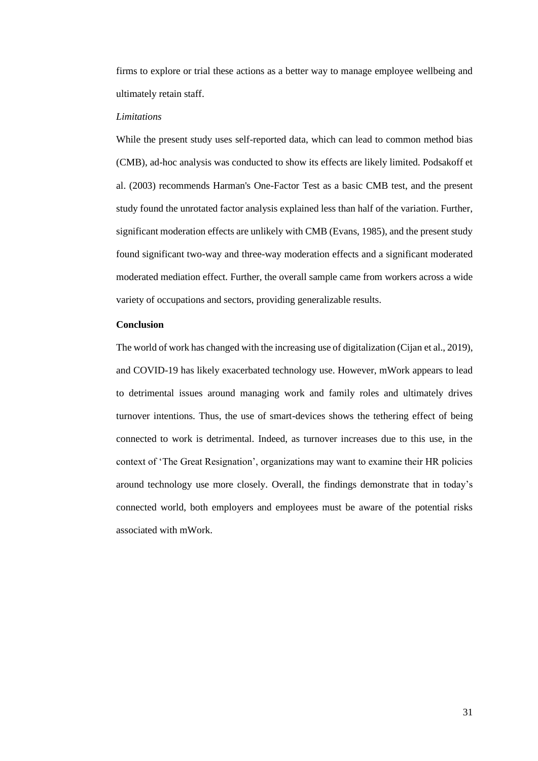firms to explore or trial these actions as a better way to manage employee wellbeing and ultimately retain staff.

*Limitations*

While the present study uses self-reported data, which can lead to common method bias (CMB), ad-hoc analysis was conducted to show its effects are likely limited. Podsakoff et al. (2003) recommends Harman's One-Factor Test as a basic CMB test, and the present study found the unrotated factor analysis explained less than half of the variation. Further, significant moderation effects are unlikely with CMB (Evans, 1985), and the present study found significant two-way and three-way moderation effects and a significant moderated moderated mediation effect. Further, the overall sample came from workers across a wide variety of occupations and sectors, providing generalizable results.

**Conclusion**

The world of work has changed with the increasing use of digitalization (Cijan et al., 2019), and COVID-19 has likely exacerbated technology use. However, mWork appears to lead to detrimental issues around managing work and family roles and ultimately drives turnover intentions. Thus, the use of smart-devices shows the tethering effect of being connected to work is detrimental. Indeed, as turnover increases due to this use, in the context of 'The Great Resignation', organizations may want to examine their HR policies around technology use more closely. Overall, the findings demonstrate that in today's connected world, both employers and employees must be aware of the potential risks associated with mWork.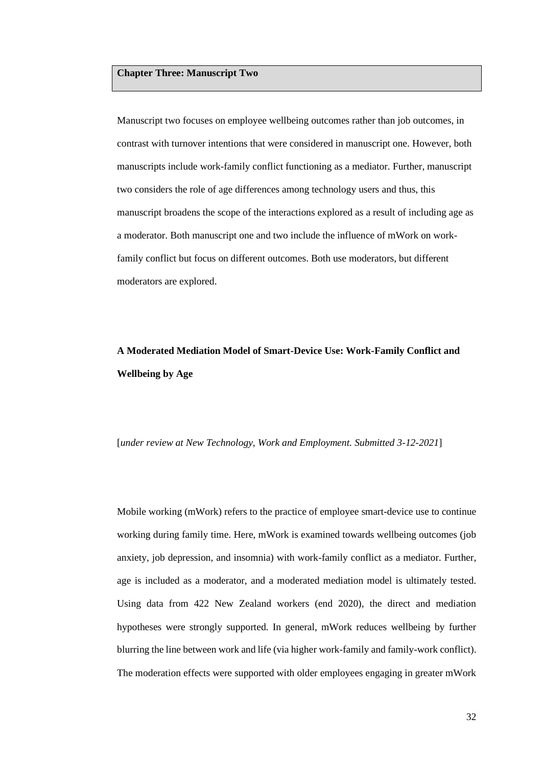## Chapter Three: Manuscript Two

Manuscript two focuses on employee wellbeing outcomes rather than job outcomes, in contrast with turnover intentions that were considered in manuscript one. However, both manuscripts include work-family conflict functioning as a mediator. Further, manuscript two considers the role of age differences among technology users and thus, this manuscript broadens the scope of the interactions explored as a result of including age as a moderator. Both manuscript one and two include the influence of mWork on work-family conflict but focus on different outcomes. Both use moderators, but different moderators are explored.

### A Moderated Mediation Model of Smart-Device Use: Work-Family Conflict and Wellbeing by Age

[*under review at New Technology, Work and Employment. Submitted 3-12-2021*]

Mobile working (mWork) refers to the practice of employee smart-device use to continue working during family time. Here, mWork is examined towards wellbeing outcomes (job anxiety, job depression, and insomnia) with work-family conflict as a mediator. Further, age is included as a moderator, and a moderated mediation model is ultimately tested. Using data from 422 New Zealand workers (end 2020), the direct and mediation hypotheses were strongly supported. In general, mWork reduces wellbeing by further blurring the line between work and life (via higher work-family and family-work conflict). The moderation effects were supported with older employees engaging in greater mWork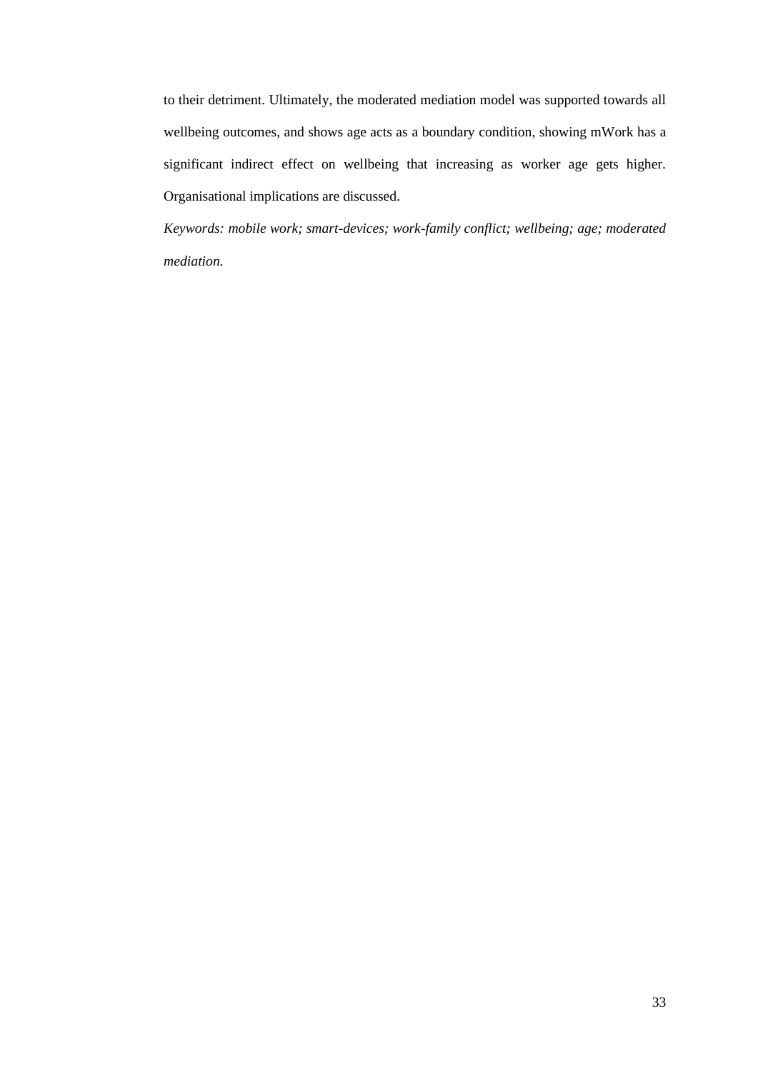to their detriment. Ultimately, the moderated mediation model was supported towards all wellbeing outcomes, and shows age acts as a boundary condition, showing mWork has a significant indirect effect on wellbeing that increasing as worker age gets higher. Organisational implications are discussed.

*Keywords: mobile work; smart-devices; work-family conflict; wellbeing; age; moderated mediation.*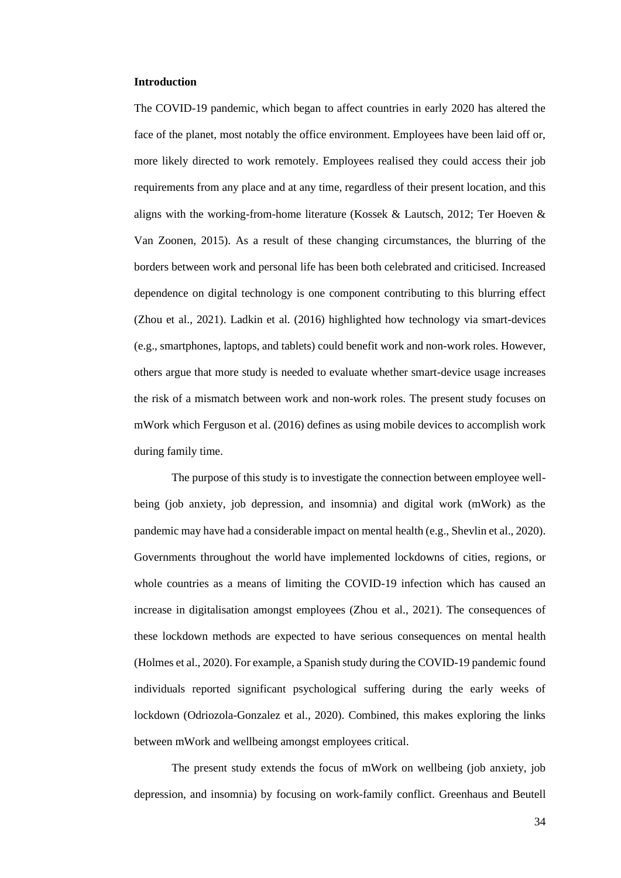**Introduction**

The COVID-19 pandemic, which began to affect countries in early 2020 has altered the face of the planet, most notably the office environment. Employees have been laid off or, more likely directed to work remotely. Employees realised they could access their job requirements from any place and at any time, regardless of their present location, and this aligns with the working-from-home literature (Kossek & Lautsch, 2012; Ter Hoeven & Van Zoonen, 2015). As a result of these changing circumstances, the blurring of the borders between work and personal life has been both celebrated and criticised. Increased dependence on digital technology is one component contributing to this blurring effect (Zhou et al., 2021). Ladkin et al. (2016) highlighted how technology via smart-devices (e.g., smartphones, laptops, and tablets) could benefit work and non-work roles. However, others argue that more study is needed to evaluate whether smart-device usage increases the risk of a mismatch between work and non-work roles. The present study focuses on mWork which Ferguson et al. (2016) defines as using mobile devices to accomplish work during family time.

The purpose of this study is to investigate the connection between employee well-being (job anxiety, job depression, and insomnia) and digital work (mWork) as the pandemic may have had a considerable impact on mental health (e.g., Shevlin et al., 2020). Governments throughout the world have implemented lockdowns of cities, regions, or whole countries as a means of limiting the COVID-19 infection which has caused an increase in digitalisation amongst employees (Zhou et al., 2021). The consequences of these lockdown methods are expected to have serious consequences on mental health (Holmes et al., 2020). For example, a Spanish study during the COVID-19 pandemic found individuals reported significant psychological suffering during the early weeks of lockdown (Odriozola-Gonzalez et al., 2020). Combined, this makes exploring the links between mWork and wellbeing amongst employees critical.

The present study extends the focus of mWork on wellbeing (job anxiety, job depression, and insomnia) by focusing on work-family conflict. Greenhaus and Beutell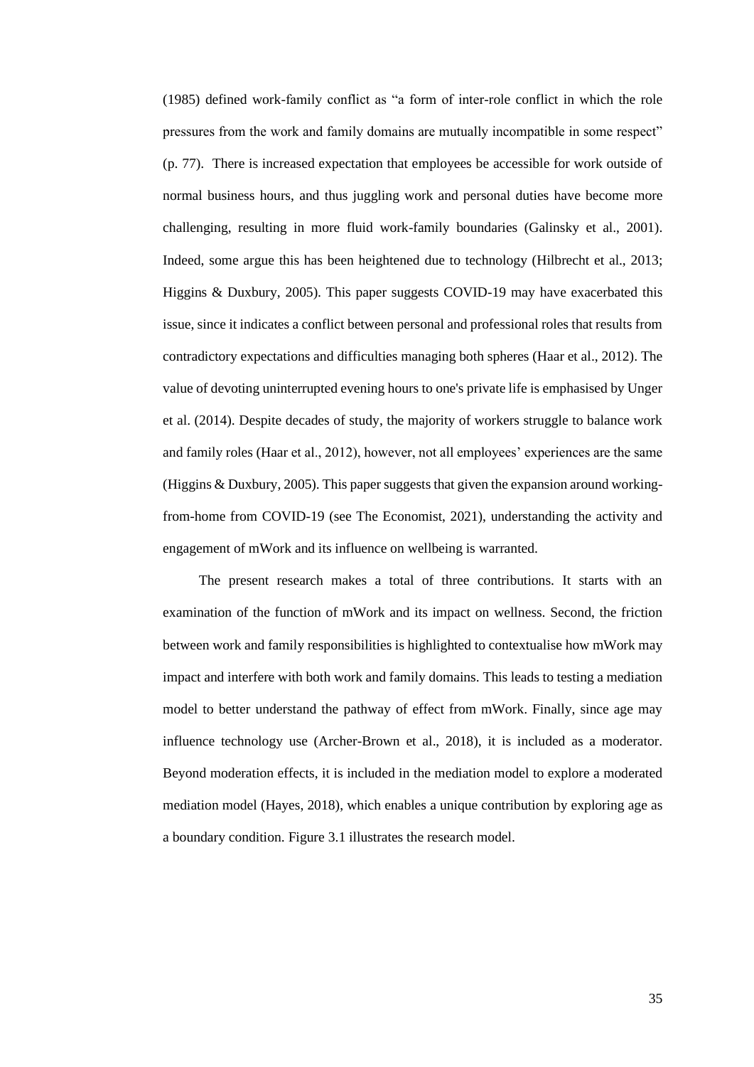(1985) defined work-family conflict as "a form of inter-role conflict in which the role pressures from the work and family domains are mutually incompatible in some respect" (p. 77). There is increased expectation that employees be accessible for work outside of normal business hours, and thus juggling work and personal duties have become more challenging, resulting in more fluid work-family boundaries (Galinsky et al., 2001). Indeed, some argue this has been heightened due to technology (Hilbrecht et al., 2013; Higgins & Duxbury, 2005). This paper suggests COVID-19 may have exacerbated this issue, since it indicates a conflict between personal and professional roles that results from contradictory expectations and difficulties managing both spheres (Haar et al., 2012). The value of devoting uninterrupted evening hours to one's private life is emphasised by Unger et al. (2014). Despite decades of study, the majority of workers struggle to balance work and family roles (Haar et al., 2012), however, not all employees' experiences are the same (Higgins & Duxbury, 2005). This paper suggests that given the expansion around working-from-home from COVID-19 (see The Economist, 2021), understanding the activity and engagement of mWork and its influence on wellbeing is warranted.

The present research makes a total of three contributions. It starts with an examination of the function of mWork and its impact on wellness. Second, the friction between work and family responsibilities is highlighted to contextualise how mWork may impact and interfere with both work and family domains. This leads to testing a mediation model to better understand the pathway of effect from mWork. Finally, since age may influence technology use (Archer-Brown et al., 2018), it is included as a moderator. Beyond moderation effects, it is included in the mediation model to explore a moderated mediation model (Hayes, 2018), which enables a unique contribution by exploring age as a boundary condition. Figure 3.1 illustrates the research model.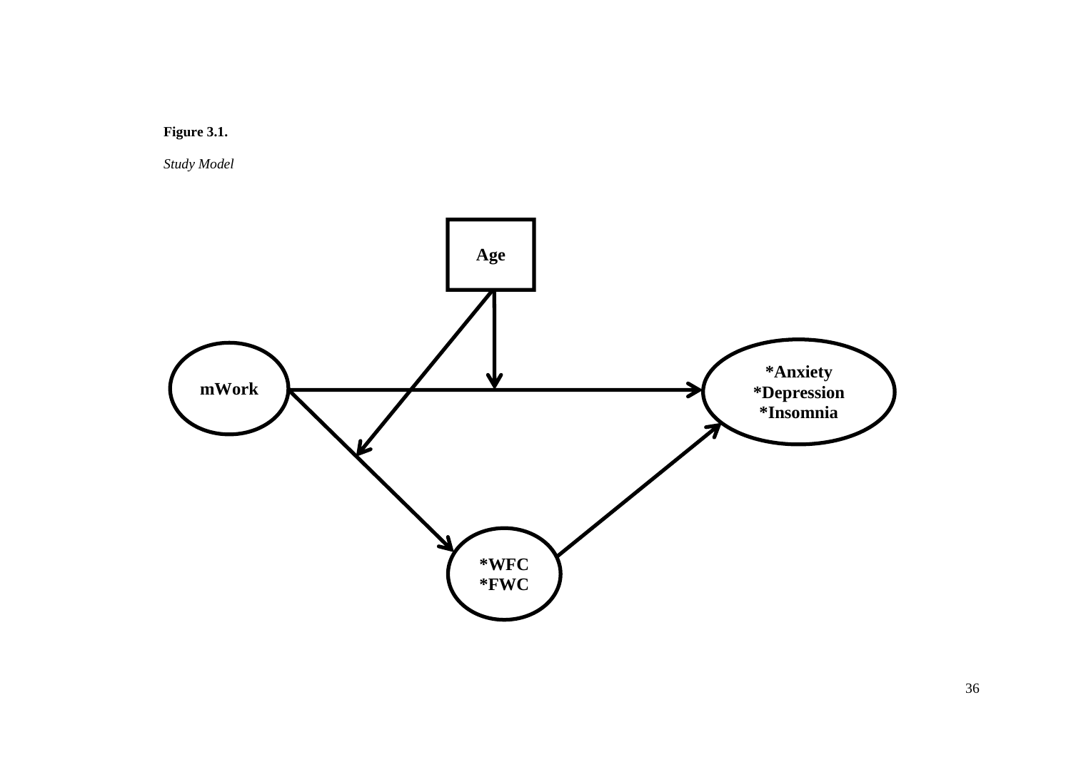**Figure 3.1.**

*Study Model*

Age

mWork

*Anxiety
*Depression
*Insomnia

*WFC
*FWC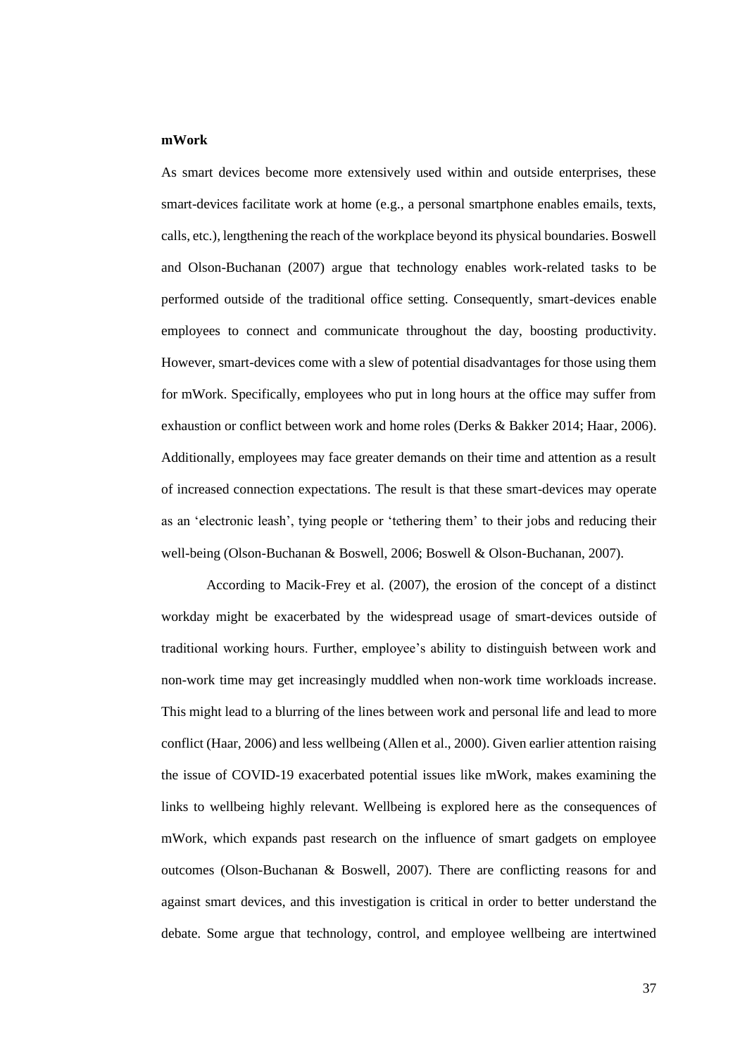**mWork**

As smart devices become more extensively used within and outside enterprises, these smart-devices facilitate work at home (e.g., a personal smartphone enables emails, texts, calls, etc.), lengthening the reach of the workplace beyond its physical boundaries. Boswell and Olson-Buchanan (2007) argue that technology enables work-related tasks to be performed outside of the traditional office setting. Consequently, smart-devices enable employees to connect and communicate throughout the day, boosting productivity. However, smart-devices come with a slew of potential disadvantages for those using them for mWork. Specifically, employees who put in long hours at the office may suffer from exhaustion or conflict between work and home roles (Derks & Bakker 2014; Haar, 2006). Additionally, employees may face greater demands on their time and attention as a result of increased connection expectations. The result is that these smart-devices may operate as an 'electronic leash', tying people or 'tethering them' to their jobs and reducing their well-being (Olson-Buchanan & Boswell, 2006; Boswell & Olson-Buchanan, 2007).

According to Macik-Frey et al. (2007), the erosion of the concept of a distinct workday might be exacerbated by the widespread usage of smart-devices outside of traditional working hours. Further, employee's ability to distinguish between work and non-work time may get increasingly muddled when non-work time workloads increase. This might lead to a blurring of the lines between work and personal life and lead to more conflict (Haar, 2006) and less wellbeing (Allen et al., 2000). Given earlier attention raising the issue of COVID-19 exacerbated potential issues like mWork, makes examining the links to wellbeing highly relevant. Wellbeing is explored here as the consequences of mWork, which expands past research on the influence of smart gadgets on employee outcomes (Olson-Buchanan & Boswell, 2007). There are conflicting reasons for and against smart devices, and this investigation is critical in order to better understand the debate. Some argue that technology, control, and employee wellbeing are intertwined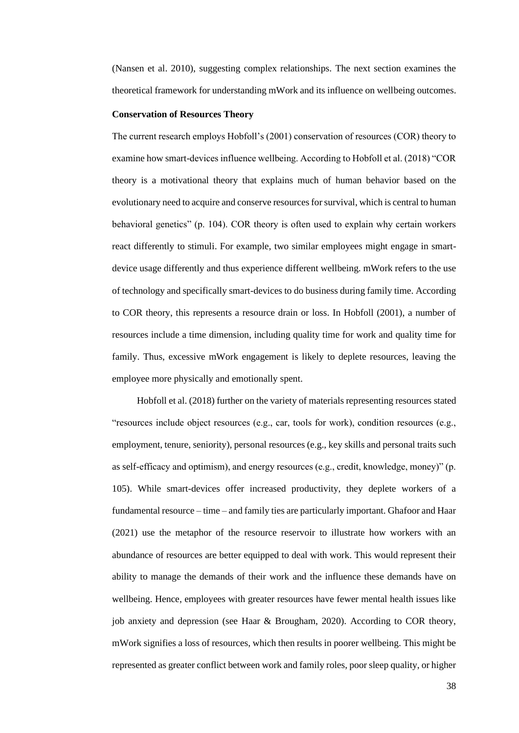(Nansen et al. 2010), suggesting complex relationships. The next section examines the theoretical framework for understanding mWork and its influence on wellbeing outcomes.

### Conservation of Resources Theory

The current research employs Hobfoll's (2001) conservation of resources (COR) theory to examine how smart-devices influence wellbeing. According to Hobfoll et al. (2018) "COR theory is a motivational theory that explains much of human behavior based on the evolutionary need to acquire and conserve resources for survival, which is central to human behavioral genetics" (p. 104). COR theory is often used to explain why certain workers react differently to stimuli. For example, two similar employees might engage in smart-device usage differently and thus experience different wellbeing. mWork refers to the use of technology and specifically smart-devices to do business during family time. According to COR theory, this represents a resource drain or loss. In Hobfoll (2001), a number of resources include a time dimension, including quality time for work and quality time for family. Thus, excessive mWork engagement is likely to deplete resources, leaving the employee more physically and emotionally spent.

Hobfoll et al. (2018) further on the variety of materials representing resources stated "resources include object resources (e.g., car, tools for work), condition resources (e.g., employment, tenure, seniority), personal resources (e.g., key skills and personal traits such as self-efficacy and optimism), and energy resources (e.g., credit, knowledge, money)" (p. 105). While smart-devices offer increased productivity, they deplete workers of a fundamental resource – time – and family ties are particularly important. Ghafoor and Haar (2021) use the metaphor of the resource reservoir to illustrate how workers with an abundance of resources are better equipped to deal with work. This would represent their ability to manage the demands of their work and the influence these demands have on wellbeing. Hence, employees with greater resources have fewer mental health issues like job anxiety and depression (see Haar & Brougham, 2020). According to COR theory, mWork signifies a loss of resources, which then results in poorer wellbeing. This might be represented as greater conflict between work and family roles, poor sleep quality, or higher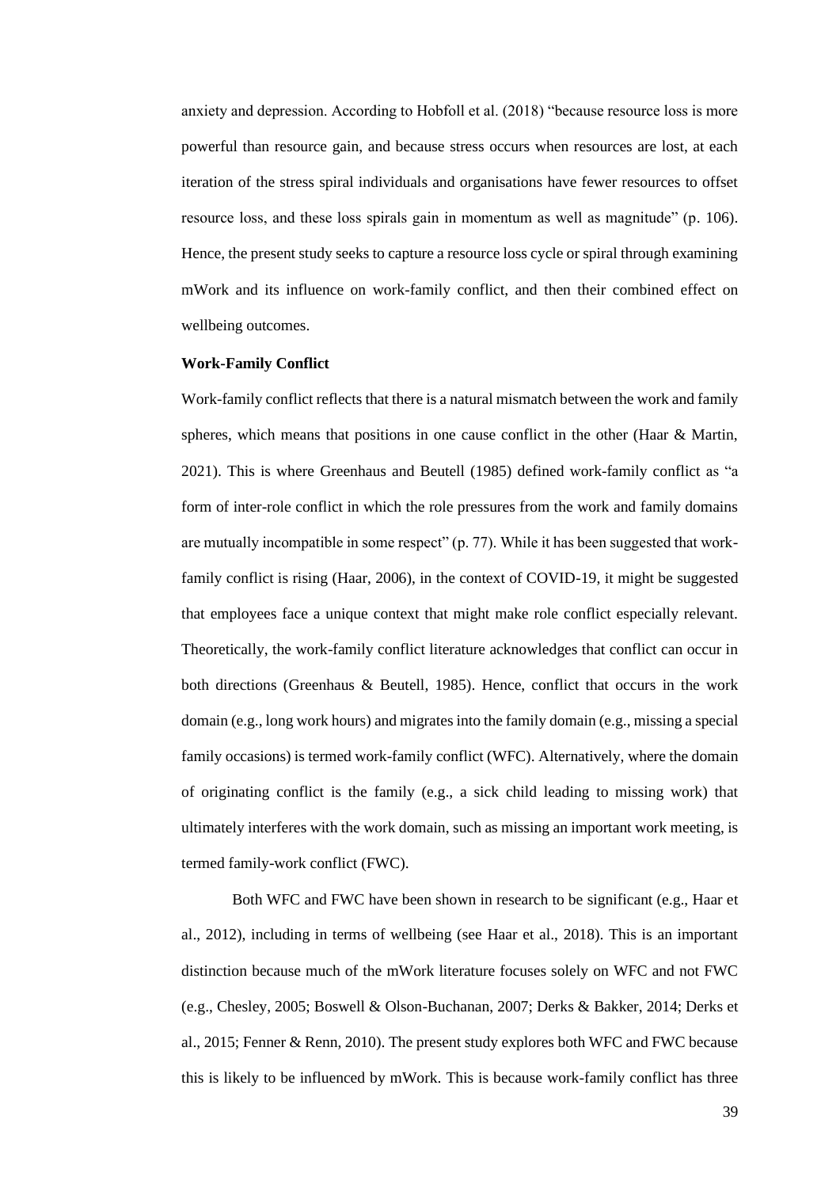anxiety and depression. According to Hobfoll et al. (2018) "because resource loss is more powerful than resource gain, and because stress occurs when resources are lost, at each iteration of the stress spiral individuals and organisations have fewer resources to offset resource loss, and these loss spirals gain in momentum as well as magnitude" (p. 106). Hence, the present study seeks to capture a resource loss cycle or spiral through examining mWork and its influence on work-family conflict, and then their combined effect on wellbeing outcomes.

**Work-Family Conflict**

Work-family conflict reflects that there is a natural mismatch between the work and family spheres, which means that positions in one cause conflict in the other (Haar & Martin, 2021). This is where Greenhaus and Beutell (1985) defined work-family conflict as "a form of inter-role conflict in which the role pressures from the work and family domains are mutually incompatible in some respect" (p. 77). While it has been suggested that work-family conflict is rising (Haar, 2006), in the context of COVID-19, it might be suggested that employees face a unique context that might make role conflict especially relevant. Theoretically, the work-family conflict literature acknowledges that conflict can occur in both directions (Greenhaus & Beutell, 1985). Hence, conflict that occurs in the work domain (e.g., long work hours) and migrates into the family domain (e.g., missing a special family occasions) is termed work-family conflict (WFC). Alternatively, where the domain of originating conflict is the family (e.g., a sick child leading to missing work) that ultimately interferes with the work domain, such as missing an important work meeting, is termed family-work conflict (FWC).

Both WFC and FWC have been shown in research to be significant (e.g., Haar et al., 2012), including in terms of wellbeing (see Haar et al., 2018). This is an important distinction because much of the mWork literature focuses solely on WFC and not FWC (e.g., Chesley, 2005; Boswell & Olson-Buchanan, 2007; Derks & Bakker, 2014; Derks et al., 2015; Fenner & Renn, 2010). The present study explores both WFC and FWC because this is likely to be influenced by mWork. This is because work-family conflict has three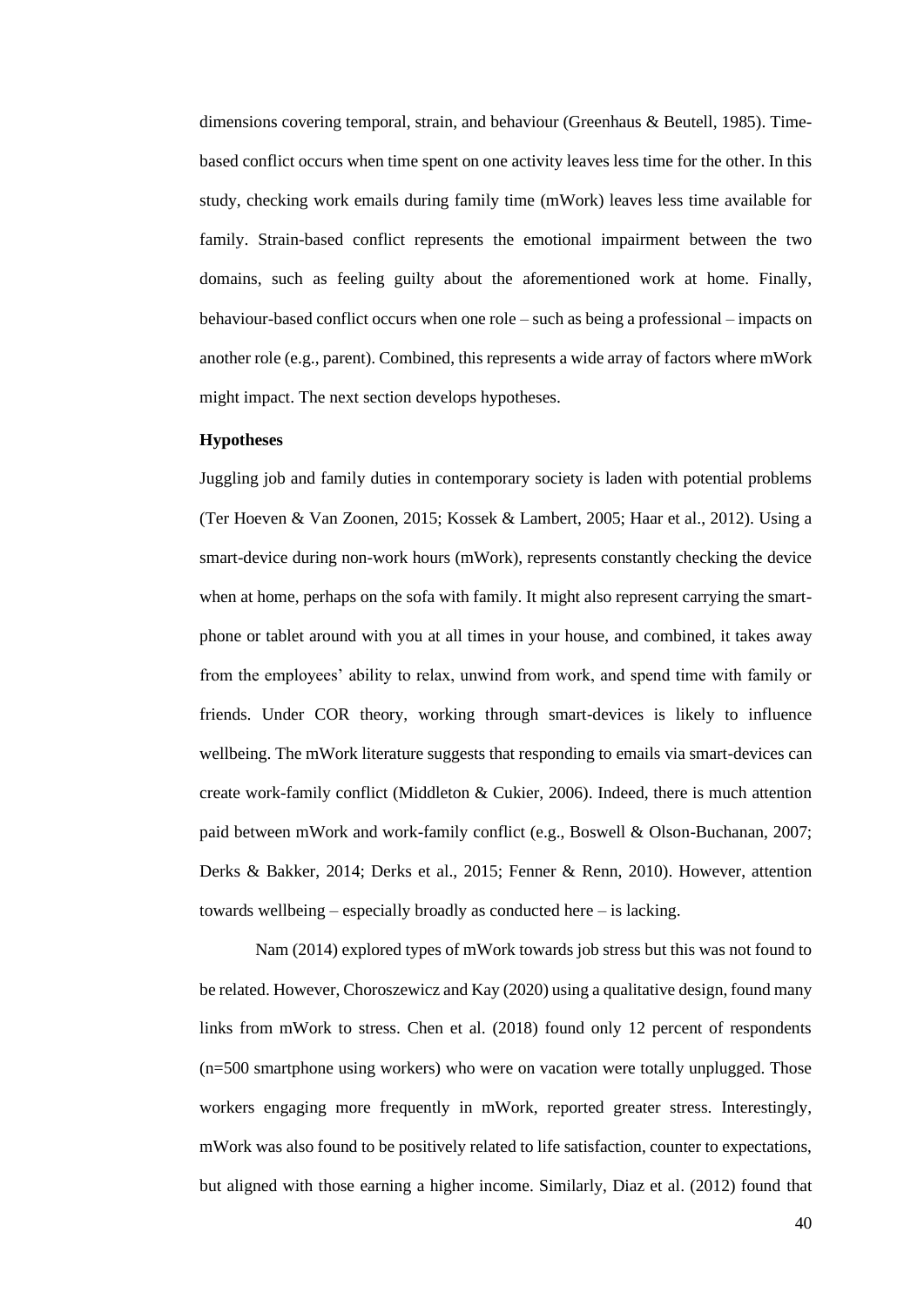dimensions covering temporal, strain, and behaviour (Greenhaus & Beutell, 1985). Time-based conflict occurs when time spent on one activity leaves less time for the other. In this study, checking work emails during family time (mWork) leaves less time available for family. Strain-based conflict represents the emotional impairment between the two domains, such as feeling guilty about the aforementioned work at home. Finally, behaviour-based conflict occurs when one role – such as being a professional – impacts on another role (e.g., parent). Combined, this represents a wide array of factors where mWork might impact. The next section develops hypotheses.

### Hypotheses

Juggling job and family duties in contemporary society is laden with potential problems (Ter Hoeven & Van Zoonen, 2015; Kossek & Lambert, 2005; Haar et al., 2012). Using a smart-device during non-work hours (mWork), represents constantly checking the device when at home, perhaps on the sofa with family. It might also represent carrying the smart-phone or tablet around with you at all times in your house, and combined, it takes away from the employees' ability to relax, unwind from work, and spend time with family or friends. Under COR theory, working through smart-devices is likely to influence wellbeing. The mWork literature suggests that responding to emails via smart-devices can create work-family conflict (Middleton & Cukier, 2006). Indeed, there is much attention paid between mWork and work-family conflict (e.g., Boswell & Olson-Buchanan, 2007; Derks & Bakker, 2014; Derks et al., 2015; Fenner & Renn, 2010). However, attention towards wellbeing – especially broadly as conducted here – is lacking.

Nam (2014) explored types of mWork towards job stress but this was not found to be related. However, Choroszewicz and Kay (2020) using a qualitative design, found many links from mWork to stress. Chen et al. (2018) found only 12 percent of respondents (n=500 smartphone using workers) who were on vacation were totally unplugged. Those workers engaging more frequently in mWork, reported greater stress. Interestingly, mWork was also found to be positively related to life satisfaction, counter to expectations, but aligned with those earning a higher income. Similarly, Diaz et al. (2012) found that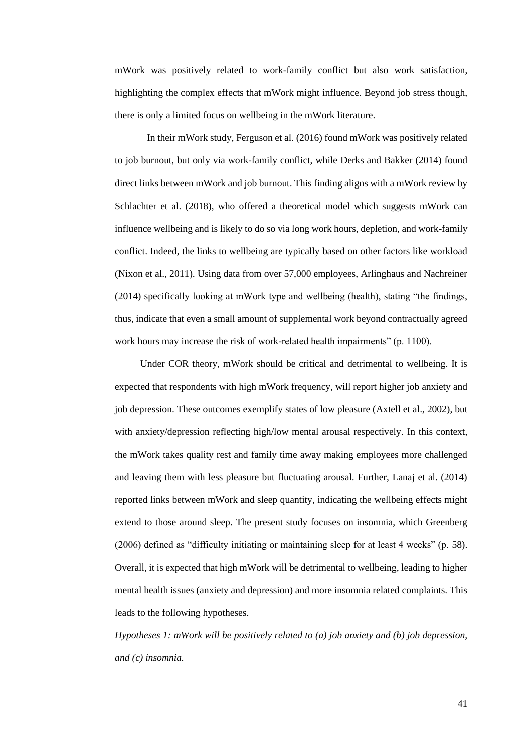mWork was positively related to work-family conflict but also work satisfaction, highlighting the complex effects that mWork might influence. Beyond job stress though, there is only a limited focus on wellbeing in the mWork literature.

In their mWork study, Ferguson et al. (2016) found mWork was positively related to job burnout, but only via work-family conflict, while Derks and Bakker (2014) found direct links between mWork and job burnout. This finding aligns with a mWork review by Schlachter et al. (2018), who offered a theoretical model which suggests mWork can influence wellbeing and is likely to do so via long work hours, depletion, and work-family conflict. Indeed, the links to wellbeing are typically based on other factors like workload (Nixon et al., 2011). Using data from over 57,000 employees, Arlinghaus and Nachreiner (2014) specifically looking at mWork type and wellbeing (health), stating "the findings, thus, indicate that even a small amount of supplemental work beyond contractually agreed work hours may increase the risk of work-related health impairments" (p. 1100).

Under COR theory, mWork should be critical and detrimental to wellbeing. It is expected that respondents with high mWork frequency, will report higher job anxiety and job depression. These outcomes exemplify states of low pleasure (Axtell et al., 2002), but with anxiety/depression reflecting high/low mental arousal respectively. In this context, the mWork takes quality rest and family time away making employees more challenged and leaving them with less pleasure but fluctuating arousal. Further, Lanaj et al. (2014) reported links between mWork and sleep quantity, indicating the wellbeing effects might extend to those around sleep. The present study focuses on insomnia, which Greenberg (2006) defined as "difficulty initiating or maintaining sleep for at least 4 weeks" (p. 58). Overall, it is expected that high mWork will be detrimental to wellbeing, leading to higher mental health issues (anxiety and depression) and more insomnia related complaints. This leads to the following hypotheses.

*Hypotheses 1: mWork will be positively related to (a) job anxiety and (b) job depression, and (c) insomnia.*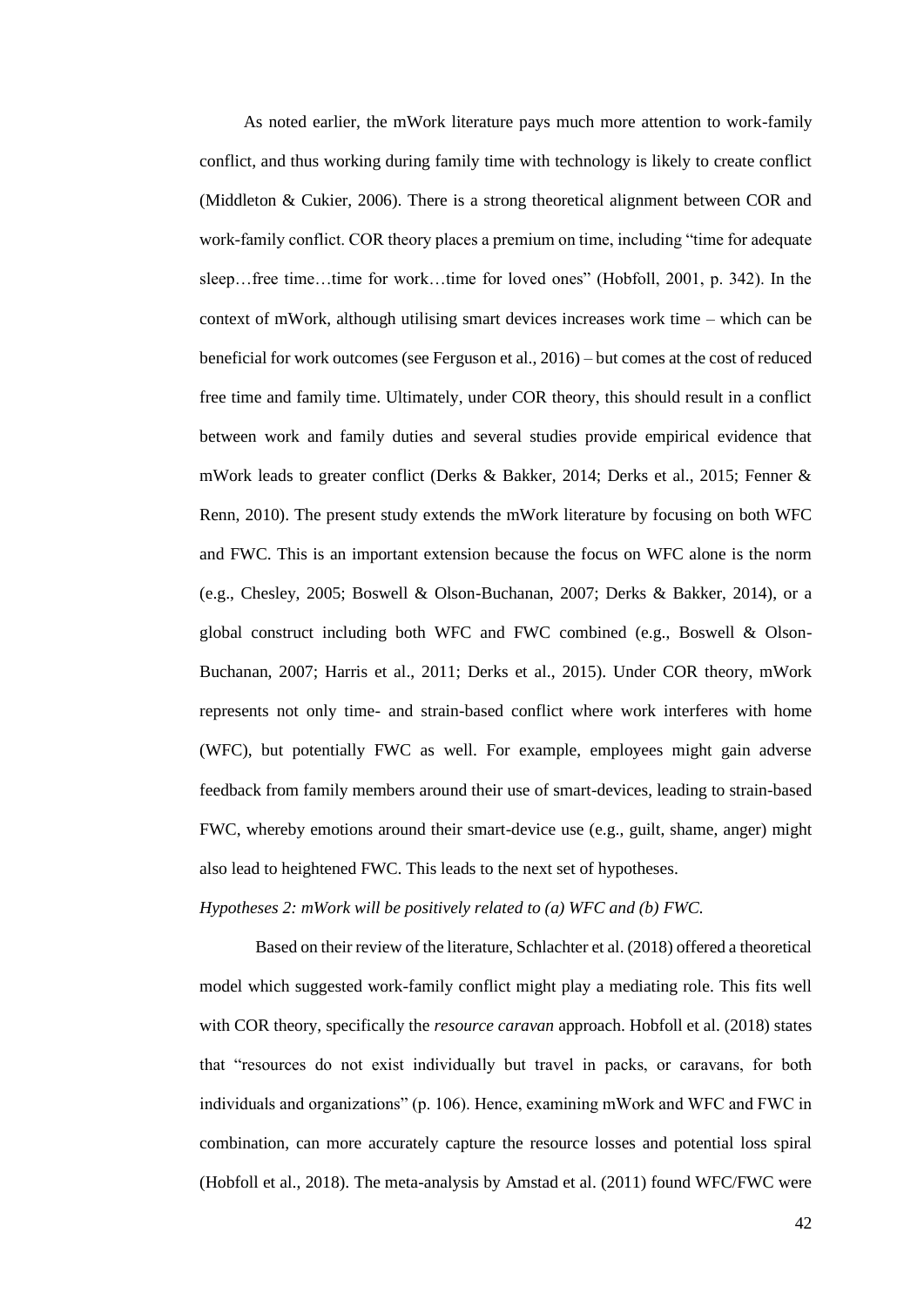As noted earlier, the mWork literature pays much more attention to work-family conflict, and thus working during family time with technology is likely to create conflict (Middleton & Cukier, 2006). There is a strong theoretical alignment between COR and work-family conflict. COR theory places a premium on time, including "time for adequate sleep…free time…time for work…time for loved ones" (Hobfoll, 2001, p. 342). In the context of mWork, although utilising smart devices increases work time – which can be beneficial for work outcomes (see Ferguson et al., 2016) – but comes at the cost of reduced free time and family time. Ultimately, under COR theory, this should result in a conflict between work and family duties and several studies provide empirical evidence that mWork leads to greater conflict (Derks & Bakker, 2014; Derks et al., 2015; Fenner & Renn, 2010). The present study extends the mWork literature by focusing on both WFC and FWC. This is an important extension because the focus on WFC alone is the norm (e.g., Chesley, 2005; Boswell & Olson-Buchanan, 2007; Derks & Bakker, 2014), or a global construct including both WFC and FWC combined (e.g., Boswell & Olson-Buchanan, 2007; Harris et al., 2011; Derks et al., 2015). Under COR theory, mWork represents not only time- and strain-based conflict where work interferes with home (WFC), but potentially FWC as well. For example, employees might gain adverse feedback from family members around their use of smart-devices, leading to strain-based FWC, whereby emotions around their smart-device use (e.g., guilt, shame, anger) might also lead to heightened FWC. This leads to the next set of hypotheses.

*Hypotheses 2: mWork will be positively related to (a) WFC and (b) FWC.*

Based on their review of the literature, Schlachter et al. (2018) offered a theoretical model which suggested work-family conflict might play a mediating role. This fits well with COR theory, specifically the *resource caravan* approach. Hobfoll et al. (2018) states that "resources do not exist individually but travel in packs, or caravans, for both individuals and organizations" (p. 106). Hence, examining mWork and WFC and FWC in combination, can more accurately capture the resource losses and potential loss spiral (Hobfoll et al., 2018). The meta-analysis by Amstad et al. (2011) found WFC/FWC were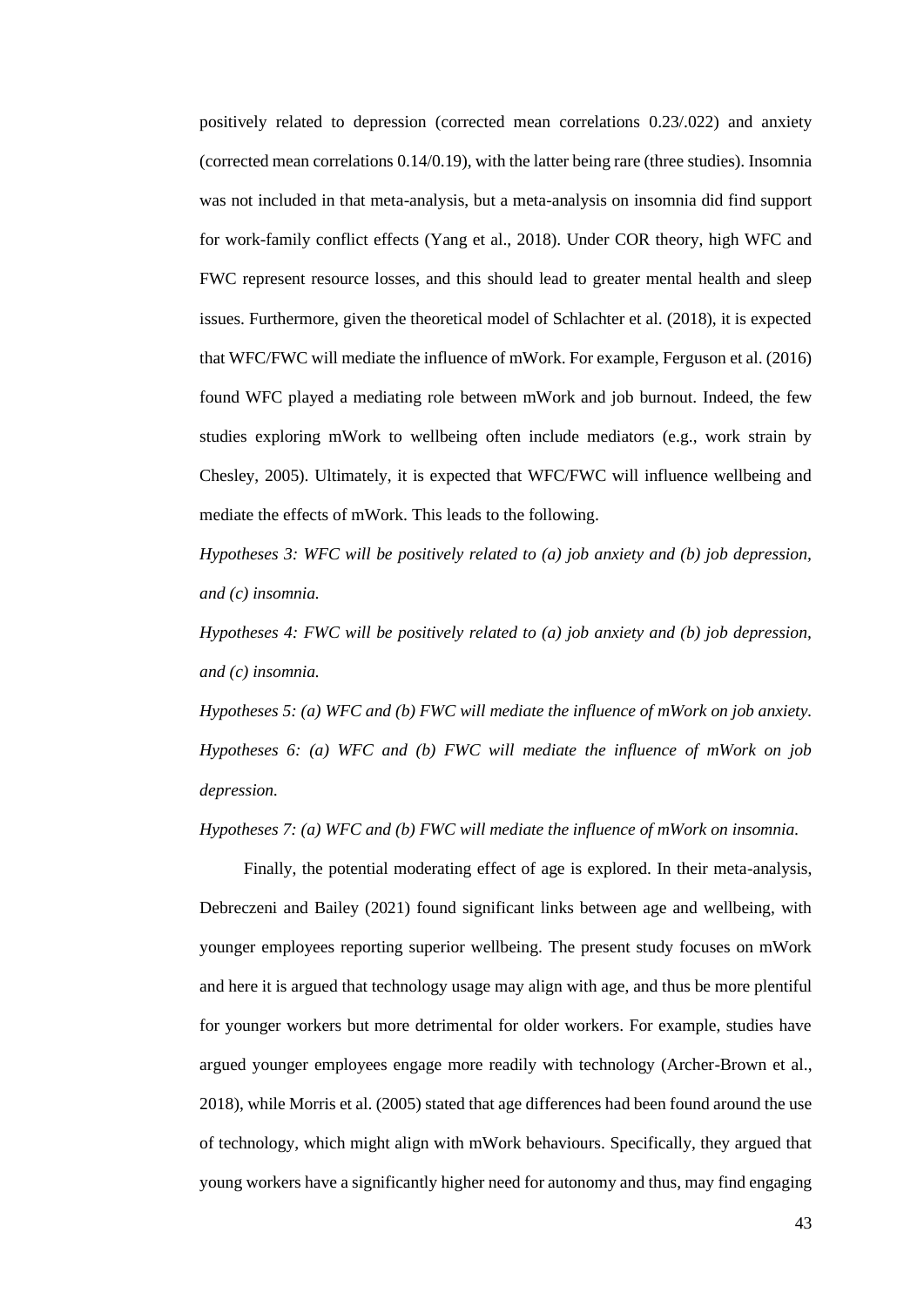positively related to depression (corrected mean correlations 0.23/.022) and anxiety (corrected mean correlations 0.14/0.19), with the latter being rare (three studies). Insomnia was not included in that meta-analysis, but a meta-analysis on insomnia did find support for work-family conflict effects (Yang et al., 2018). Under COR theory, high WFC and FWC represent resource losses, and this should lead to greater mental health and sleep issues. Furthermore, given the theoretical model of Schlachter et al. (2018), it is expected that WFC/FWC will mediate the influence of mWork. For example, Ferguson et al. (2016) found WFC played a mediating role between mWork and job burnout. Indeed, the few studies exploring mWork to wellbeing often include mediators (e.g., work strain by Chesley, 2005). Ultimately, it is expected that WFC/FWC will influence wellbeing and mediate the effects of mWork. This leads to the following.

*Hypotheses 3: WFC will be positively related to (a) job anxiety and (b) job depression, and (c) insomnia.*

*Hypotheses 4: FWC will be positively related to (a) job anxiety and (b) job depression, and (c) insomnia.*

*Hypotheses 5: (a) WFC and (b) FWC will mediate the influence of mWork on job anxiety.*

*Hypotheses 6: (a) WFC and (b) FWC will mediate the influence of mWork on job depression.*

*Hypotheses 7: (a) WFC and (b) FWC will mediate the influence of mWork on insomnia.*

Finally, the potential moderating effect of age is explored. In their meta-analysis, Debreczeni and Bailey (2021) found significant links between age and wellbeing, with younger employees reporting superior wellbeing. The present study focuses on mWork and here it is argued that technology usage may align with age, and thus be more plentiful for younger workers but more detrimental for older workers. For example, studies have argued younger employees engage more readily with technology (Archer-Brown et al., 2018), while Morris et al. (2005) stated that age differences had been found around the use of technology, which might align with mWork behaviours. Specifically, they argued that young workers have a significantly higher need for autonomy and thus, may find engaging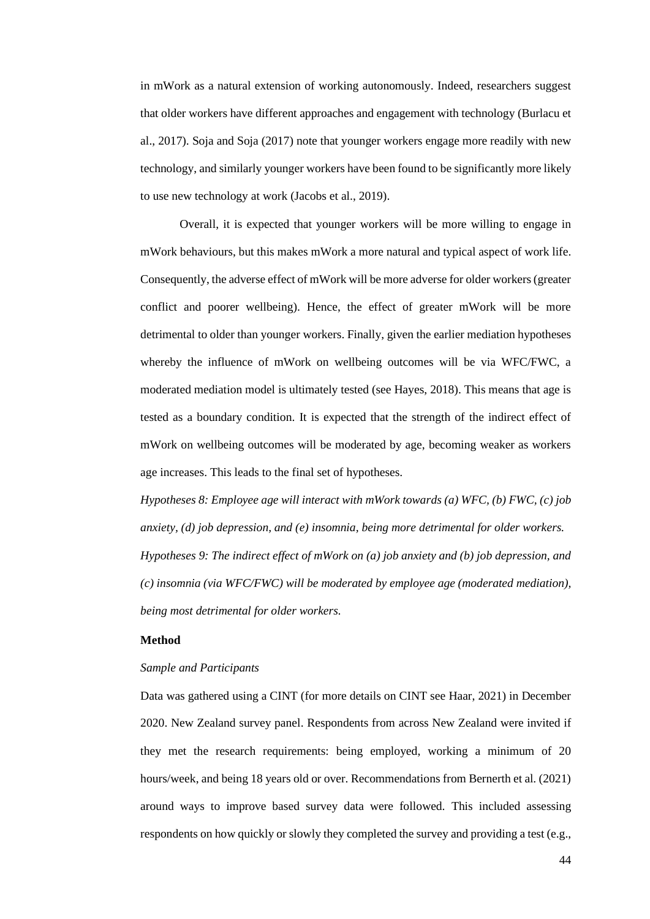in mWork as a natural extension of working autonomously. Indeed, researchers suggest that older workers have different approaches and engagement with technology (Burlacu et al., 2017). Soja and Soja (2017) note that younger workers engage more readily with new technology, and similarly younger workers have been found to be significantly more likely to use new technology at work (Jacobs et al., 2019).

Overall, it is expected that younger workers will be more willing to engage in mWork behaviours, but this makes mWork a more natural and typical aspect of work life. Consequently, the adverse effect of mWork will be more adverse for older workers (greater conflict and poorer wellbeing). Hence, the effect of greater mWork will be more detrimental to older than younger workers. Finally, given the earlier mediation hypotheses whereby the influence of mWork on wellbeing outcomes will be via WFC/FWC, a moderated mediation model is ultimately tested (see Hayes, 2018). This means that age is tested as a boundary condition. It is expected that the strength of the indirect effect of mWork on wellbeing outcomes will be moderated by age, becoming weaker as workers age increases. This leads to the final set of hypotheses.

*Hypotheses 8: Employee age will interact with mWork towards (a) WFC, (b) FWC, (c) job anxiety, (d) job depression, and (e) insomnia, being more detrimental for older workers.*

*Hypotheses 9: The indirect effect of mWork on (a) job anxiety and (b) job depression, and (c) insomnia (via WFC/FWC) will be moderated by employee age (moderated mediation), being most detrimental for older workers.*

**Method**

*Sample and Participants*

Data was gathered using a CINT (for more details on CINT see Haar, 2021) in December 2020. New Zealand survey panel. Respondents from across New Zealand were invited if they met the research requirements: being employed, working a minimum of 20 hours/week, and being 18 years old or over. Recommendations from Bernerth et al. (2021) around ways to improve based survey data were followed. This included assessing respondents on how quickly or slowly they completed the survey and providing a test (e.g.,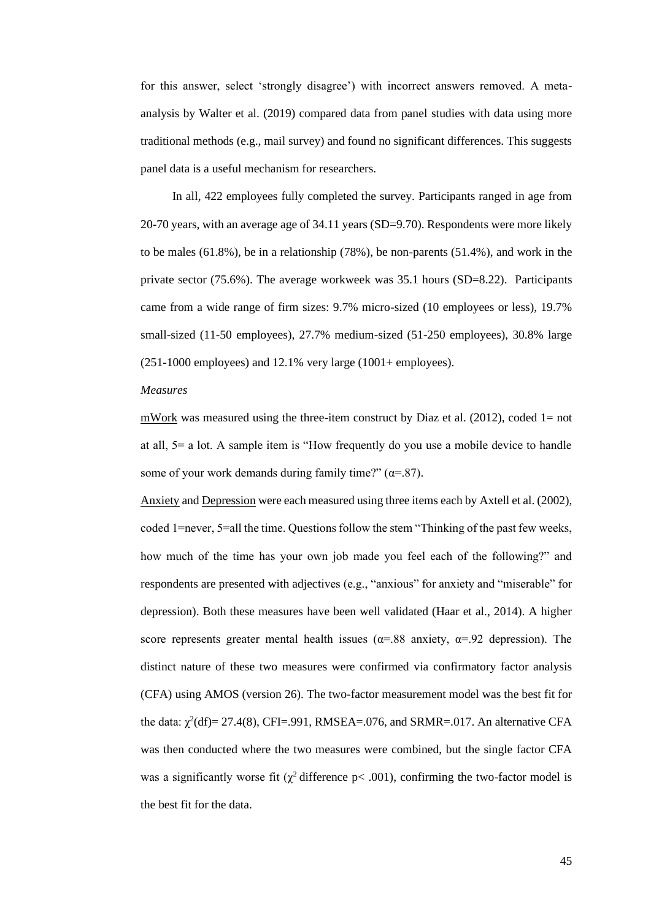for this answer, select 'strongly disagree') with incorrect answers removed. A meta-analysis by Walter et al. (2019) compared data from panel studies with data using more traditional methods (e.g., mail survey) and found no significant differences. This suggests panel data is a useful mechanism for researchers.

In all, 422 employees fully completed the survey. Participants ranged in age from 20-70 years, with an average age of 34.11 years (SD=9.70). Respondents were more likely to be males (61.8%), be in a relationship (78%), be non-parents (51.4%), and work in the private sector (75.6%). The average workweek was 35.1 hours (SD=8.22). Participants came from a wide range of firm sizes: 9.7% micro-sized (10 employees or less), 19.7% small-sized (11-50 employees), 27.7% medium-sized (51-250 employees), 30.8% large (251-1000 employees) and 12.1% very large (1001+ employees).

*Measures*

mWork was measured using the three-item construct by Diaz et al. (2012), coded 1= not at all, 5= a lot. A sample item is "How frequently do you use a mobile device to handle some of your work demands during family time?" ($\alpha$=.87).

Anxiety and Depression were each measured using three items each by Axtell et al. (2002), coded 1=never, 5=all the time. Questions follow the stem "Thinking of the past few weeks, how much of the time has your own job made you feel each of the following?" and respondents are presented with adjectives (e.g., "anxious" for anxiety and "miserable" for depression). Both these measures have been well validated (Haar et al., 2014). A higher score represents greater mental health issues ($\alpha$=.88 anxiety, $\alpha$=.92 depression). The distinct nature of these two measures were confirmed via confirmatory factor analysis (CFA) using AMOS (version 26). The two-factor measurement model was the best fit for the data: $\chi^2$(df)= 27.4(8), CFI=.991, RMSEA=.076, and SRMR=.017. An alternative CFA was then conducted where the two measures were combined, but the single factor CFA was a significantly worse fit ($\chi^2$ difference $p< .001$), confirming the two-factor model is the best fit for the data.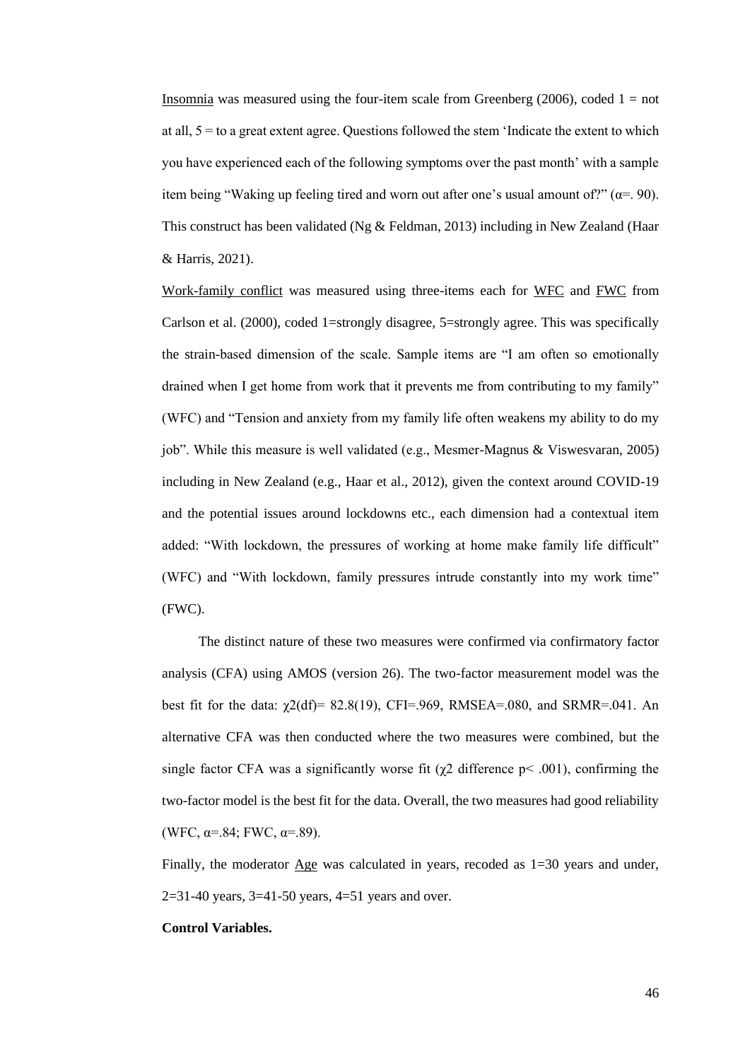Insomnia was measured using the four-item scale from Greenberg (2006), coded 1 = not at all, 5 = to a great extent agree. Questions followed the stem 'Indicate the extent to which you have experienced each of the following symptoms over the past month' with a sample item being "Waking up feeling tired and worn out after one's usual amount of?" ($\alpha$=. 90). This construct has been validated (Ng & Feldman, 2013) including in New Zealand (Haar & Harris, 2021).

Work-family conflict was measured using three-items each for WFC and FWC from Carlson et al. (2000), coded 1=strongly disagree, 5=strongly agree. This was specifically the strain-based dimension of the scale. Sample items are "I am often so emotionally drained when I get home from work that it prevents me from contributing to my family" (WFC) and "Tension and anxiety from my family life often weakens my ability to do my job". While this measure is well validated (e.g., Mesmer-Magnus & Viswesvaran, 2005) including in New Zealand (e.g., Haar et al., 2012), given the context around COVID-19 and the potential issues around lockdowns etc., each dimension had a contextual item added: "With lockdown, the pressures of working at home make family life difficult" (WFC) and "With lockdown, family pressures intrude constantly into my work time" (FWC).

The distinct nature of these two measures were confirmed via confirmatory factor analysis (CFA) using AMOS (version 26). The two-factor measurement model was the best fit for the data: $\chi 2(df)$= 82.8(19), CFI=.969, RMSEA=.080, and SRMR=.041. An alternative CFA was then conducted where the two measures were combined, but the single factor CFA was a significantly worse fit ($\chi 2$ difference $p < .001$), confirming the two-factor model is the best fit for the data. Overall, the two measures had good reliability (WFC, $\alpha$=.84; FWC, $\alpha$=.89).

Finally, the moderator Age was calculated in years, recoded as 1=30 years and under, 2=31-40 years, 3=41-50 years, 4=51 years and over.

**Control Variables.**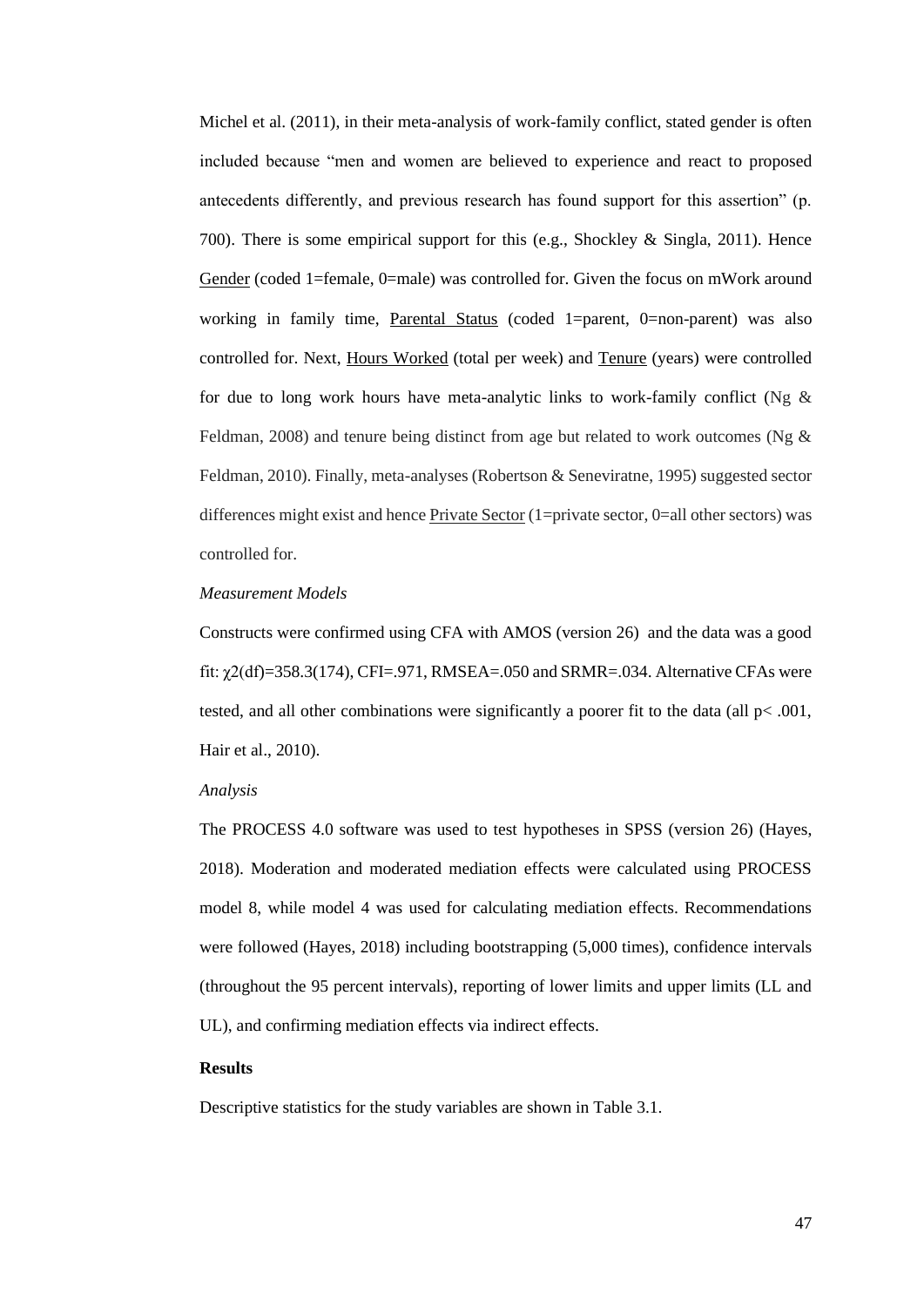Michel et al. (2011), in their meta-analysis of work-family conflict, stated gender is often included because "men and women are believed to experience and react to proposed antecedents differently, and previous research has found support for this assertion" (p. 700). There is some empirical support for this (e.g., Shockley & Singla, 2011). Hence <u>Gender</u> (coded 1=female, 0=male) was controlled for. Given the focus on mWork around working in family time, <u>Parental Status</u> (coded 1=parent, 0=non-parent) was also controlled for. Next, <u>Hours Worked</u> (total per week) and <u>Tenure</u> (years) were controlled for due to long work hours have meta-analytic links to work-family conflict (Ng & Feldman, 2008) and tenure being distinct from age but related to work outcomes (Ng & Feldman, 2010). Finally, meta-analyses (Robertson & Seneviratne, 1995) suggested sector differences might exist and hence <u>Private Sector</u> (1=private sector, 0=all other sectors) was controlled for.

*Measurement Models*

Constructs were confirmed using CFA with AMOS (version 26) and the data was a good fit: $\chi 2(df)=358.3(174)$, CFI=.971, RMSEA=.050 and SRMR=.034. Alternative CFAs were tested, and all other combinations were significantly a poorer fit to the data (all $p< .001$, Hair et al., 2010).

*Analysis*

The PROCESS 4.0 software was used to test hypotheses in SPSS (version 26) (Hayes, 2018). Moderation and moderated mediation effects were calculated using PROCESS model 8, while model 4 was used for calculating mediation effects. Recommendations were followed (Hayes, 2018) including bootstrapping (5,000 times), confidence intervals (throughout the 95 percent intervals), reporting of lower limits and upper limits (LL and UL), and confirming mediation effects via indirect effects.

**Results**

Descriptive statistics for the study variables are shown in Table 3.1.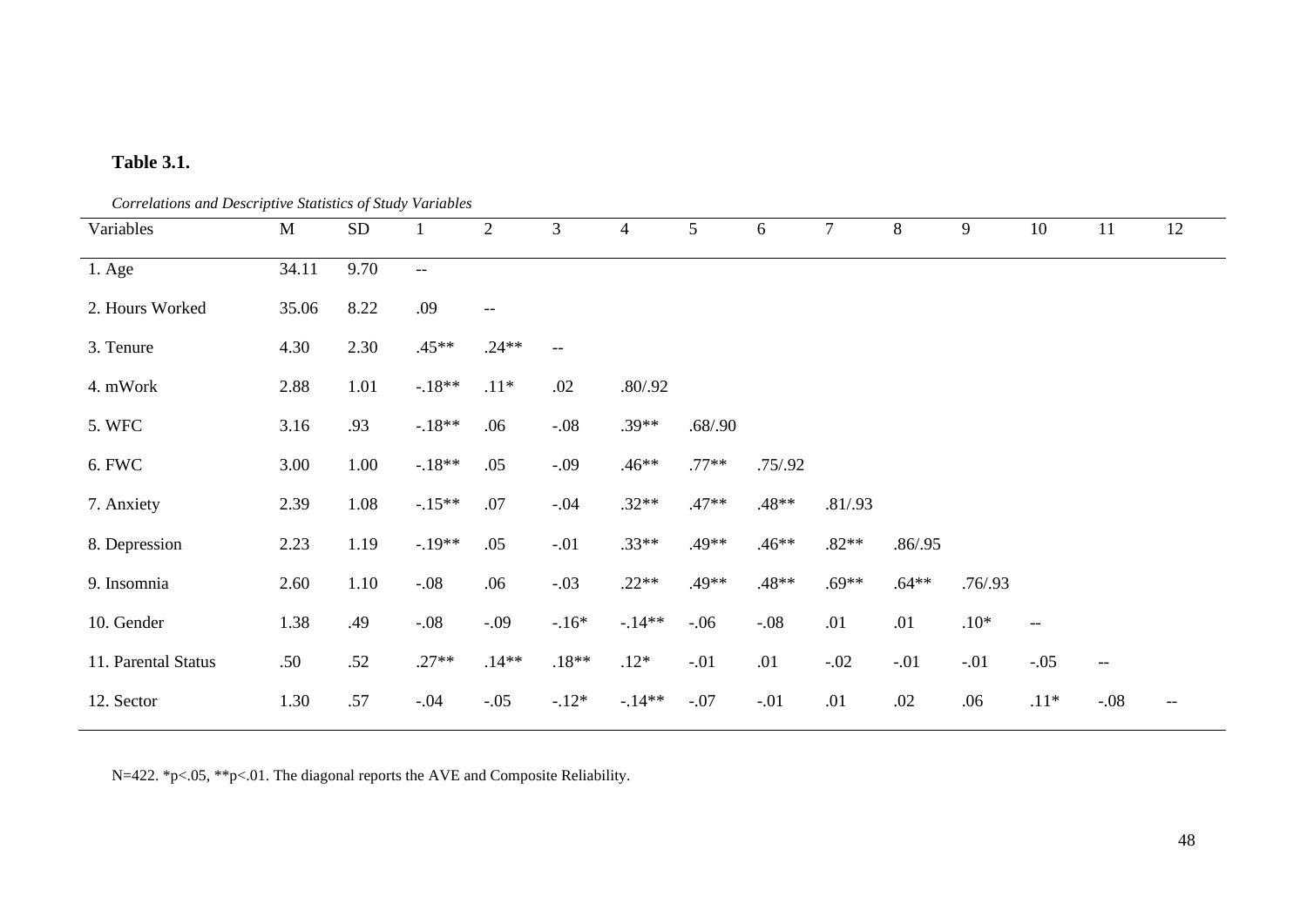**Table 3.1.**

*Correlations and Descriptive Statistics of Study Variables*

| Variables | M | SD | 1 | 2 | 3 | 4 | 5 | 6 | 7 | 8 | 9 | 10 | 11 | 12 |
|---|---|---|---|---|---|---|---|---|---|---|---|---|---|---|
| 1. Age | 34.11 | 9.70 | -- | | | | | | | | | | | |
| 2. Hours Worked | 35.06 | 8.22 | .09 | -- | | | | | | | | | | |
| 3. Tenure | 4.30 | 2.30 | .45** | .24** | -- | | | | | | | | | |
| 4. mWork | 2.88 | 1.01 | -.18** | .11* | .02 | .80/.92 | | | | | | | | |
| 5. WFC | 3.16 | .93 | -.18** | .06 | -.08 | .39** | .68/.90 | | | | | | | |
| 6. FWC | 3.00 | 1.00 | -.18** | .05 | -.09 | .46** | .77** | .75/.92 | | | | | | |
| 7. Anxiety | 2.39 | 1.08 | -.15** | .07 | -.04 | .32** | .47** | .48** | .81/.93 | | | | | |
| 8. Depression | 2.23 | 1.19 | -.19** | .05 | -.01 | .33** | .49** | .46** | .82** | .86/.95 | | | | |
| 9. Insomnia | 2.60 | 1.10 | -.08 | .06 | -.03 | .22** | .49** | .48** | .69** | .64** | .76/.93 | | | |
| 10. Gender | 1.38 | .49 | -.08 | -.09 | -.16* | -.14** | -.06 | -.08 | .01 | .01 | .10* | -- | | |
| 11. Parental Status | .50 | .52 | .27** | .14** | .18** | .12* | -.01 | .01 | -.02 | -.01 | -.01 | -.05 | -- | |
| 12. Sector | 1.30 | .57 | -.04 | -.05 | -.12* | -.14** | -.07 | -.01 | .01 | .02 | .06 | .11* | -.08 | -- |

N=422. *p<.05, **p<.01. The diagonal reports the AVE and Composite Reliability.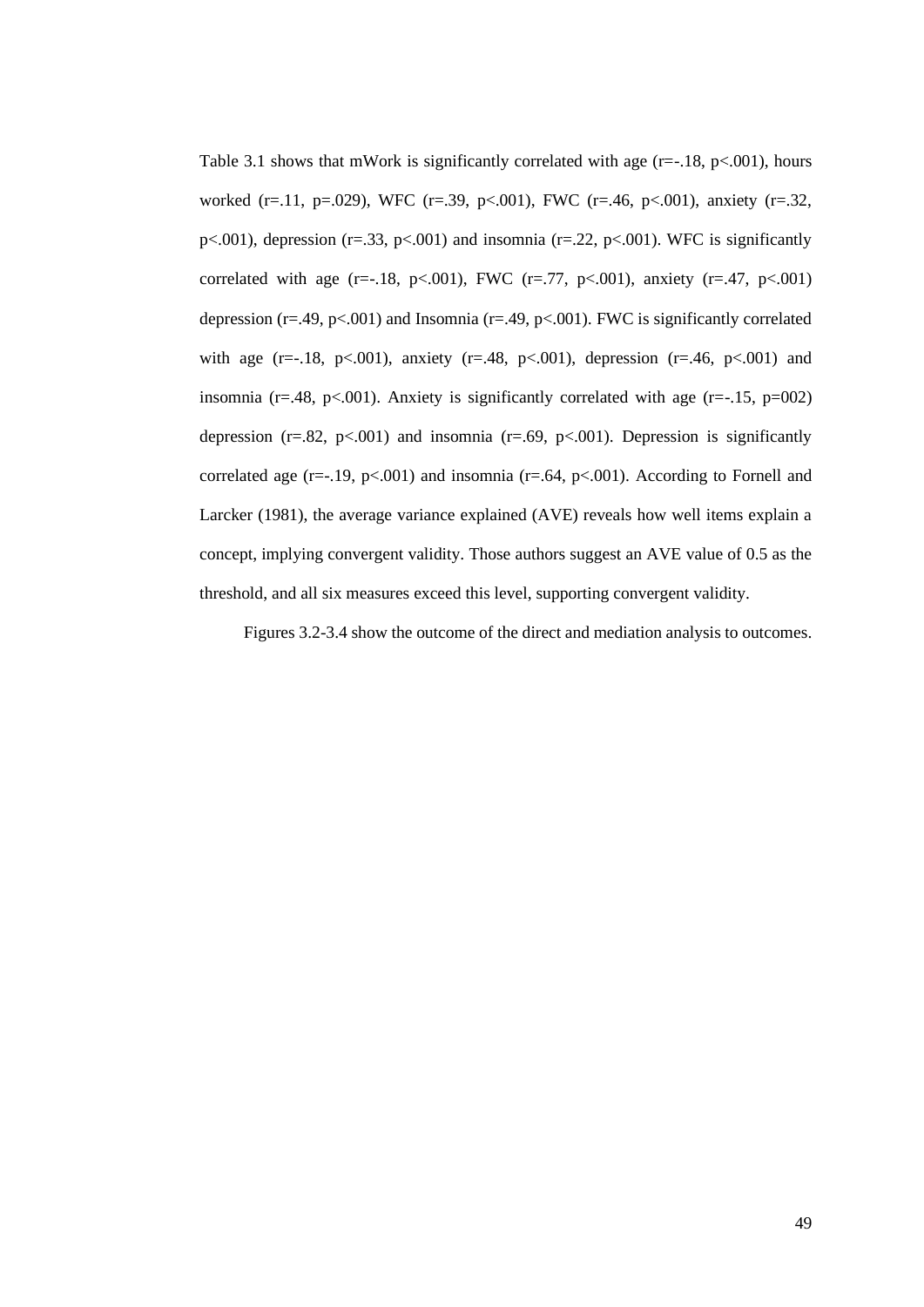Table 3.1 shows that mWork is significantly correlated with age ($r=-.18$, $p<.001$), hours worked ($r=.11$, $p=.029$), WFC ($r=.39$, $p<.001$), FWC ($r=.46$, $p<.001$), anxiety ($r=.32$, $p<.001$), depression ($r=.33$, $p<.001$) and insomnia ($r=.22$, $p<.001$). WFC is significantly correlated with age ($r=-.18$, $p<.001$), FWC ($r=.77$, $p<.001$), anxiety ($r=.47$, $p<.001$) depression ($r=.49$, $p<.001$) and Insomnia ($r=.49$, $p<.001$). FWC is significantly correlated with age ($r=-.18$, $p<.001$), anxiety ($r=.48$, $p<.001$), depression ($r=.46$, $p<.001$) and insomnia ($r=.48$, $p<.001$). Anxiety is significantly correlated with age ($r=-.15$, $p=002$) depression ($r=.82$, $p<.001$) and insomnia ($r=.69$, $p<.001$). Depression is significantly correlated age ($r=-.19$, $p<.001$) and insomnia ($r=.64$, $p<.001$). According to Fornell and Larcker (1981), the average variance explained (AVE) reveals how well items explain a concept, implying convergent validity. Those authors suggest an AVE value of 0.5 as the threshold, and all six measures exceed this level, supporting convergent validity.

Figures 3.2-3.4 show the outcome of the direct and mediation analysis to outcomes.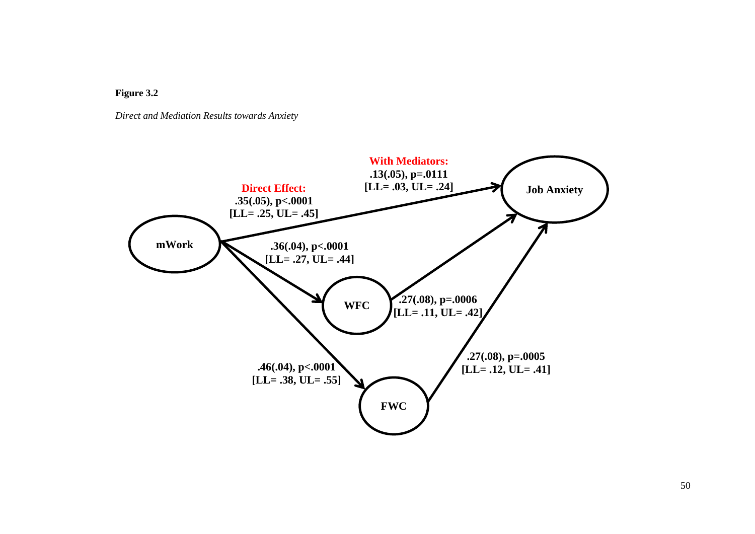**Figure 3.2**

*Direct and Mediation Results towards Anxiety*

mWork → Job Anxiety

**Direct Effect:**
**.35(.05), p<.0001**
**[LL= .25, UL= .45]**

**With Mediators:**
**.13(.05), p=.0111**
**[LL= .03, UL= .24]**

mWork → WFC: **.36(.04), p<.0001 [LL= .27, UL= .44]**

WFC → Job Anxiety: **.27(.08), p=.0006 [LL= .11, UL= .42]**

mWork → FWC: **.46(.04), p<.0001 [LL= .38, UL= .55]**

FWC → Job Anxiety: **.27(.08), p=.0005 [LL= .12, UL= .41]**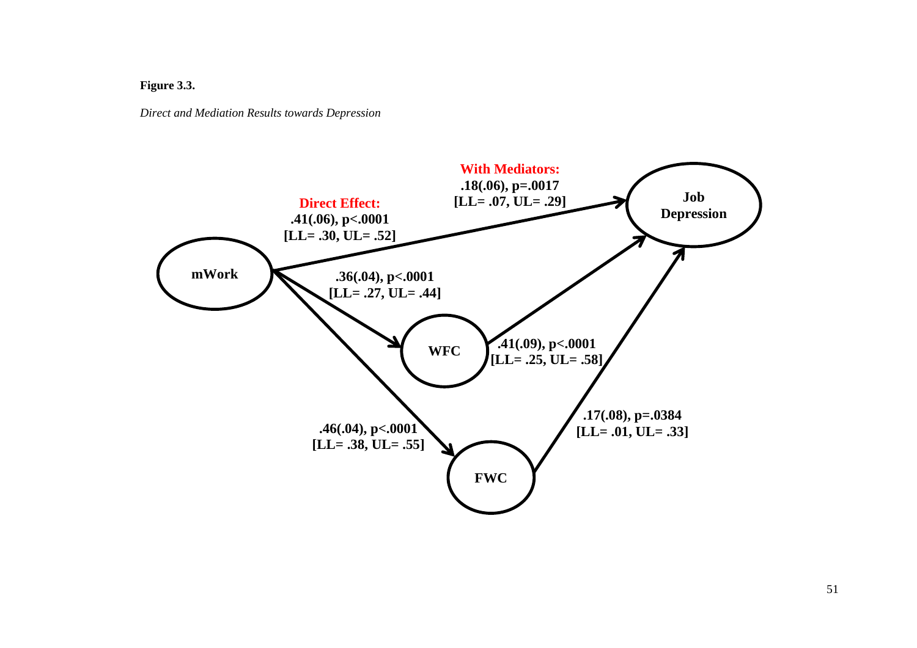**Figure 3.3.**

*Direct and Mediation Results towards Depression*

**Direct Effect:** .41(.06), $p < .0001$ [LL= .30, UL= .52]

**With Mediators:** .18(.06), $p = .0017$ [LL= .07, UL= .29]

mWork → WFC: .36(.04), $p < .0001$ [LL= .27, UL= .44]

mWork → FWC: .46(.04), $p < .0001$ [LL= .38, UL= .55]

WFC → Job Depression: .41(.09), $p < .0001$ [LL= .25, UL= .58]

FWC → Job Depression: .17(.08), $p = .0384$ [LL= .01, UL= .33]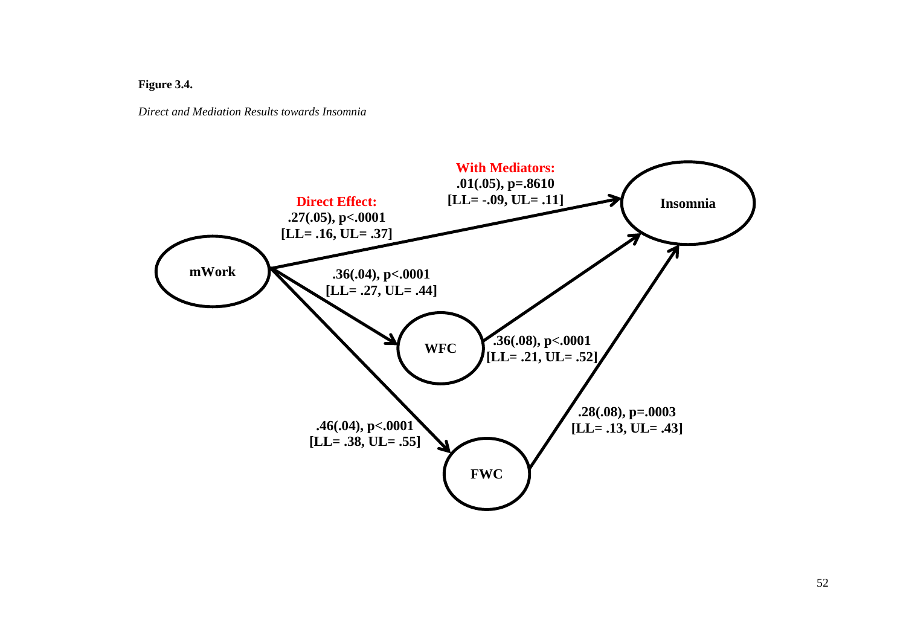**Figure 3.4.**

*Direct and Mediation Results towards Insomnia*

mWork → Insomnia

**Direct Effect:**
**.27(.05), p<.0001**
**[LL= .16, UL= .37]**

**With Mediators:**
**.01(.05), p=.8610**
**[LL= -.09, UL= .11]**

mWork → WFC: **.36(.04), p<.0001 [LL= .27, UL= .44]**

WFC → Insomnia: **.36(.08), p<.0001 [LL= .21, UL= .52]**

mWork → FWC: **.46(.04), p<.0001 [LL= .38, UL= .55]**

FWC → Insomnia: **.28(.08), p=.0003 [LL= .13, UL= .43]**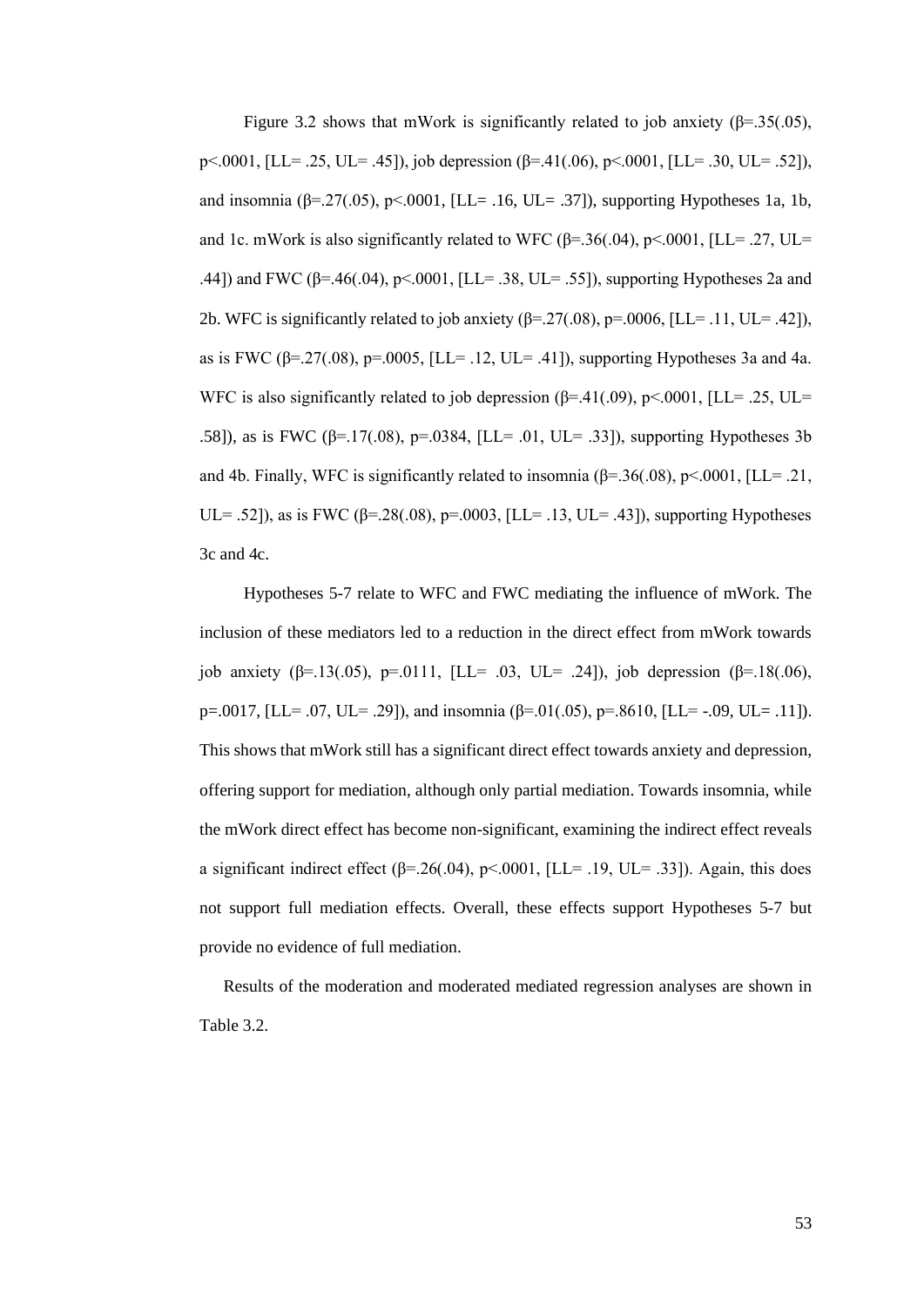Figure 3.2 shows that mWork is significantly related to job anxiety ($\beta$=.35(.05), $p$<.0001, [LL= .25, UL= .45]), job depression ($\beta$=.41(.06), $p$<.0001, [LL= .30, UL= .52]), and insomnia ($\beta$=.27(.05), $p$<.0001, [LL= .16, UL= .37]), supporting Hypotheses 1a, 1b, and 1c. mWork is also significantly related to WFC ($\beta$=.36(.04), $p$<.0001, [LL= .27, UL= .44]) and FWC ($\beta$=.46(.04), $p$<.0001, [LL= .38, UL= .55]), supporting Hypotheses 2a and 2b. WFC is significantly related to job anxiety ($\beta$=.27(.08), $p$=.0006, [LL= .11, UL= .42]), as is FWC ($\beta$=.27(.08), $p$=.0005, [LL= .12, UL= .41]), supporting Hypotheses 3a and 4a. WFC is also significantly related to job depression ($\beta$=.41(.09), $p$<.0001, [LL= .25, UL= .58]), as is FWC ($\beta$=.17(.08), $p$=.0384, [LL= .01, UL= .33]), supporting Hypotheses 3b and 4b. Finally, WFC is significantly related to insomnia ($\beta$=.36(.08), $p$<.0001, [LL= .21, UL= .52]), as is FWC ($\beta$=.28(.08), $p$=.0003, [LL= .13, UL= .43]), supporting Hypotheses 3c and 4c.

Hypotheses 5-7 relate to WFC and FWC mediating the influence of mWork. The inclusion of these mediators led to a reduction in the direct effect from mWork towards job anxiety ($\beta$=.13(.05), $p$=.0111, [LL= .03, UL= .24]), job depression ($\beta$=.18(.06), $p$=.0017, [LL= .07, UL= .29]), and insomnia ($\beta$=.01(.05), $p$=.8610, [LL= -.09, UL= .11]). This shows that mWork still has a significant direct effect towards anxiety and depression, offering support for mediation, although only partial mediation. Towards insomnia, while the mWork direct effect has become non-significant, examining the indirect effect reveals a significant indirect effect ($\beta$=.26(.04), $p$<.0001, [LL= .19, UL= .33]). Again, this does not support full mediation effects. Overall, these effects support Hypotheses 5-7 but provide no evidence of full mediation.

Results of the moderation and moderated mediated regression analyses are shown in Table 3.2.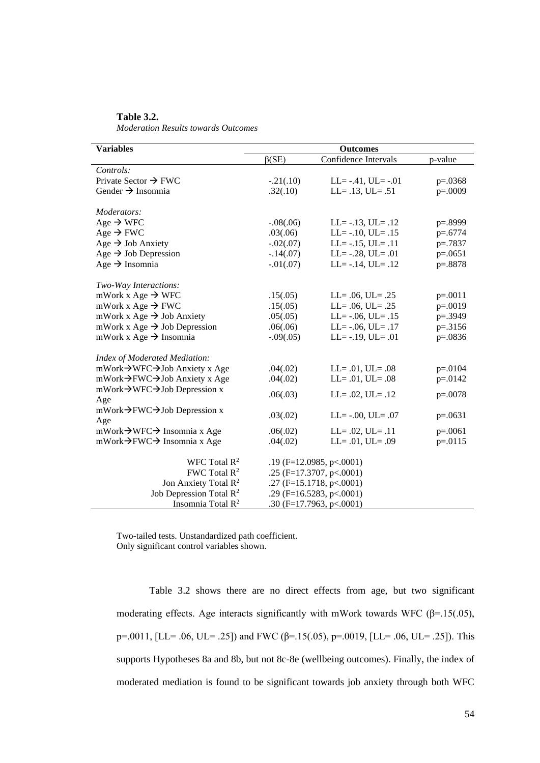**Table 3.2.**
*Moderation Results towards Outcomes*

| Variables | Outcomes | | |
|---|---|---|---|
| | β(SE) | Confidence Intervals | p-value |
| *Controls:* | | | |
| Private Sector → FWC | -.21(.10) | LL= -.41, UL= -.01 | p=.0368 |
| Gender → Insomnia | .32(.10) | LL= .13, UL= .51 | p=.0009 |
| *Moderators:* | | | |
| Age → WFC | -.08(.06) | LL= -.13, UL= .12 | p=.8999 |
| Age → FWC | .03(.06) | LL= -.10, UL= .15 | p=.6774 |
| Age → Job Anxiety | -.02(.07) | LL= -.15, UL= .11 | p=.7837 |
| Age → Job Depression | -.14(.07) | LL= -.28, UL= .01 | p=.0651 |
| Age → Insomnia | -.01(.07) | LL= -.14, UL= .12 | p=.8878 |
| *Two-Way Interactions:* | | | |
| mWork x Age → WFC | .15(.05) | LL= .06, UL= .25 | p=.0011 |
| mWork x Age → FWC | .15(.05) | LL= .06, UL= .25 | p=.0019 |
| mWork x Age → Job Anxiety | .05(.05) | LL= -.06, UL= .15 | p=.3949 |
| mWork x Age → Job Depression | .06(.06) | LL= -.06, UL= .17 | p=.3156 |
| mWork x Age → Insomnia | -.09(.05) | LL= -.19, UL= .01 | p=.0836 |
| *Index of Moderated Mediation:* | | | |
| mWork→WFC→Job Anxiety x Age | .04(.02) | LL= .01, UL= .08 | p=.0104 |
| mWork→FWC→Job Anxiety x Age | .04(.02) | LL= .01, UL= .08 | p=.0142 |
| mWork→WFC→Job Depression x Age | .06(.03) | LL= .02, UL= .12 | p=.0078 |
| mWork→FWC→Job Depression x Age | .03(.02) | LL= -.00, UL= .07 | p=.0631 |
| mWork→WFC→ Insomnia x Age | .06(.02) | LL= .02, UL= .11 | p=.0061 |
| mWork→FWC→ Insomnia x Age | .04(.02) | LL= .01, UL= .09 | p=.0115 |
| WFC Total $R^2$ | .19 (F=12.0985, p<.0001) | | |
| FWC Total $R^2$ | .25 (F=17.3707, p<.0001) | | |
| Jon Anxiety Total $R^2$ | .27 (F=15.1718, p<.0001) | | |
| Job Depression Total $R^2$ | .29 (F=16.5283, p<.0001) | | |
| Insomnia Total $R^2$ | .30 (F=17.7963, p<.0001) | | |

Two-tailed tests. Unstandardized path coefficient.
Only significant control variables shown.

Table 3.2 shows there are no direct effects from age, but two significant moderating effects. Age interacts significantly with mWork towards WFC (β=.15(.05), p=.0011, [LL= .06, UL= .25]) and FWC (β=.15(.05), p=.0019, [LL= .06, UL= .25]). This supports Hypotheses 8a and 8b, but not 8c-8e (wellbeing outcomes). Finally, the index of moderated mediation is found to be significant towards job anxiety through both WFC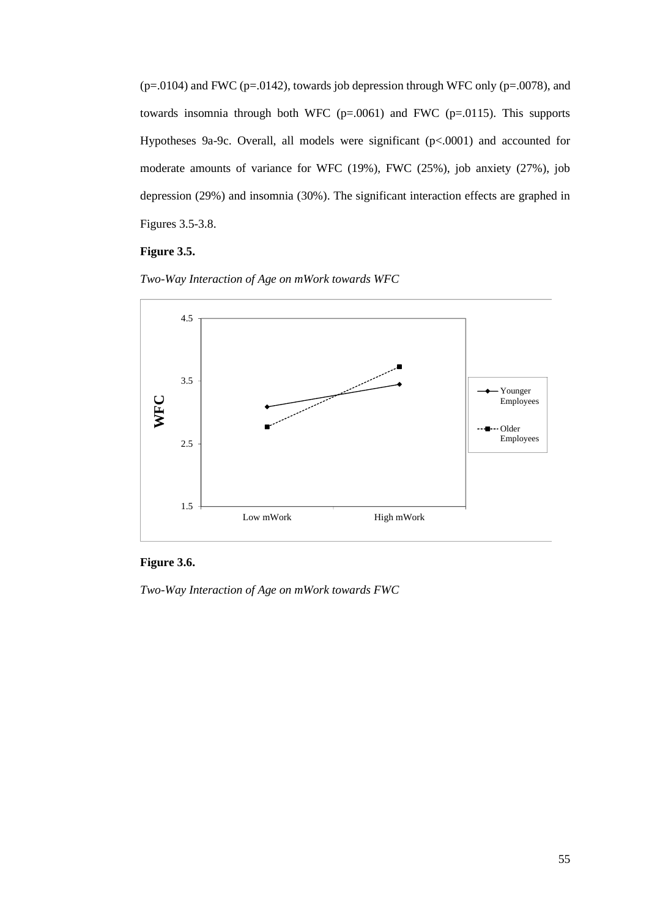($p$=.0104) and FWC ($p$=.0142), towards job depression through WFC only ($p$=.0078), and towards insomnia through both WFC ($p$=.0061) and FWC ($p$=.0115). This supports Hypotheses 9a-9c. Overall, all models were significant ($p$<.0001) and accounted for moderate amounts of variance for WFC (19%), FWC (25%), job anxiety (27%), job depression (29%) and insomnia (30%). The significant interaction effects are graphed in Figures 3.5-3.8.

**Figure 3.5.**

*Two-Way Interaction of Age on mWork towards WFC*

**Figure 3.6.**

*Two-Way Interaction of Age on mWork towards FWC*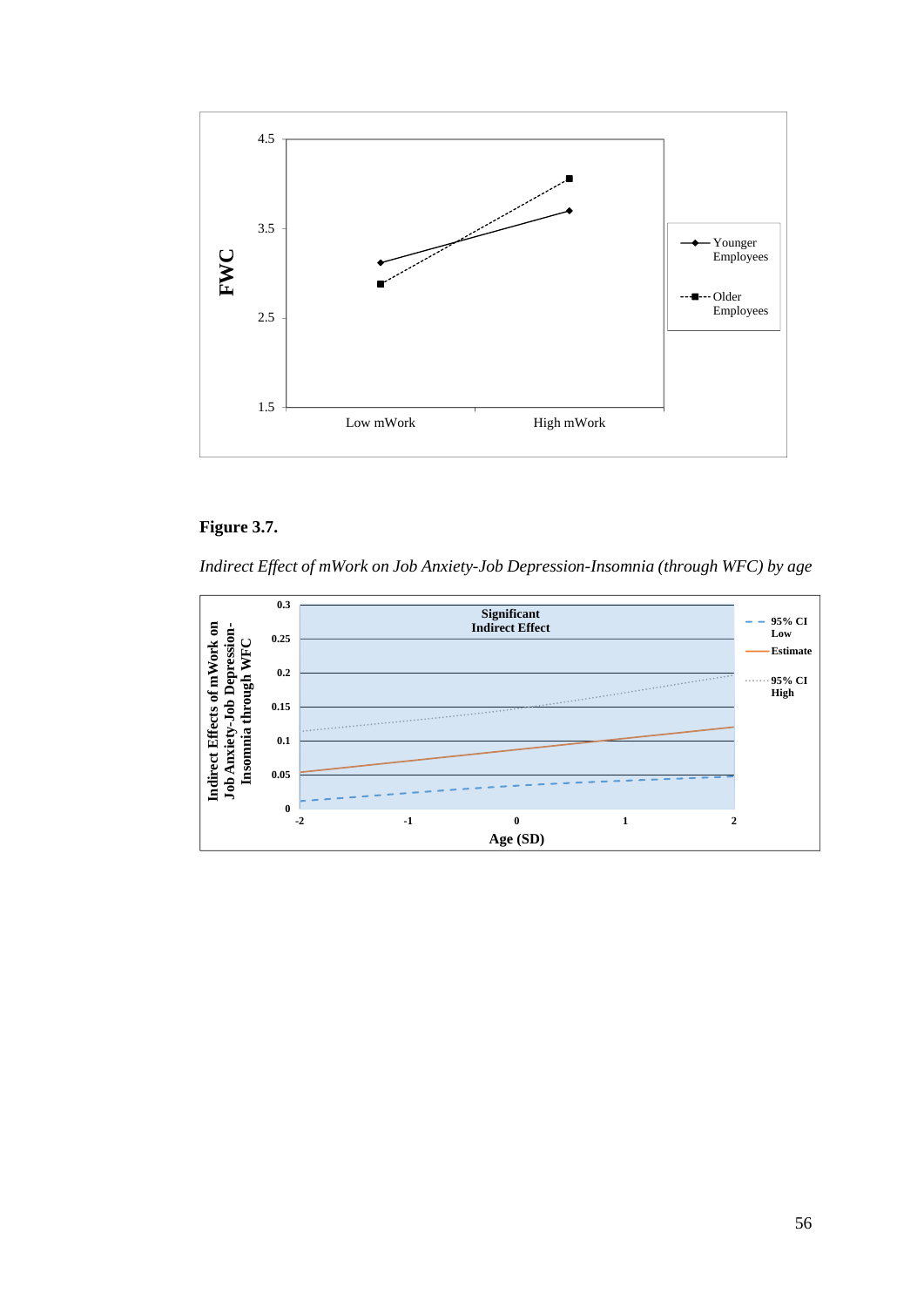**Figure 3.7.**

*Indirect Effect of mWork on Job Anxiety-Job Depression-Insomnia (through WFC) by age*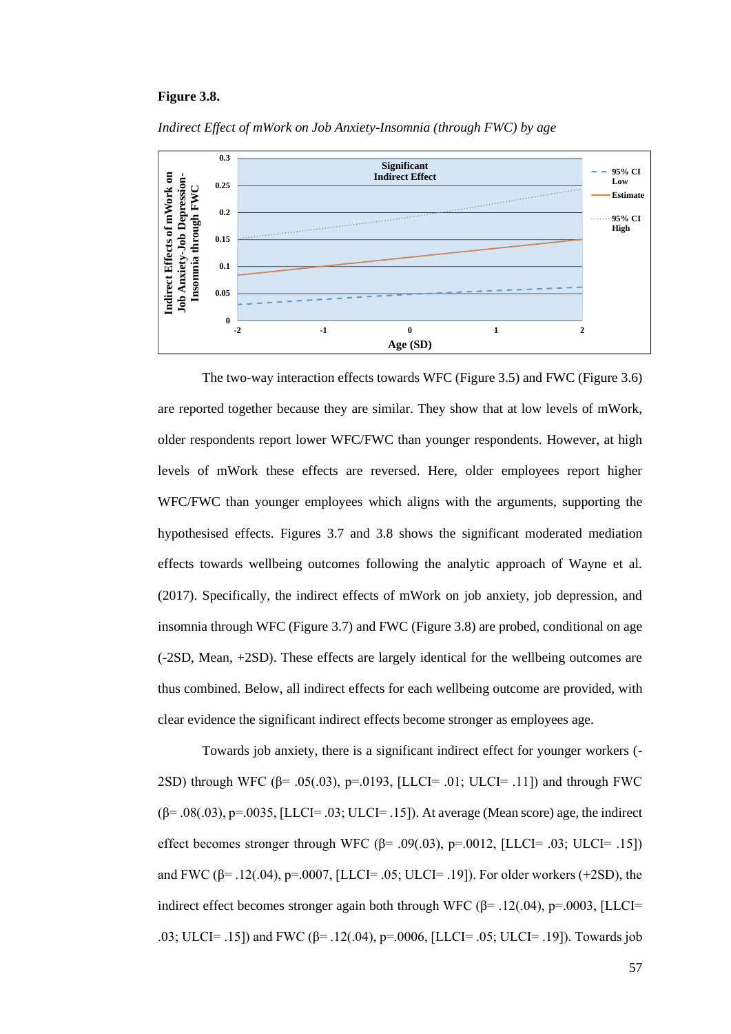**Figure 3.8.**

*Indirect Effect of mWork on Job Anxiety-Insomnia (through FWC) by age*

The two-way interaction effects towards WFC (Figure 3.5) and FWC (Figure 3.6) are reported together because they are similar. They show that at low levels of mWork, older respondents report lower WFC/FWC than younger respondents. However, at high levels of mWork these effects are reversed. Here, older employees report higher WFC/FWC than younger employees which aligns with the arguments, supporting the hypothesised effects. Figures 3.7 and 3.8 shows the significant moderated mediation effects towards wellbeing outcomes following the analytic approach of Wayne et al. (2017). Specifically, the indirect effects of mWork on job anxiety, job depression, and insomnia through WFC (Figure 3.7) and FWC (Figure 3.8) are probed, conditional on age (-2SD, Mean, +2SD). These effects are largely identical for the wellbeing outcomes are thus combined. Below, all indirect effects for each wellbeing outcome are provided, with clear evidence the significant indirect effects become stronger as employees age.

Towards job anxiety, there is a significant indirect effect for younger workers (-2SD) through WFC (β= .05(.03), p=.0193, [LLCI= .01; ULCI= .11]) and through FWC (β= .08(.03), p=.0035, [LLCI= .03; ULCI= .15]). At average (Mean score) age, the indirect effect becomes stronger through WFC (β= .09(.03), p=.0012, [LLCI= .03; ULCI= .15]) and FWC (β= .12(.04), p=.0007, [LLCI= .05; ULCI= .19]). For older workers (+2SD), the indirect effect becomes stronger again both through WFC (β= .12(.04), p=.0003, [LLCI= .03; ULCI= .15]) and FWC (β= .12(.04), p=.0006, [LLCI= .05; ULCI= .19]). Towards job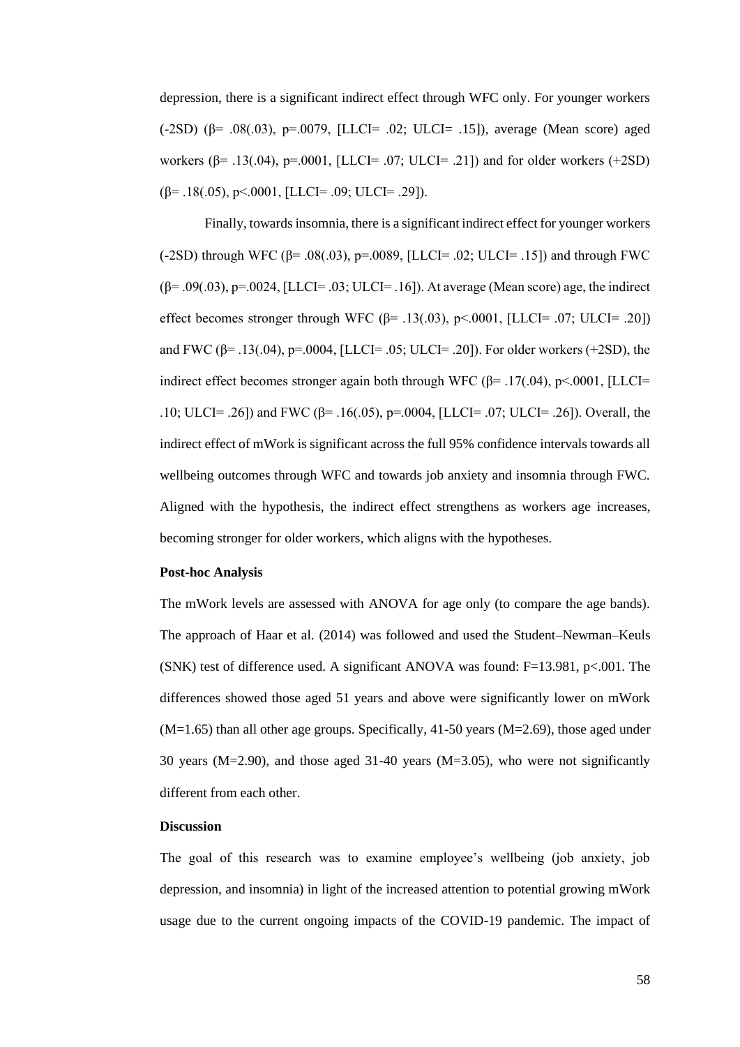depression, there is a significant indirect effect through WFC only. For younger workers (-2SD) ($\beta$= .08(.03), p=.0079, [LLCI= .02; ULCI= .15]), average (Mean score) aged workers ($\beta$= .13(.04), p=.0001, [LLCI= .07; ULCI= .21]) and for older workers (+2SD) ($\beta$= .18(.05), p<.0001, [LLCI= .09; ULCI= .29]).

Finally, towards insomnia, there is a significant indirect effect for younger workers (-2SD) through WFC ($\beta$= .08(.03), p=.0089, [LLCI= .02; ULCI= .15]) and through FWC ($\beta$= .09(.03), p=.0024, [LLCI= .03; ULCI= .16]). At average (Mean score) age, the indirect effect becomes stronger through WFC ($\beta$= .13(.03), p<.0001, [LLCI= .07; ULCI= .20]) and FWC ($\beta$= .13(.04), p=.0004, [LLCI= .05; ULCI= .20]). For older workers (+2SD), the indirect effect becomes stronger again both through WFC ($\beta$= .17(.04), p<.0001, [LLCI= .10; ULCI= .26]) and FWC ($\beta$= .16(.05), p=.0004, [LLCI= .07; ULCI= .26]). Overall, the indirect effect of mWork is significant across the full 95% confidence intervals towards all wellbeing outcomes through WFC and towards job anxiety and insomnia through FWC. Aligned with the hypothesis, the indirect effect strengthens as workers age increases, becoming stronger for older workers, which aligns with the hypotheses.

**Post-hoc Analysis**

The mWork levels are assessed with ANOVA for age only (to compare the age bands). The approach of Haar et al. (2014) was followed and used the Student–Newman–Keuls (SNK) test of difference used. A significant ANOVA was found: F=13.981, p<.001. The differences showed those aged 51 years and above were significantly lower on mWork (M=1.65) than all other age groups. Specifically, 41-50 years (M=2.69), those aged under 30 years (M=2.90), and those aged 31-40 years (M=3.05), who were not significantly different from each other.

**Discussion**

The goal of this research was to examine employee's wellbeing (job anxiety, job depression, and insomnia) in light of the increased attention to potential growing mWork usage due to the current ongoing impacts of the COVID-19 pandemic. The impact of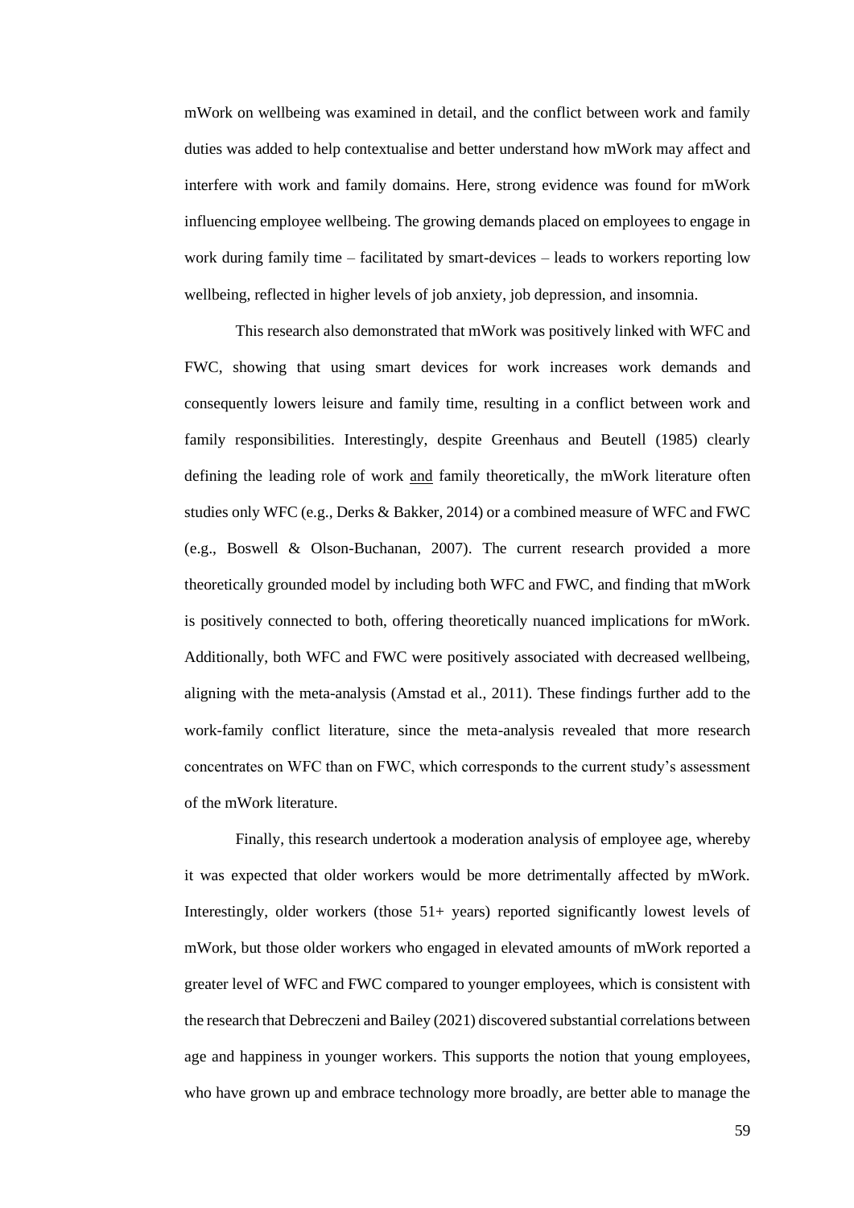mWork on wellbeing was examined in detail, and the conflict between work and family duties was added to help contextualise and better understand how mWork may affect and interfere with work and family domains. Here, strong evidence was found for mWork influencing employee wellbeing. The growing demands placed on employees to engage in work during family time – facilitated by smart-devices – leads to workers reporting low wellbeing, reflected in higher levels of job anxiety, job depression, and insomnia.

This research also demonstrated that mWork was positively linked with WFC and FWC, showing that using smart devices for work increases work demands and consequently lowers leisure and family time, resulting in a conflict between work and family responsibilities. Interestingly, despite Greenhaus and Beutell (1985) clearly defining the leading role of work <u>and</u> family theoretically, the mWork literature often studies only WFC (e.g., Derks & Bakker, 2014) or a combined measure of WFC and FWC (e.g., Boswell & Olson-Buchanan, 2007). The current research provided a more theoretically grounded model by including both WFC and FWC, and finding that mWork is positively connected to both, offering theoretically nuanced implications for mWork. Additionally, both WFC and FWC were positively associated with decreased wellbeing, aligning with the meta-analysis (Amstad et al., 2011). These findings further add to the work-family conflict literature, since the meta-analysis revealed that more research concentrates on WFC than on FWC, which corresponds to the current study's assessment of the mWork literature.

Finally, this research undertook a moderation analysis of employee age, whereby it was expected that older workers would be more detrimentally affected by mWork. Interestingly, older workers (those 51+ years) reported significantly lowest levels of mWork, but those older workers who engaged in elevated amounts of mWork reported a greater level of WFC and FWC compared to younger employees, which is consistent with the research that Debreczeni and Bailey (2021) discovered substantial correlations between age and happiness in younger workers. This supports the notion that young employees, who have grown up and embrace technology more broadly, are better able to manage the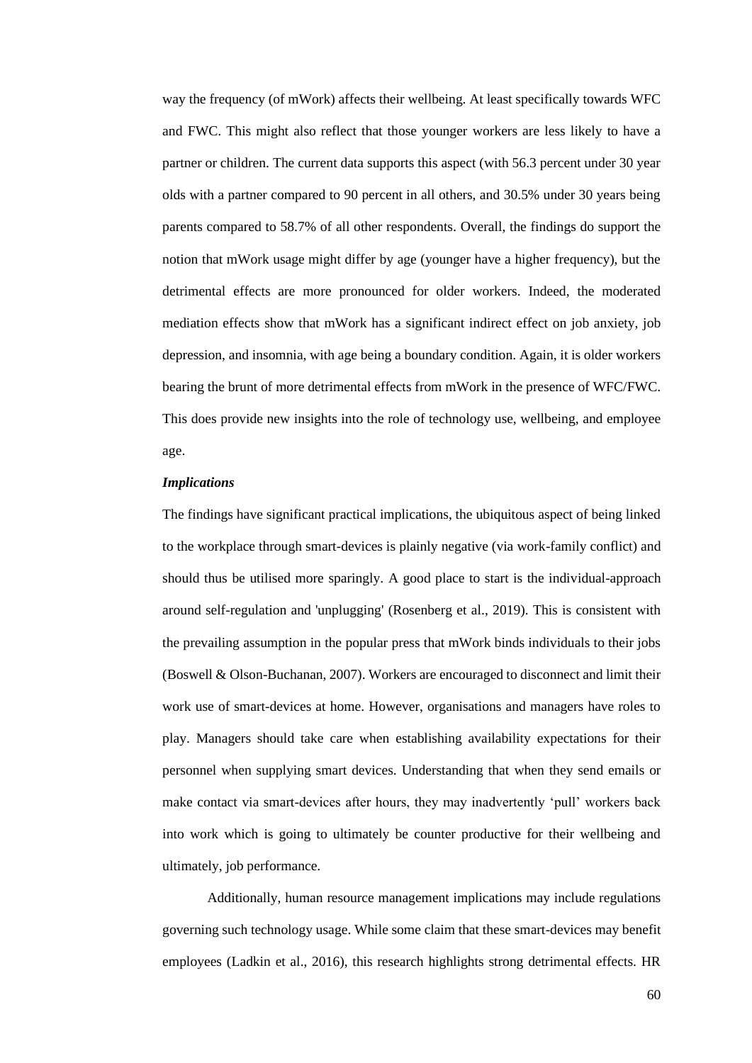way the frequency (of mWork) affects their wellbeing. At least specifically towards WFC and FWC. This might also reflect that those younger workers are less likely to have a partner or children. The current data supports this aspect (with 56.3 percent under 30 year olds with a partner compared to 90 percent in all others, and 30.5% under 30 years being parents compared to 58.7% of all other respondents. Overall, the findings do support the notion that mWork usage might differ by age (younger have a higher frequency), but the detrimental effects are more pronounced for older workers. Indeed, the moderated mediation effects show that mWork has a significant indirect effect on job anxiety, job depression, and insomnia, with age being a boundary condition. Again, it is older workers bearing the brunt of more detrimental effects from mWork in the presence of WFC/FWC. This does provide new insights into the role of technology use, wellbeing, and employee age.

***Implications***

The findings have significant practical implications, the ubiquitous aspect of being linked to the workplace through smart-devices is plainly negative (via work-family conflict) and should thus be utilised more sparingly. A good place to start is the individual-approach around self-regulation and 'unplugging' (Rosenberg et al., 2019). This is consistent with the prevailing assumption in the popular press that mWork binds individuals to their jobs (Boswell & Olson-Buchanan, 2007). Workers are encouraged to disconnect and limit their work use of smart-devices at home. However, organisations and managers have roles to play. Managers should take care when establishing availability expectations for their personnel when supplying smart devices. Understanding that when they send emails or make contact via smart-devices after hours, they may inadvertently 'pull' workers back into work which is going to ultimately be counter productive for their wellbeing and ultimately, job performance.

Additionally, human resource management implications may include regulations governing such technology usage. While some claim that these smart-devices may benefit employees (Ladkin et al., 2016), this research highlights strong detrimental effects. HR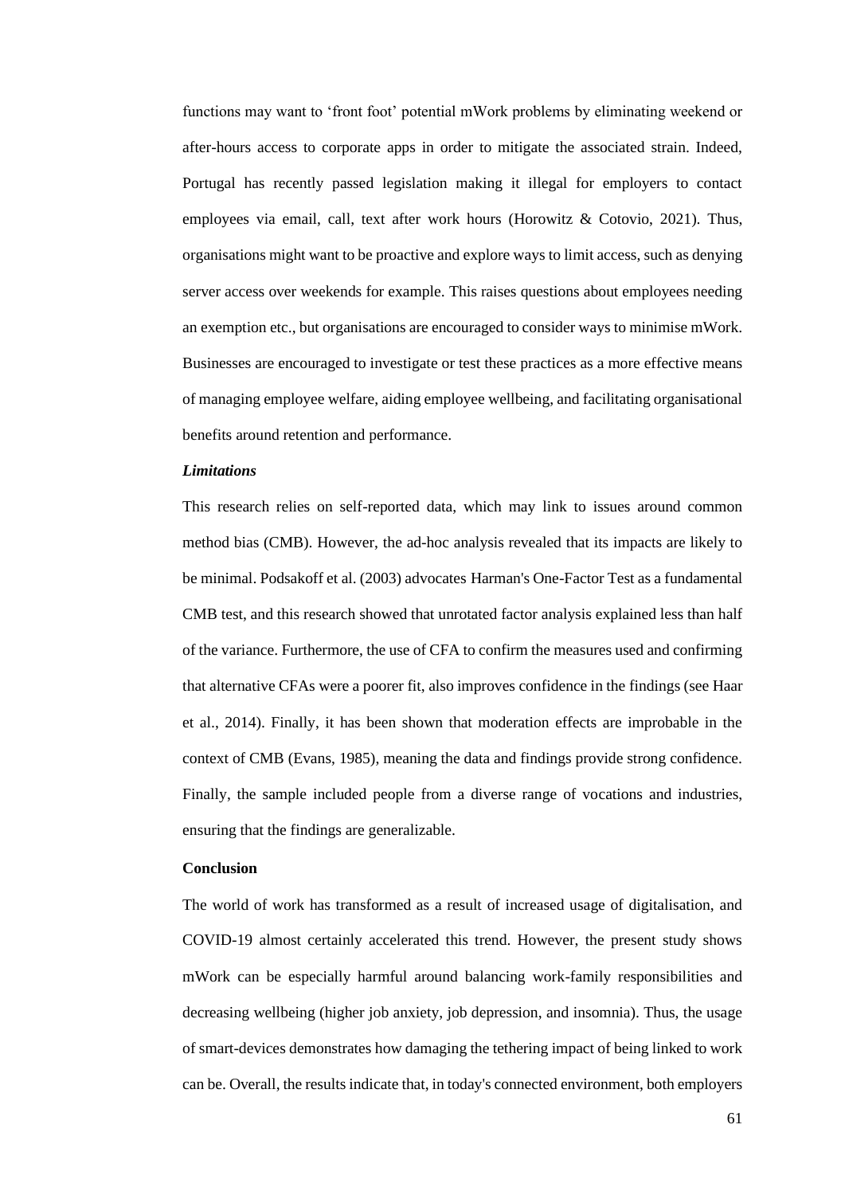functions may want to 'front foot' potential mWork problems by eliminating weekend or after-hours access to corporate apps in order to mitigate the associated strain. Indeed, Portugal has recently passed legislation making it illegal for employers to contact employees via email, call, text after work hours (Horowitz & Cotovio, 2021). Thus, organisations might want to be proactive and explore ways to limit access, such as denying server access over weekends for example. This raises questions about employees needing an exemption etc., but organisations are encouraged to consider ways to minimise mWork. Businesses are encouraged to investigate or test these practices as a more effective means of managing employee welfare, aiding employee wellbeing, and facilitating organisational benefits around retention and performance.

***Limitations***

This research relies on self-reported data, which may link to issues around common method bias (CMB). However, the ad-hoc analysis revealed that its impacts are likely to be minimal. Podsakoff et al. (2003) advocates Harman's One-Factor Test as a fundamental CMB test, and this research showed that unrotated factor analysis explained less than half of the variance. Furthermore, the use of CFA to confirm the measures used and confirming that alternative CFAs were a poorer fit, also improves confidence in the findings (see Haar et al., 2014). Finally, it has been shown that moderation effects are improbable in the context of CMB (Evans, 1985), meaning the data and findings provide strong confidence. Finally, the sample included people from a diverse range of vocations and industries, ensuring that the findings are generalizable.

**Conclusion**

The world of work has transformed as a result of increased usage of digitalisation, and COVID-19 almost certainly accelerated this trend. However, the present study shows mWork can be especially harmful around balancing work-family responsibilities and decreasing wellbeing (higher job anxiety, job depression, and insomnia). Thus, the usage of smart-devices demonstrates how damaging the tethering impact of being linked to work can be. Overall, the results indicate that, in today's connected environment, both employers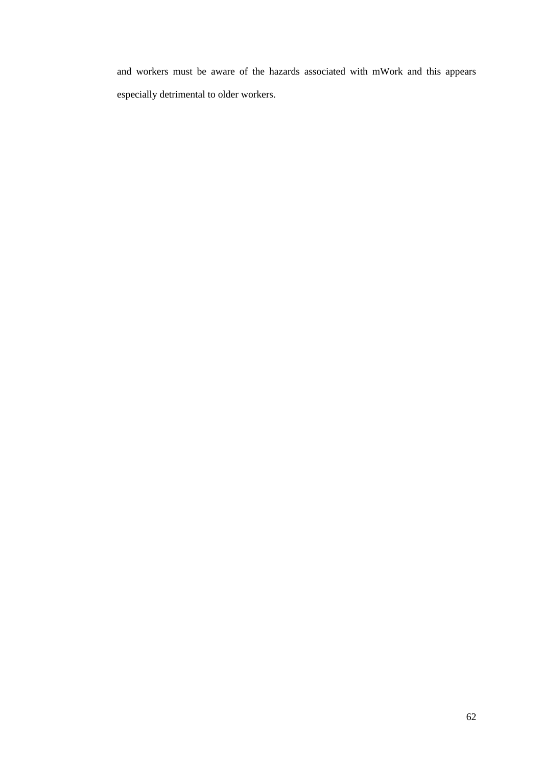and workers must be aware of the hazards associated with mWork and this appears especially detrimental to older workers.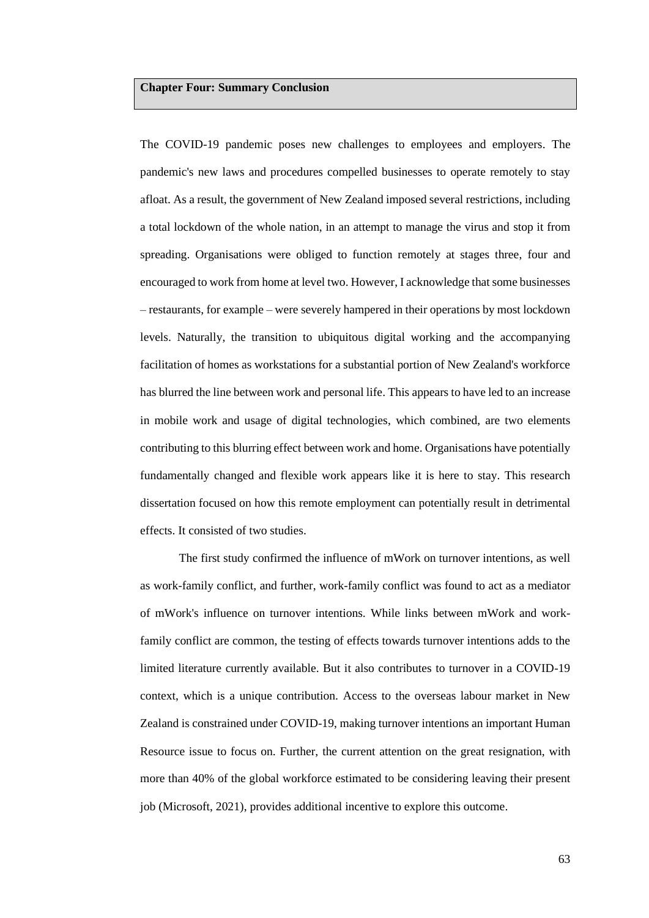# Chapter Four: Summary Conclusion

The COVID-19 pandemic poses new challenges to employees and employers. The pandemic's new laws and procedures compelled businesses to operate remotely to stay afloat. As a result, the government of New Zealand imposed several restrictions, including a total lockdown of the whole nation, in an attempt to manage the virus and stop it from spreading. Organisations were obliged to function remotely at stages three, four and encouraged to work from home at level two. However, I acknowledge that some businesses – restaurants, for example – were severely hampered in their operations by most lockdown levels. Naturally, the transition to ubiquitous digital working and the accompanying facilitation of homes as workstations for a substantial portion of New Zealand's workforce has blurred the line between work and personal life. This appears to have led to an increase in mobile work and usage of digital technologies, which combined, are two elements contributing to this blurring effect between work and home. Organisations have potentially fundamentally changed and flexible work appears like it is here to stay. This research dissertation focused on how this remote employment can potentially result in detrimental effects. It consisted of two studies.

The first study confirmed the influence of mWork on turnover intentions, as well as work-family conflict, and further, work-family conflict was found to act as a mediator of mWork's influence on turnover intentions. While links between mWork and work-family conflict are common, the testing of effects towards turnover intentions adds to the limited literature currently available. But it also contributes to turnover in a COVID-19 context, which is a unique contribution. Access to the overseas labour market in New Zealand is constrained under COVID-19, making turnover intentions an important Human Resource issue to focus on. Further, the current attention on the great resignation, with more than 40% of the global workforce estimated to be considering leaving their present job (Microsoft, 2021), provides additional incentive to explore this outcome.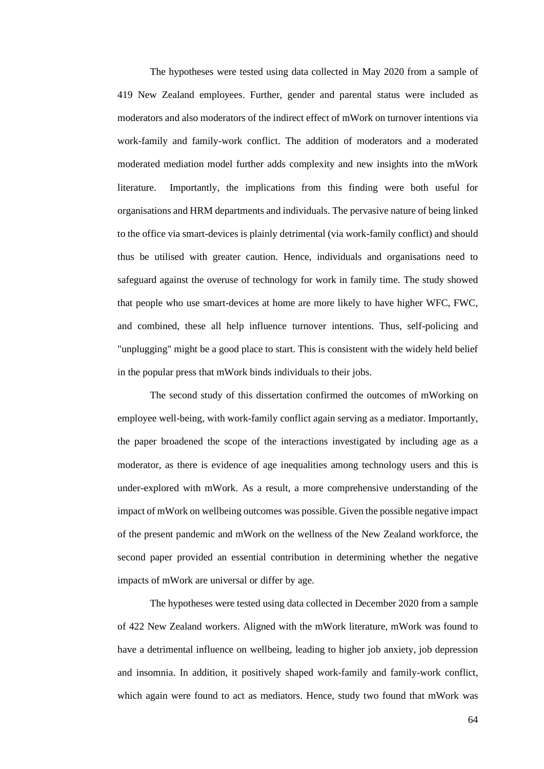The hypotheses were tested using data collected in May 2020 from a sample of 419 New Zealand employees. Further, gender and parental status were included as moderators and also moderators of the indirect effect of mWork on turnover intentions via work-family and family-work conflict. The addition of moderators and a moderated moderated mediation model further adds complexity and new insights into the mWork literature. Importantly, the implications from this finding were both useful for organisations and HRM departments and individuals. The pervasive nature of being linked to the office via smart-devices is plainly detrimental (via work-family conflict) and should thus be utilised with greater caution. Hence, individuals and organisations need to safeguard against the overuse of technology for work in family time. The study showed that people who use smart-devices at home are more likely to have higher WFC, FWC, and combined, these all help influence turnover intentions. Thus, self-policing and "unplugging" might be a good place to start. This is consistent with the widely held belief in the popular press that mWork binds individuals to their jobs.

The second study of this dissertation confirmed the outcomes of mWorking on employee well-being, with work-family conflict again serving as a mediator. Importantly, the paper broadened the scope of the interactions investigated by including age as a moderator, as there is evidence of age inequalities among technology users and this is under-explored with mWork. As a result, a more comprehensive understanding of the impact of mWork on wellbeing outcomes was possible. Given the possible negative impact of the present pandemic and mWork on the wellness of the New Zealand workforce, the second paper provided an essential contribution in determining whether the negative impacts of mWork are universal or differ by age.

The hypotheses were tested using data collected in December 2020 from a sample of 422 New Zealand workers. Aligned with the mWork literature, mWork was found to have a detrimental influence on wellbeing, leading to higher job anxiety, job depression and insomnia. In addition, it positively shaped work-family and family-work conflict, which again were found to act as mediators. Hence, study two found that mWork was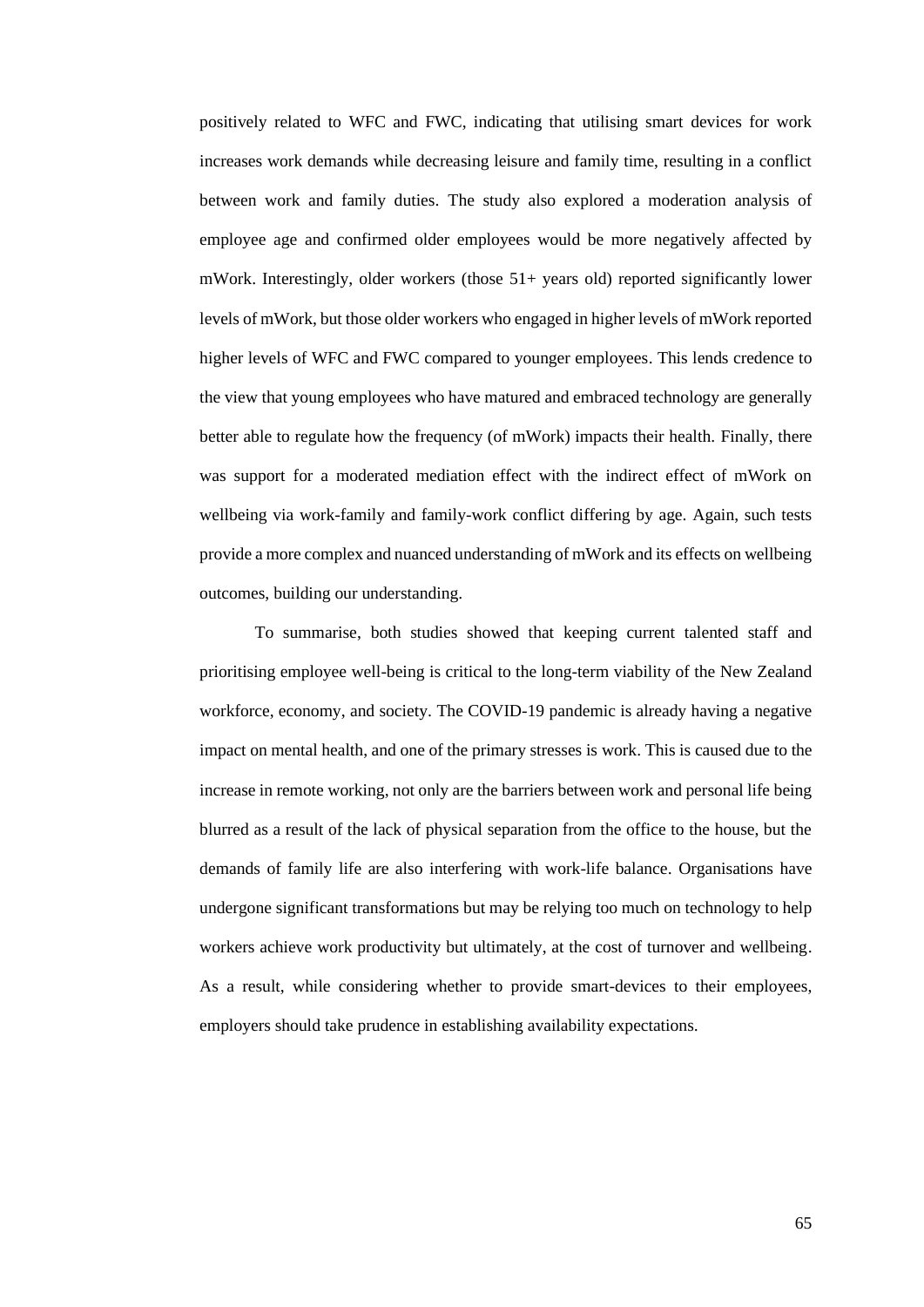positively related to WFC and FWC, indicating that utilising smart devices for work increases work demands while decreasing leisure and family time, resulting in a conflict between work and family duties. The study also explored a moderation analysis of employee age and confirmed older employees would be more negatively affected by mWork. Interestingly, older workers (those 51+ years old) reported significantly lower levels of mWork, but those older workers who engaged in higher levels of mWork reported higher levels of WFC and FWC compared to younger employees. This lends credence to the view that young employees who have matured and embraced technology are generally better able to regulate how the frequency (of mWork) impacts their health. Finally, there was support for a moderated mediation effect with the indirect effect of mWork on wellbeing via work-family and family-work conflict differing by age. Again, such tests provide a more complex and nuanced understanding of mWork and its effects on wellbeing outcomes, building our understanding.

To summarise, both studies showed that keeping current talented staff and prioritising employee well-being is critical to the long-term viability of the New Zealand workforce, economy, and society. The COVID-19 pandemic is already having a negative impact on mental health, and one of the primary stresses is work. This is caused due to the increase in remote working, not only are the barriers between work and personal life being blurred as a result of the lack of physical separation from the office to the house, but the demands of family life are also interfering with work-life balance. Organisations have undergone significant transformations but may be relying too much on technology to help workers achieve work productivity but ultimately, at the cost of turnover and wellbeing. As a result, while considering whether to provide smart-devices to their employees, employers should take prudence in establishing availability expectations.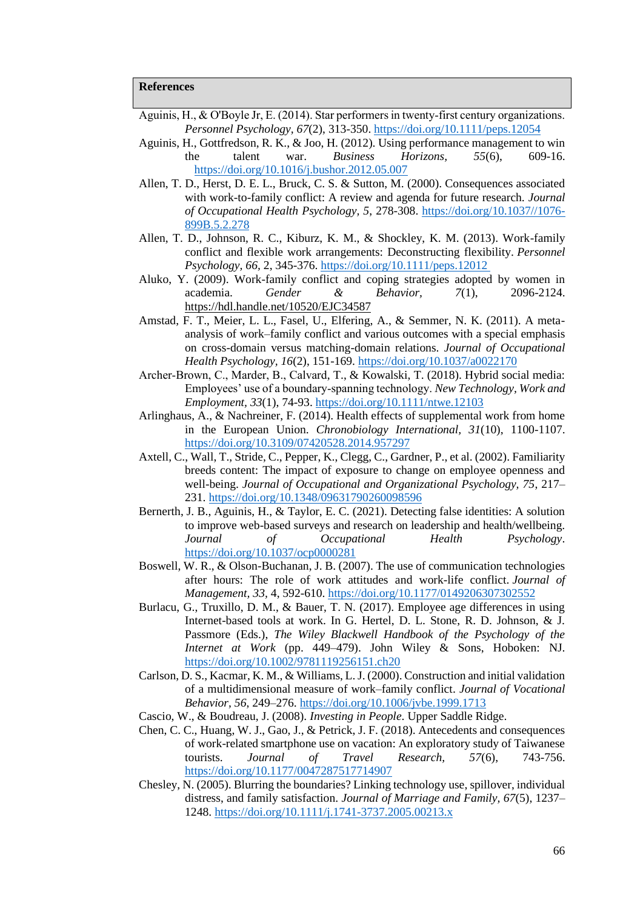## References

Aguinis, H., & O'Boyle Jr, E. (2014). Star performers in twenty-first century organizations. *Personnel Psychology*, *67*(2), 313-350. https://doi.org/10.1111/peps.12054

Aguinis, H., Gottfredson, R. K., & Joo, H. (2012). Using performance management to win the talent war. *Business Horizons*, *55*(6), 609-16. https://doi.org/10.1016/j.bushor.2012.05.007

Allen, T. D., Herst, D. E. L., Bruck, C. S. & Sutton, M. (2000). Consequences associated with work-to-family conflict: A review and agenda for future research. *Journal of Occupational Health Psychology, 5*, 278-308. https://doi.org/10.1037//1076-899B.5.2.278

Allen, T. D., Johnson, R. C., Kiburz, K. M., & Shockley, K. M. (2013). Work-family conflict and flexible work arrangements: Deconstructing flexibility. *Personnel Psychology, 66*, 2, 345-376. https://doi.org/10.1111/peps.12012

Aluko, Y. (2009). Work-family conflict and coping strategies adopted by women in academia. *Gender & Behavior*, *7*(1), 2096-2124. https://hdl.handle.net/10520/EJC34587

Amstad, F. T., Meier, L. L., Fasel, U., Elfering, A., & Semmer, N. K. (2011). A meta-analysis of work–family conflict and various outcomes with a special emphasis on cross-domain versus matching-domain relations. *Journal of Occupational Health Psychology*, *16*(2), 151-169. https://doi.org/10.1037/a0022170

Archer-Brown, C., Marder, B., Calvard, T., & Kowalski, T. (2018). Hybrid social media: Employees' use of a boundary-spanning technology. *New Technology, Work and Employment, 33*(1), 74-93. https://doi.org/10.1111/ntwe.12103

Arlinghaus, A., & Nachreiner, F. (2014). Health effects of supplemental work from home in the European Union. *Chronobiology International*, *31*(10), 1100-1107. https://doi.org/10.3109/07420528.2014.957297

Axtell, C., Wall, T., Stride, C., Pepper, K., Clegg, C., Gardner, P., et al. (2002). Familiarity breeds content: The impact of exposure to change on employee openness and well-being. *Journal of Occupational and Organizational Psychology, 75*, 217–231. https://doi.org/10.1348/09631790260098596

Bernerth, J. B., Aguinis, H., & Taylor, E. C. (2021). Detecting false identities: A solution to improve web-based surveys and research on leadership and health/wellbeing. *Journal of Occupational Health Psychology*. https://doi.org/10.1037/ocp0000281

Boswell, W. R., & Olson-Buchanan, J. B. (2007). The use of communication technologies after hours: The role of work attitudes and work-life conflict. *Journal of Management, 33*, 4, 592-610. https://doi.org/10.1177/0149206307302552

Burlacu, G., Truxillo, D. M., & Bauer, T. N. (2017). Employee age differences in using Internet-based tools at work. In G. Hertel, D. L. Stone, R. D. Johnson, & J. Passmore (Eds.), *The Wiley Blackwell Handbook of the Psychology of the Internet at Work* (pp. 449–479). John Wiley & Sons, Hoboken: NJ. https://doi.org/10.1002/9781119256151.ch20

Carlson, D. S., Kacmar, K. M., & Williams, L. J. (2000). Construction and initial validation of a multidimensional measure of work–family conflict. *Journal of Vocational Behavior, 56*, 249–276. https://doi.org/10.1006/jvbe.1999.1713

Cascio, W., & Boudreau, J. (2008). *Investing in People*. Upper Saddle Ridge.

Chen, C. C., Huang, W. J., Gao, J., & Petrick, J. F. (2018). Antecedents and consequences of work-related smartphone use on vacation: An exploratory study of Taiwanese tourists. *Journal of Travel Research,* *57*(6), 743-756. https://doi.org/10.1177/0047287517714907

Chesley, N. (2005). Blurring the boundaries? Linking technology use, spillover, individual distress, and family satisfaction. *Journal of Marriage and Family, 67*(5), 1237–1248. https://doi.org/10.1111/j.1741-3737.2005.00213.x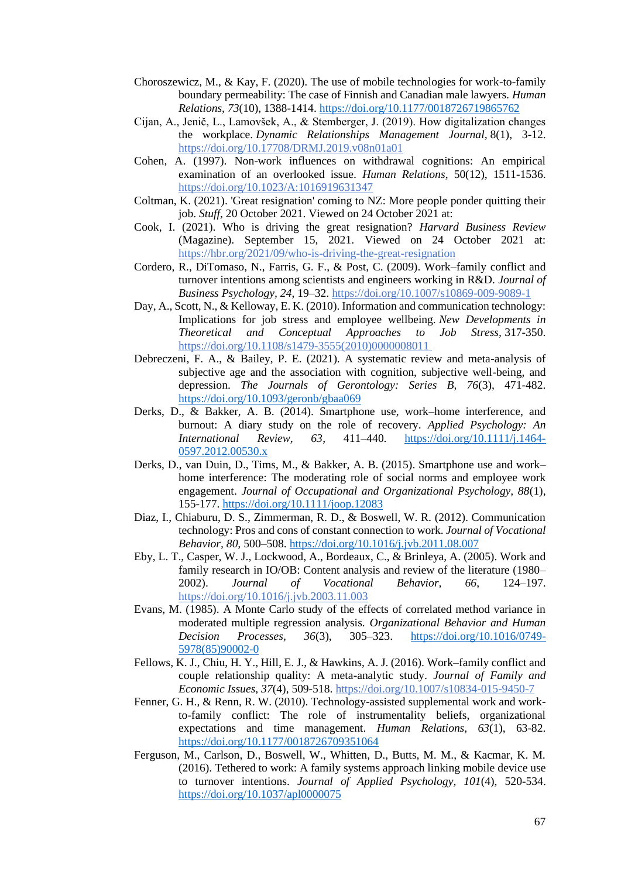Choroszewicz, M., & Kay, F. (2020). The use of mobile technologies for work-to-family boundary permeability: The case of Finnish and Canadian male lawyers. *Human Relations, 73*(10), 1388-1414. https://doi.org/10.1177/0018726719865762

Cijan, A., Jenič, L., Lamovšek, A., & Stemberger, J. (2019). How digitalization changes the workplace. *Dynamic Relationships Management Journal*, 8(1), 3-12. https://doi.org/10.17708/DRMJ.2019.v08n01a01

Cohen, A. (1997). Non-work influences on withdrawal cognitions: An empirical examination of an overlooked issue. *Human Relations*, 50(12), 1511-1536. https://doi.org/10.1023/A:1016919631347

Coltman, K. (2021). 'Great resignation' coming to NZ: More people ponder quitting their job. *Stuff*, 20 October 2021. Viewed on 24 October 2021 at:

Cook, I. (2021). Who is driving the great resignation? *Harvard Business Review* (Magazine). September 15, 2021. Viewed on 24 October 2021 at: https://hbr.org/2021/09/who-is-driving-the-great-resignation

Cordero, R., DiTomaso, N., Farris, G. F., & Post, C. (2009). Work–family conflict and turnover intentions among scientists and engineers working in R&D. *Journal of Business Psychology*, *24*, 19–32. https://doi.org/10.1007/s10869-009-9089-1

Day, A., Scott, N., & Kelloway, E. K. (2010). Information and communication technology: Implications for job stress and employee wellbeing. *New Developments in Theoretical and Conceptual Approaches to Job Stress*, 317-350. https://doi.org/10.1108/s1479-3555(2010)0000008011

Debreczeni, F. A., & Bailey, P. E. (2021). A systematic review and meta-analysis of subjective age and the association with cognition, subjective well-being, and depression. *The Journals of Gerontology: Series B, 76*(3), 471-482. https://doi.org/10.1093/geronb/gbaa069

Derks, D., & Bakker, A. B. (2014). Smartphone use, work–home interference, and burnout: A diary study on the role of recovery. *Applied Psychology: An International Review, 63*, 411–440. https://doi.org/10.1111/j.1464-0597.2012.00530.x

Derks, D., van Duin, D., Tims, M., & Bakker, A. B. (2015). Smartphone use and work–home interference: The moderating role of social norms and employee work engagement. *Journal of Occupational and Organizational Psychology, 88*(1), 155-177. https://doi.org/10.1111/joop.12083

Diaz, I., Chiaburu, D. S., Zimmerman, R. D., & Boswell, W. R. (2012). Communication technology: Pros and cons of constant connection to work. *Journal of Vocational Behavior*, *80,* 500–508. https://doi.org/10.1016/j.jvb.2011.08.007

Eby, L. T., Casper, W. J., Lockwood, A., Bordeaux, C., & Brinleya, A. (2005). Work and family research in IO/OB: Content analysis and review of the literature (1980–2002). *Journal of Vocational Behavior, 66*, 124–197. https://doi.org/10.1016/j.jvb.2003.11.003

Evans, M. (1985). A Monte Carlo study of the effects of correlated method variance in moderated multiple regression analysis. *Organizational Behavior and Human Decision Processes*, *36*(3), 305–323. https://doi.org/10.1016/0749-5978(85)90002-0

Fellows, K. J., Chiu, H. Y., Hill, E. J., & Hawkins, A. J. (2016). Work–family conflict and couple relationship quality: A meta-analytic study. *Journal of Family and Economic Issues, 37*(4), 509-518. https://doi.org/10.1007/s10834-015-9450-7

Fenner, G. H., & Renn, R. W. (2010). Technology-assisted supplemental work and work-to-family conflict: The role of instrumentality beliefs, organizational expectations and time management. *Human Relations*, *63*(1), 63-82. https://doi.org/10.1177/0018726709351064

Ferguson, M., Carlson, D., Boswell, W., Whitten, D., Butts, M. M., & Kacmar, K. M. (2016). Tethered to work: A family systems approach linking mobile device use to turnover intentions. *Journal of Applied Psychology, 101*(4), 520-534. https://doi.org/10.1037/apl0000075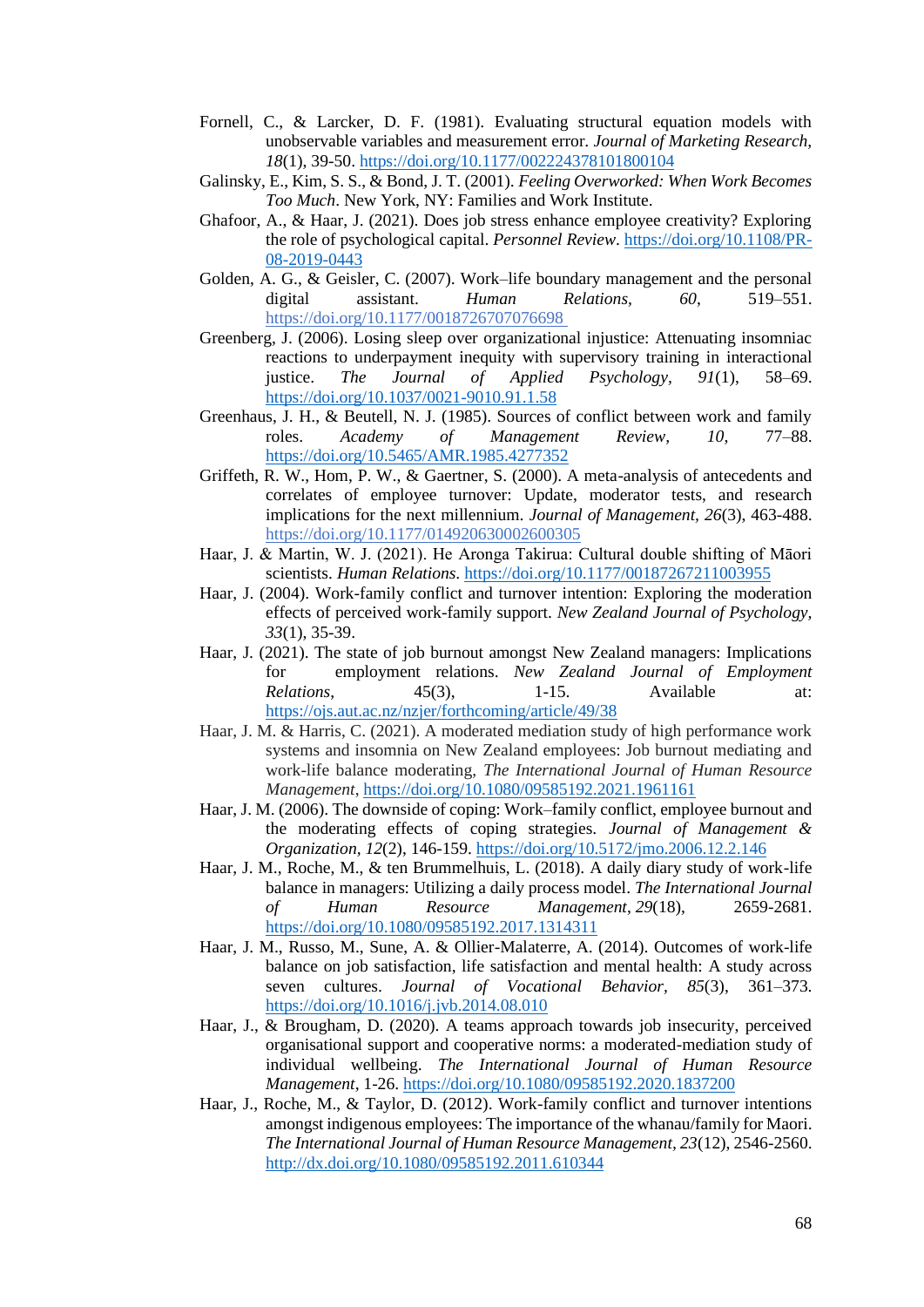Fornell, C., & Larcker, D. F. (1981). Evaluating structural equation models with unobservable variables and measurement error. *Journal of Marketing Research, 18*(1), 39-50. https://doi.org/10.1177/002224378101800104

Galinsky, E., Kim, S. S., & Bond, J. T. (2001). *Feeling Overworked: When Work Becomes Too Much*. New York, NY: Families and Work Institute.

Ghafoor, A., & Haar, J. (2021). Does job stress enhance employee creativity? Exploring the role of psychological capital. *Personnel Review*. https://doi.org/10.1108/PR-08-2019-0443

Golden, A. G., & Geisler, C. (2007). Work–life boundary management and the personal digital assistant. *Human Relations, 60*, 519–551. https://doi.org/10.1177/0018726707076698

Greenberg, J. (2006). Losing sleep over organizational injustice: Attenuating insomniac reactions to underpayment inequity with supervisory training in interactional justice. *The Journal of Applied Psychology, 91*(1), 58–69. https://doi.org/10.1037/0021-9010.91.1.58

Greenhaus, J. H., & Beutell, N. J. (1985). Sources of conflict between work and family roles. *Academy of Management Review, 10*, 77–88. https://doi.org/10.5465/AMR.1985.4277352

Griffeth, R. W., Hom, P. W., & Gaertner, S. (2000). A meta-analysis of antecedents and correlates of employee turnover: Update, moderator tests, and research implications for the next millennium. *Journal of Management, 26*(3), 463-488. https://doi.org/10.1177/014920630002600305

Haar, J. & Martin, W. J. (2021). He Aronga Takirua: Cultural double shifting of Māori scientists. *Human Relations*. https://doi.org/10.1177/00187267211003955

Haar, J. (2004). Work-family conflict and turnover intention: Exploring the moderation effects of perceived work-family support. *New Zealand Journal of Psychology, 33*(1), 35-39.

Haar, J. (2021). The state of job burnout amongst New Zealand managers: Implications for employment relations. *New Zealand Journal of Employment Relations*, 45(3), 1-15. Available at: https://ojs.aut.ac.nz/nzjer/forthcoming/article/49/38

Haar, J. M. & Harris, C. (2021). A moderated mediation study of high performance work systems and insomnia on New Zealand employees: Job burnout mediating and work-life balance moderating, *The International Journal of Human Resource Management*, https://doi.org/10.1080/09585192.2021.1961161

Haar, J. M. (2006). The downside of coping: Work–family conflict, employee burnout and the moderating effects of coping strategies. *Journal of Management & Organization, 12*(2), 146-159. https://doi.org/10.5172/jmo.2006.12.2.146

Haar, J. M., Roche, M., & ten Brummelhuis, L. (2018). A daily diary study of work-life balance in managers: Utilizing a daily process model. *The International Journal of Human Resource Management, 29*(18), 2659-2681. https://doi.org/10.1080/09585192.2017.1314311

Haar, J. M., Russo, M., Sune, A. & Ollier-Malaterre, A. (2014). Outcomes of work-life balance on job satisfaction, life satisfaction and mental health: A study across seven cultures. *Journal of Vocational Behavior, 85*(3), 361–373. https://doi.org/10.1016/j.jvb.2014.08.010

Haar, J., & Brougham, D. (2020). A teams approach towards job insecurity, perceived organisational support and cooperative norms: a moderated-mediation study of individual wellbeing. *The International Journal of Human Resource Management*, 1-26. https://doi.org/10.1080/09585192.2020.1837200

Haar, J., Roche, M., & Taylor, D. (2012). Work-family conflict and turnover intentions amongst indigenous employees: The importance of the whanau/family for Maori. *The International Journal of Human Resource Management, 23*(12), 2546-2560. http://dx.doi.org/10.1080/09585192.2011.610344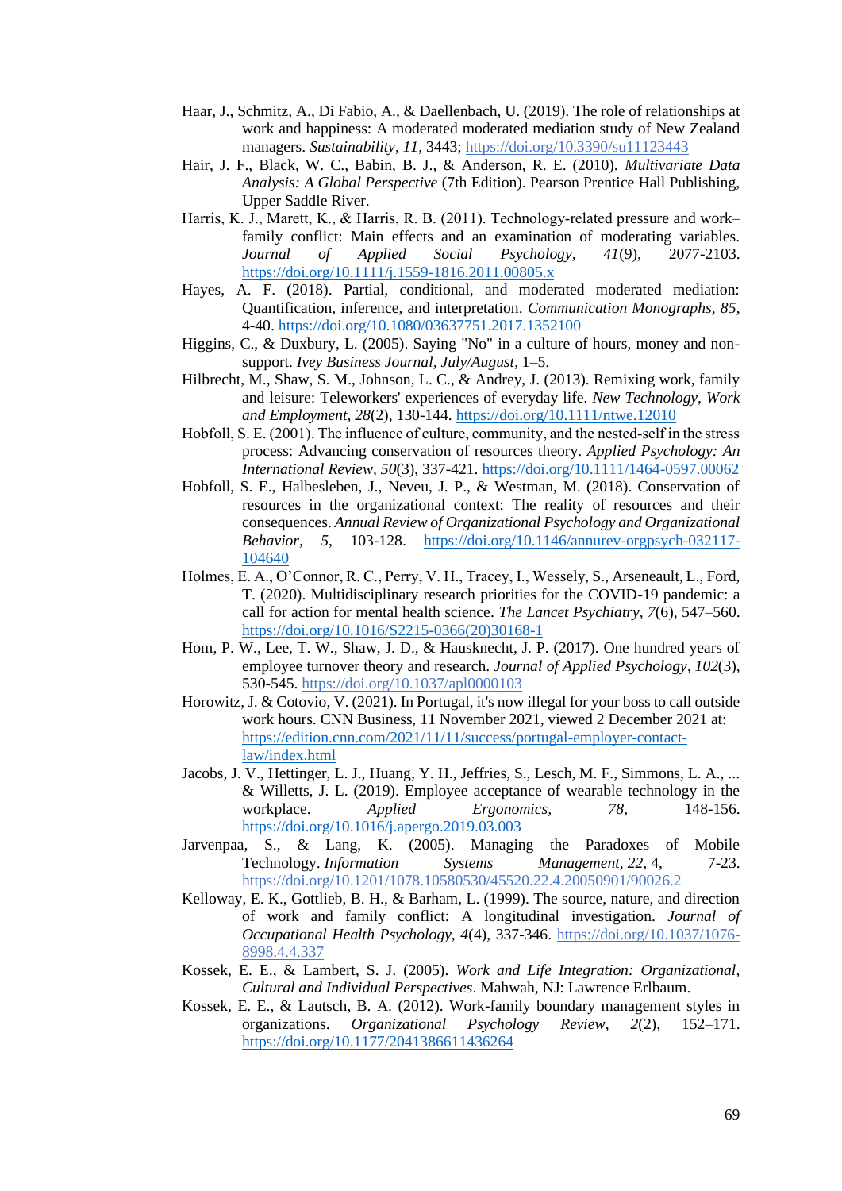Haar, J., Schmitz, A., Di Fabio, A., & Daellenbach, U. (2019). The role of relationships at work and happiness: A moderated moderated mediation study of New Zealand managers. *Sustainability*, *11*, 3443; https://doi.org/10.3390/su11123443

Hair, J. F., Black, W. C., Babin, B. J., & Anderson, R. E. (2010). *Multivariate Data Analysis: A Global Perspective* (7th Edition). Pearson Prentice Hall Publishing, Upper Saddle River.

Harris, K. J., Marett, K., & Harris, R. B. (2011). Technology-related pressure and work–family conflict: Main effects and an examination of moderating variables. *Journal of Applied Social Psychology*, *41*(9), 2077-2103. https://doi.org/10.1111/j.1559-1816.2011.00805.x

Hayes, A. F. (2018). Partial, conditional, and moderated moderated mediation: Quantification, inference, and interpretation. *Communication Monographs, 85*, 4-40. https://doi.org/10.1080/03637751.2017.1352100

Higgins, C., & Duxbury, L. (2005). Saying "No" in a culture of hours, money and non-support. *Ivey Business Journal, July/August*, 1–5.

Hilbrecht, M., Shaw, S. M., Johnson, L. C., & Andrey, J. (2013). Remixing work, family and leisure: Teleworkers' experiences of everyday life. *New Technology, Work and Employment, 28*(2), 130-144. https://doi.org/10.1111/ntwe.12010

Hobfoll, S. E. (2001). The influence of culture, community, and the nested-self in the stress process: Advancing conservation of resources theory. *Applied Psychology: An International Review*, *50*(3), 337-421. https://doi.org/10.1111/1464-0597.00062

Hobfoll, S. E., Halbesleben, J., Neveu, J. P., & Westman, M. (2018). Conservation of resources in the organizational context: The reality of resources and their consequences. *Annual Review of Organizational Psychology and Organizational Behavior*, *5*, 103-128. https://doi.org/10.1146/annurev-orgpsych-032117-104640

Holmes, E. A., O'Connor, R. C., Perry, V. H., Tracey, I., Wessely, S., Arseneault, L., Ford, T. (2020). Multidisciplinary research priorities for the COVID-19 pandemic: a call for action for mental health science. *The Lancet Psychiatry, 7*(6), 547–560. https://doi.org/10.1016/S2215-0366(20)30168-1

Hom, P. W., Lee, T. W., Shaw, J. D., & Hausknecht, J. P. (2017). One hundred years of employee turnover theory and research. *Journal of Applied Psychology*, *102*(3), 530-545. https://doi.org/10.1037/apl0000103

Horowitz, J. & Cotovio, V. (2021). In Portugal, it's now illegal for your boss to call outside work hours. CNN Business, 11 November 2021, viewed 2 December 2021 at: https://edition.cnn.com/2021/11/11/success/portugal-employer-contact-law/index.html

Jacobs, J. V., Hettinger, L. J., Huang, Y. H., Jeffries, S., Lesch, M. F., Simmons, L. A., ... & Willetts, J. L. (2019). Employee acceptance of wearable technology in the workplace. *Applied Ergonomics*, *78*, 148-156. https://doi.org/10.1016/j.apergo.2019.03.003

Jarvenpaa, S., & Lang, K. (2005). Managing the Paradoxes of Mobile Technology. *Information Systems Management, 22*, 4, 7-23. https://doi.org/10.1201/1078.10580530/45520.22.4.20050901/90026.2

Kelloway, E. K., Gottlieb, B. H., & Barham, L. (1999). The source, nature, and direction of work and family conflict: A longitudinal investigation. *Journal of Occupational Health Psychology*, *4*(4), 337-346. https://doi.org/10.1037/1076-8998.4.4.337

Kossek, E. E., & Lambert, S. J. (2005). *Work and Life Integration: Organizational, Cultural and Individual Perspectives*. Mahwah, NJ: Lawrence Erlbaum.

Kossek, E. E., & Lautsch, B. A. (2012). Work-family boundary management styles in organizations. *Organizational Psychology Review*, *2*(2), 152–171. https://doi.org/10.1177/2041386611436264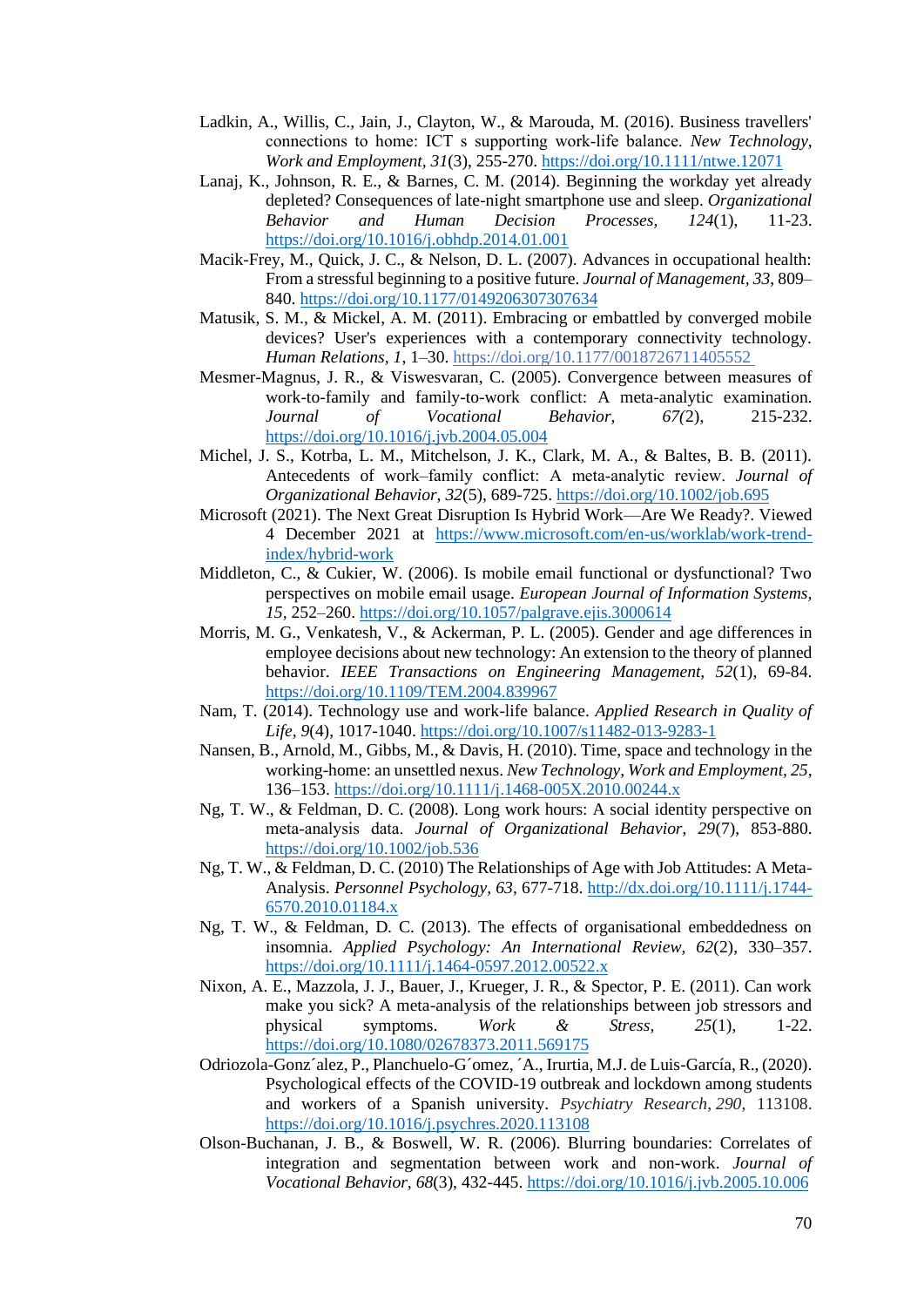Ladkin, A., Willis, C., Jain, J., Clayton, W., & Marouda, M. (2016). Business travellers' connections to home: ICT s supporting work-life balance. *New Technology, Work and Employment*, *31*(3), 255-270. https://doi.org/10.1111/ntwe.12071

Lanaj, K., Johnson, R. E., & Barnes, C. M. (2014). Beginning the workday yet already depleted? Consequences of late-night smartphone use and sleep. *Organizational Behavior and Human Decision Processes*, *124*(1), 11-23. https://doi.org/10.1016/j.obhdp.2014.01.001

Macik-Frey, M., Quick, J. C., & Nelson, D. L. (2007). Advances in occupational health: From a stressful beginning to a positive future. *Journal of Management*, *33*, 809–840. https://doi.org/10.1177/0149206307307634

Matusik, S. M., & Mickel, A. M. (2011). Embracing or embattled by converged mobile devices? User's experiences with a contemporary connectivity technology. *Human Relations*, *1*, 1–30. https://doi.org/10.1177/0018726711405552

Mesmer-Magnus, J. R., & Viswesvaran, C. (2005). Convergence between measures of work-to-family and family-to-work conflict: A meta-analytic examination. *Journal of Vocational Behavior*, *67*(2), 215-232. https://doi.org/10.1016/j.jvb.2004.05.004

Michel, J. S., Kotrba, L. M., Mitchelson, J. K., Clark, M. A., & Baltes, B. B. (2011). Antecedents of work–family conflict: A meta-analytic review. *Journal of Organizational Behavior*, *32*(5), 689-725. https://doi.org/10.1002/job.695

Microsoft (2021). The Next Great Disruption Is Hybrid Work—Are We Ready?. Viewed 4 December 2021 at https://www.microsoft.com/en-us/worklab/work-trend-index/hybrid-work

Middleton, C., & Cukier, W. (2006). Is mobile email functional or dysfunctional? Two perspectives on mobile email usage. *European Journal of Information Systems, 15*, 252–260. https://doi.org/10.1057/palgrave.ejis.3000614

Morris, M. G., Venkatesh, V., & Ackerman, P. L. (2005). Gender and age differences in employee decisions about new technology: An extension to the theory of planned behavior. *IEEE Transactions on Engineering Management*, *52*(1), 69-84. https://doi.org/10.1109/TEM.2004.839967

Nam, T. (2014). Technology use and work-life balance. *Applied Research in Quality of Life*, *9*(4), 1017-1040. https://doi.org/10.1007/s11482-013-9283-1

Nansen, B., Arnold, M., Gibbs, M., & Davis, H. (2010). Time, space and technology in the working-home: an unsettled nexus. *New Technology, Work and Employment, 25*, 136–153. https://doi.org/10.1111/j.1468-005X.2010.00244.x

Ng, T. W., & Feldman, D. C. (2008). Long work hours: A social identity perspective on meta-analysis data. *Journal of Organizational Behavior*, *29*(7), 853-880. https://doi.org/10.1002/job.536

Ng, T. W., & Feldman, D. C. (2010) The Relationships of Age with Job Attitudes: A Meta-Analysis. *Personnel Psychology*, *63*, 677-718. http://dx.doi.org/10.1111/j.1744-6570.2010.01184.x

Ng, T. W., & Feldman, D. C. (2013). The effects of organisational embeddedness on insomnia. *Applied Psychology: An International Review*, *62*(2), 330–357. https://doi.org/10.1111/j.1464-0597.2012.00522.x

Nixon, A. E., Mazzola, J. J., Bauer, J., Krueger, J. R., & Spector, P. E. (2011). Can work make you sick? A meta-analysis of the relationships between job stressors and physical symptoms. *Work & Stress*, *25*(1), 1-22. https://doi.org/10.1080/02678373.2011.569175

Odriozola-Gonz´alez, P., Planchuelo-G´omez, ´A., Irurtia, M.J. de Luis-García, R., (2020). Psychological effects of the COVID-19 outbreak and lockdown among students and workers of a Spanish university. *Psychiatry Research*, *290*, 113108. https://doi.org/10.1016/j.psychres.2020.113108

Olson-Buchanan, J. B., & Boswell, W. R. (2006). Blurring boundaries: Correlates of integration and segmentation between work and non-work. *Journal of Vocational Behavior*, *68*(3), 432-445. https://doi.org/10.1016/j.jvb.2005.10.006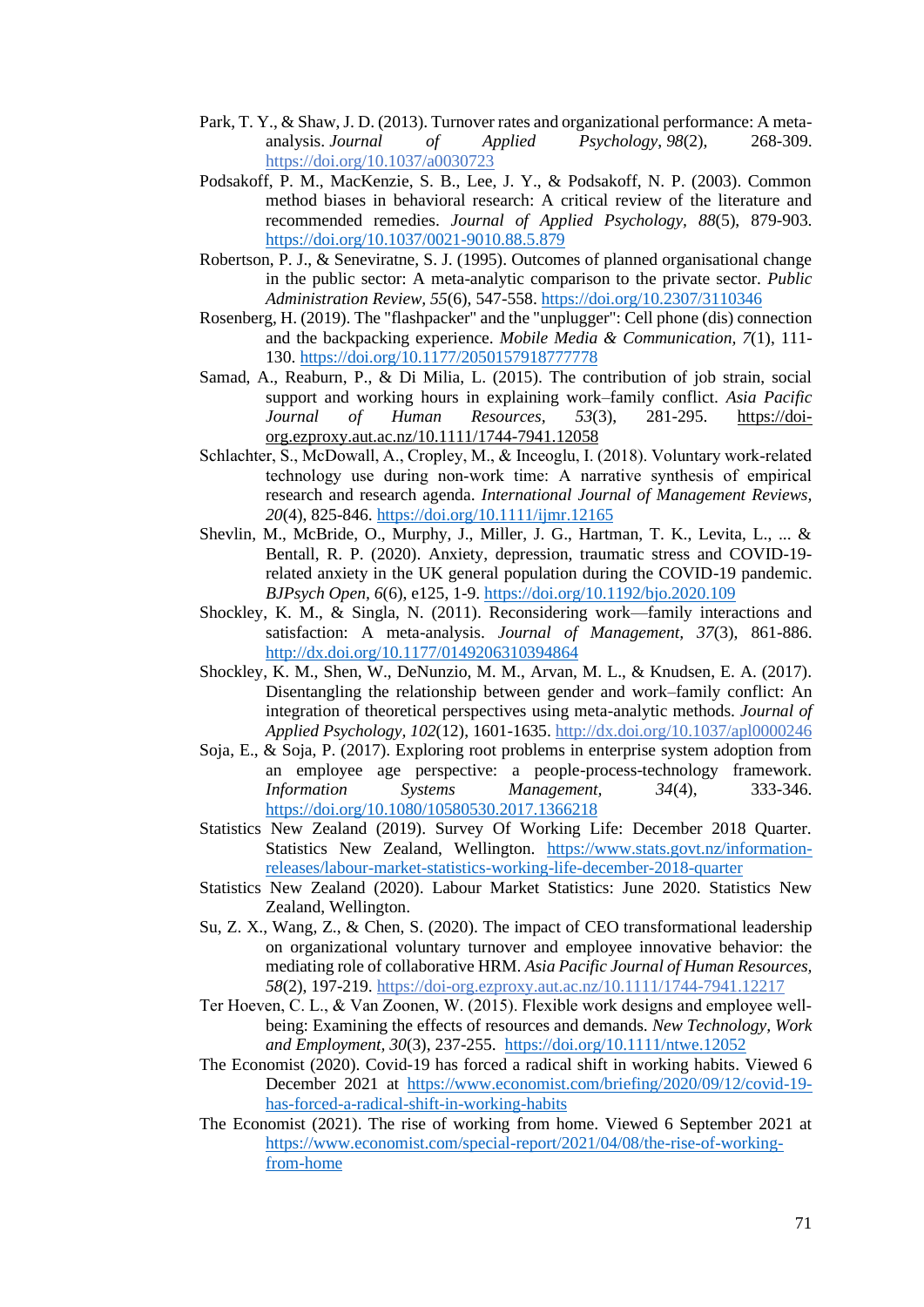Park, T. Y., & Shaw, J. D. (2013). Turnover rates and organizational performance: A meta-analysis. *Journal of Applied Psychology, 98*(2), 268-309. https://doi.org/10.1037/a0030723

Podsakoff, P. M., MacKenzie, S. B., Lee, J. Y., & Podsakoff, N. P. (2003). Common method biases in behavioral research: A critical review of the literature and recommended remedies. *Journal of Applied Psychology, 88*(5), 879-903. https://doi.org/10.1037/0021-9010.88.5.879

Robertson, P. J., & Seneviratne, S. J. (1995). Outcomes of planned organisational change in the public sector: A meta-analytic comparison to the private sector. *Public Administration Review, 55*(6), 547-558. https://doi.org/10.2307/3110346

Rosenberg, H. (2019). The "flashpacker" and the "unplugger": Cell phone (dis) connection and the backpacking experience. *Mobile Media & Communication, 7*(1), 111-130. https://doi.org/10.1177/2050157918777778

Samad, A., Reaburn, P., & Di Milia, L. (2015). The contribution of job strain, social support and working hours in explaining work–family conflict. *Asia Pacific Journal of Human Resources, 53*(3), 281-295. https://doi-org.ezproxy.aut.ac.nz/10.1111/1744-7941.12058

Schlachter, S., McDowall, A., Cropley, M., & Inceoglu, I. (2018). Voluntary work-related technology use during non-work time: A narrative synthesis of empirical research and research agenda. *International Journal of Management Reviews, 20*(4), 825-846. https://doi.org/10.1111/ijmr.12165

Shevlin, M., McBride, O., Murphy, J., Miller, J. G., Hartman, T. K., Levita, L., ... & Bentall, R. P. (2020). Anxiety, depression, traumatic stress and COVID-19-related anxiety in the UK general population during the COVID-19 pandemic. *BJPsych Open, 6*(6), e125, 1-9. https://doi.org/10.1192/bjo.2020.109

Shockley, K. M., & Singla, N. (2011). Reconsidering work—family interactions and satisfaction: A meta-analysis. *Journal of Management, 37*(3), 861-886. http://dx.doi.org/10.1177/0149206310394864

Shockley, K. M., Shen, W., DeNunzio, M. M., Arvan, M. L., & Knudsen, E. A. (2017). Disentangling the relationship between gender and work–family conflict: An integration of theoretical perspectives using meta-analytic methods. *Journal of Applied Psychology, 102*(12), 1601-1635. http://dx.doi.org/10.1037/apl0000246

Soja, E., & Soja, P. (2017). Exploring root problems in enterprise system adoption from an employee age perspective: a people-process-technology framework. *Information Systems Management, 34*(4), 333-346. https://doi.org/10.1080/10580530.2017.1366218

Statistics New Zealand (2019). Survey Of Working Life: December 2018 Quarter. Statistics New Zealand, Wellington. https://www.stats.govt.nz/information-releases/labour-market-statistics-working-life-december-2018-quarter

Statistics New Zealand (2020). Labour Market Statistics: June 2020. Statistics New Zealand, Wellington.

Su, Z. X., Wang, Z., & Chen, S. (2020). The impact of CEO transformational leadership on organizational voluntary turnover and employee innovative behavior: the mediating role of collaborative HRM. *Asia Pacific Journal of Human Resources, 58*(2), 197-219. https://doi-org.ezproxy.aut.ac.nz/10.1111/1744-7941.12217

Ter Hoeven, C. L., & Van Zoonen, W. (2015). Flexible work designs and employee well-being: Examining the effects of resources and demands. *New Technology, Work and Employment, 30*(3), 237-255. https://doi.org/10.1111/ntwe.12052

The Economist (2020). Covid-19 has forced a radical shift in working habits. Viewed 6 December 2021 at https://www.economist.com/briefing/2020/09/12/covid-19-has-forced-a-radical-shift-in-working-habits

The Economist (2021). The rise of working from home. Viewed 6 September 2021 at https://www.economist.com/special-report/2021/04/08/the-rise-of-working-from-home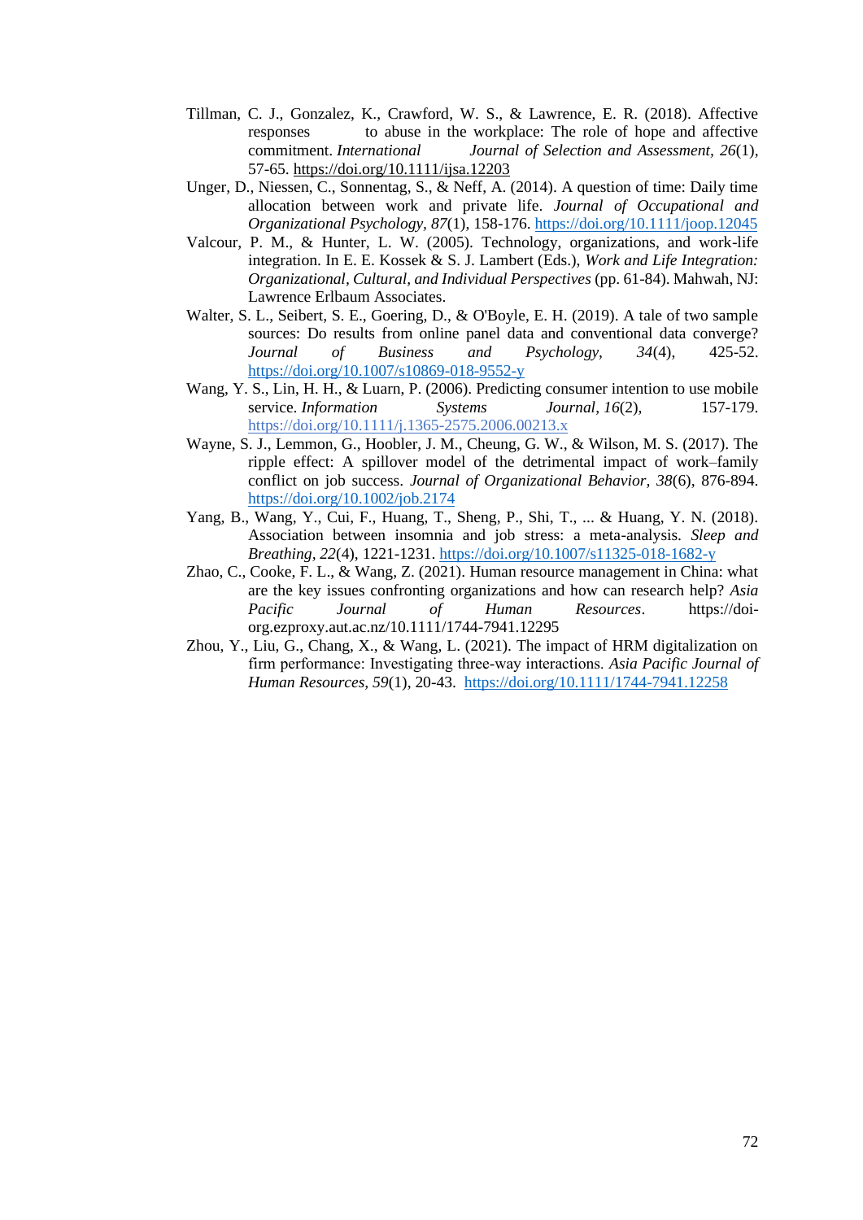Tillman, C. J., Gonzalez, K., Crawford, W. S., & Lawrence, E. R. (2018). Affective responses to abuse in the workplace: The role of hope and affective commitment. *International Journal of Selection and Assessment, 26*(1), 57-65. https://doi.org/10.1111/ijsa.12203

Unger, D., Niessen, C., Sonnentag, S., & Neff, A. (2014). A question of time: Daily time allocation between work and private life. *Journal of Occupational and Organizational Psychology, 87*(1), 158-176. https://doi.org/10.1111/joop.12045

Valcour, P. M., & Hunter, L. W. (2005). Technology, organizations, and work-life integration. In E. E. Kossek & S. J. Lambert (Eds.), *Work and Life Integration: Organizational, Cultural, and Individual Perspectives* (pp. 61-84). Mahwah, NJ: Lawrence Erlbaum Associates.

Walter, S. L., Seibert, S. E., Goering, D., & O'Boyle, E. H. (2019). A tale of two sample sources: Do results from online panel data and conventional data converge? *Journal of Business and Psychology, 34*(4), 425-52. https://doi.org/10.1007/s10869-018-9552-y

Wang, Y. S., Lin, H. H., & Luarn, P. (2006). Predicting consumer intention to use mobile service. *Information Systems Journal*, *16*(2), 157-179. https://doi.org/10.1111/j.1365-2575.2006.00213.x

Wayne, S. J., Lemmon, G., Hoobler, J. M., Cheung, G. W., & Wilson, M. S. (2017). The ripple effect: A spillover model of the detrimental impact of work–family conflict on job success. *Journal of Organizational Behavior, 38*(6), 876-894. https://doi.org/10.1002/job.2174

Yang, B., Wang, Y., Cui, F., Huang, T., Sheng, P., Shi, T., ... & Huang, Y. N. (2018). Association between insomnia and job stress: a meta-analysis. *Sleep and Breathing, 22*(4), 1221-1231. https://doi.org/10.1007/s11325-018-1682-y

Zhao, C., Cooke, F. L., & Wang, Z. (2021). Human resource management in China: what are the key issues confronting organizations and how can research help? *Asia Pacific Journal of Human Resources*. https://doi-org.ezproxy.aut.ac.nz/10.1111/1744-7941.12295

Zhou, Y., Liu, G., Chang, X., & Wang, L. (2021). The impact of HRM digitalization on firm performance: Investigating three-way interactions. *Asia Pacific Journal of Human Resources, 59*(1), 20-43. https://doi.org/10.1111/1744-7941.12258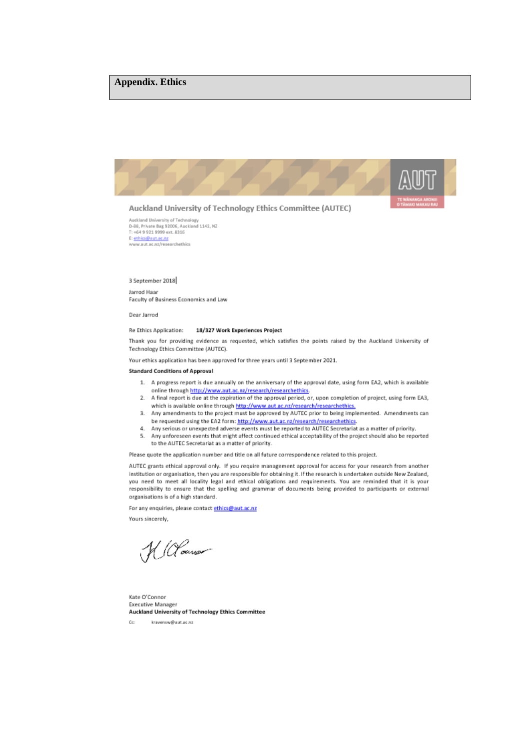# Appendix. Ethics

**Auckland University of Technology Ethics Committee (AUTEC)**

Auckland University of Technology
D-88, Private Bag 92006, Auckland 1142, NZ
T: +64 9 921 9999 ext. 8316
E: ethics@aut.ac.nz
www.aut.ac.nz/researchethics

3 September 2018

Jarrod Haar
Faculty of Business Economics and Law

Dear Jarrod

Re Ethics Application: **18/327 Work Experiences Project**

Thank you for providing evidence as requested, which satisfies the points raised by the Auckland University of Technology Ethics Committee (AUTEC).

Your ethics application has been approved for three years until 3 September 2021.

**Standard Conditions of Approval**

1. A progress report is due annually on the anniversary of the approval date, using form EA2, which is available online through http://www.aut.ac.nz/research/researchethics.
2. A final report is due at the expiration of the approval period, or, upon completion of project, using form EA3, which is available online through http://www.aut.ac.nz/research/researchethics.
3. Any amendments to the project must be approved by AUTEC prior to being implemented. Amendments can be requested using the EA2 form: http://www.aut.ac.nz/research/researchethics.
4. Any serious or unexpected adverse events must be reported to AUTEC Secretariat as a matter of priority.
5. Any unforeseen events that might affect continued ethical acceptability of the project should also be reported to the AUTEC Secretariat as a matter of priority.

Please quote the application number and title on all future correspondence related to this project.

AUTEC grants ethical approval only. If you require management approval for access for your research from another institution or organisation, then you are responsible for obtaining it. If the research is undertaken outside New Zealand, you need to meet all locality legal and ethical obligations and requirements. You are reminded that it is your responsibility to ensure that the spelling and grammar of documents being provided to participants or external organisations is of a high standard.

For any enquiries, please contact ethics@aut.ac.nz

Yours sincerely,

Kate O'Connor
Executive Manager
**Auckland University of Technology Ethics Committee**

Cc: kravensw@aut.ac.nz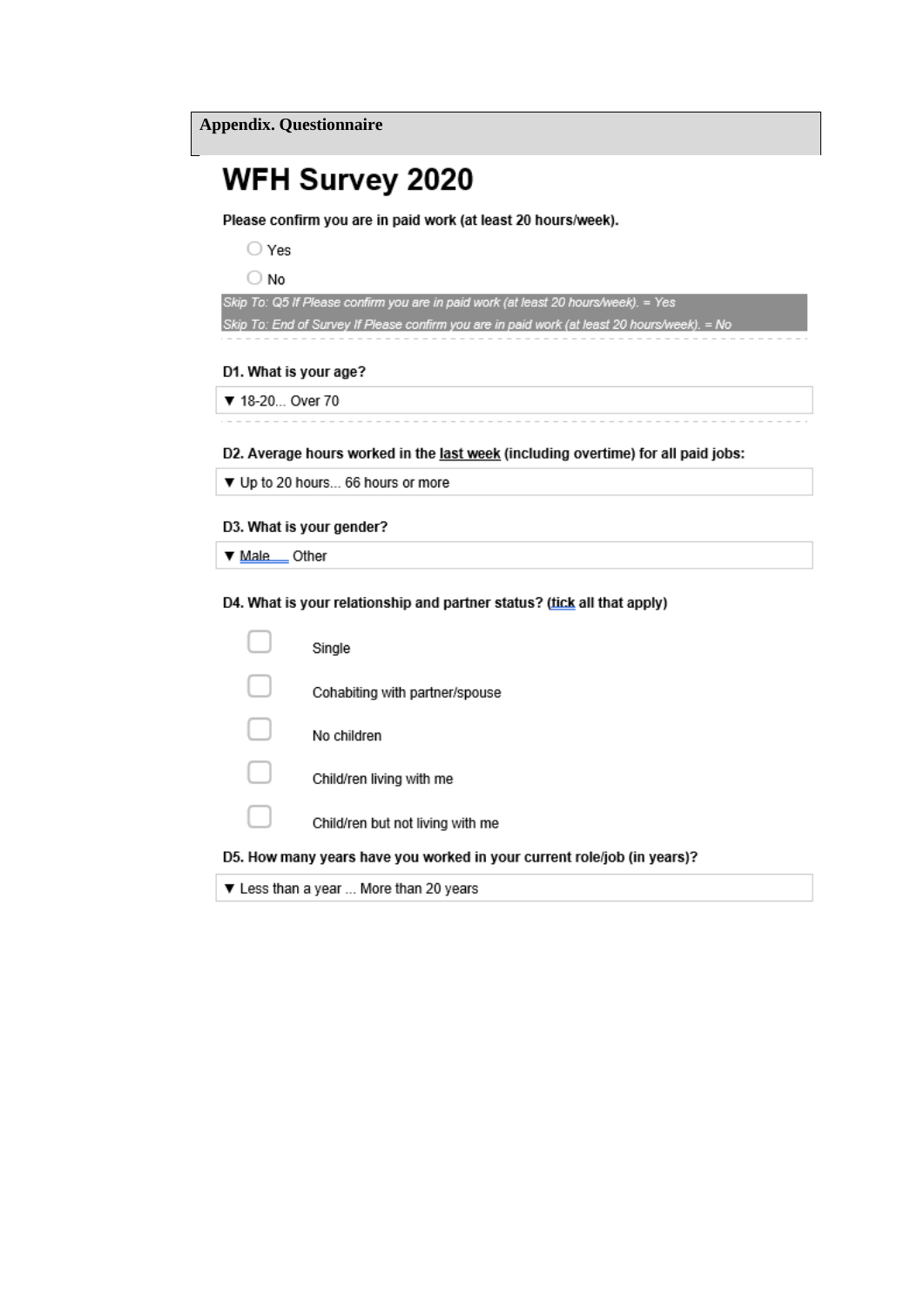**Appendix. Questionnaire**

# WFH Survey 2020

**Please confirm you are in paid work (at least 20 hours/week).**

- ○ Yes
- ○ No

*Skip To: Q5 If Please confirm you are in paid work (at least 20 hours/week). = Yes*
*Skip To: End of Survey If Please confirm you are in paid work (at least 20 hours/week). = No*

**D1. What is your age?**

▼ 18-20... Over 70

**D2. Average hours worked in the last week (including overtime) for all paid jobs:**

▼ Up to 20 hours... 66 hours or more

**D3. What is your gender?**

▼ Male ... Other

**D4. What is your relationship and partner status? (tick all that apply)**

- ☐ Single
- ☐ Cohabiting with partner/spouse
- ☐ No children
- ☐ Child/ren living with me
- ☐ Child/ren but not living with me

**D5. How many years have you worked in your current role/job (in years)?**

▼ Less than a year ... More than 20 years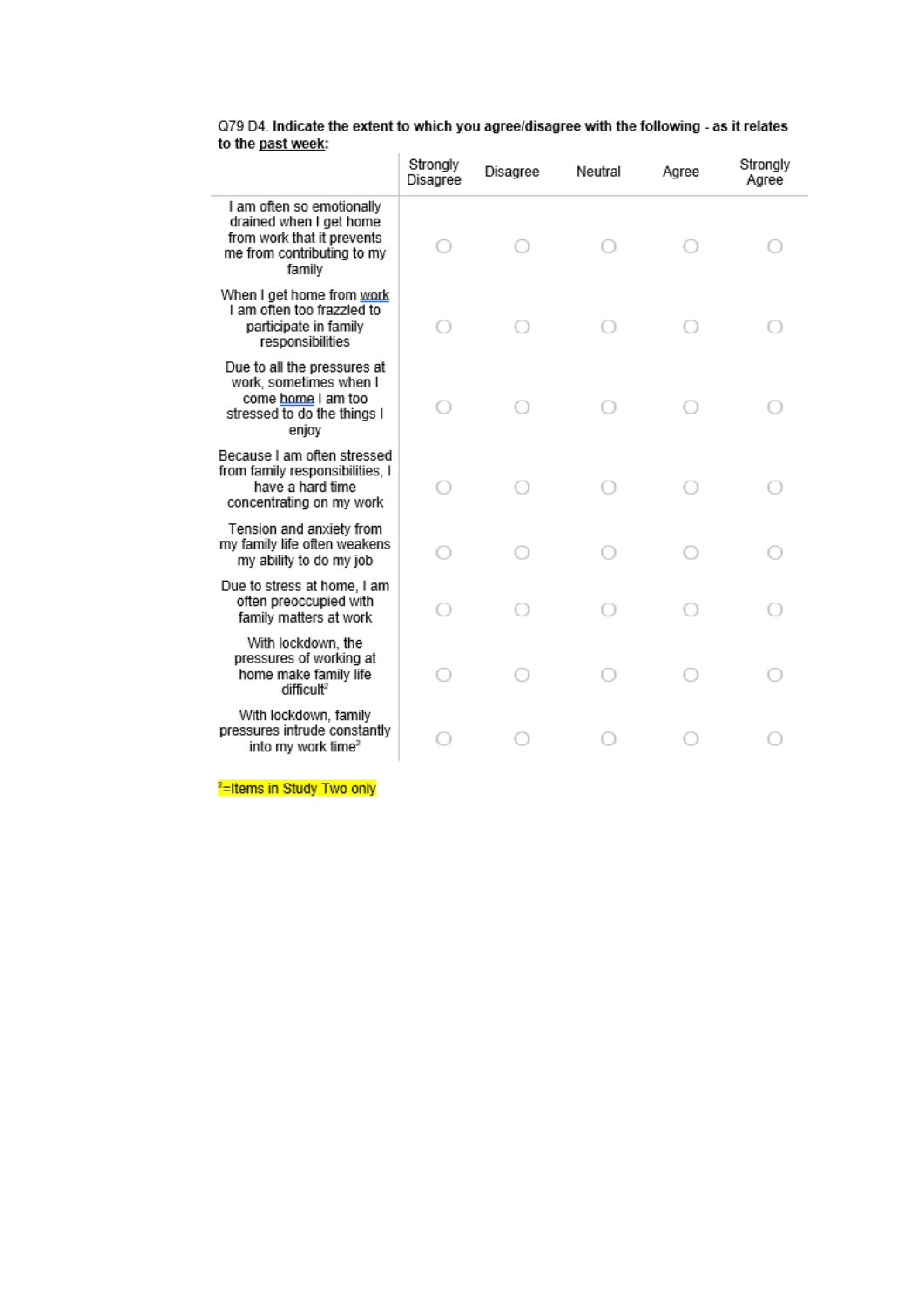Q79 D4. **Indicate the extent to which you agree/disagree with the following - as it relates to the past week:**

| | Strongly Disagree | Disagree | Neutral | Agree | Strongly Agree |
|---|---|---|---|---|---|
| I am often so emotionally drained when I get home from work that it prevents me from contributing to my family | ○ | ○ | ○ | ○ | ○ |
| When I get home from work I am often too frazzled to participate in family responsibilities | ○ | ○ | ○ | ○ | ○ |
| Due to all the pressures at work, sometimes when I come home I am too stressed to do the things I enjoy | ○ | ○ | ○ | ○ | ○ |
| Because I am often stressed from family responsibilities, I have a hard time concentrating on my work | ○ | ○ | ○ | ○ | ○ |
| Tension and anxiety from my family life often weakens my ability to do my job | ○ | ○ | ○ | ○ | ○ |
| Due to stress at home, I am often preoccupied with family matters at work | ○ | ○ | ○ | ○ | ○ |
| With lockdown, the pressures of working at home make family life difficult[2] | ○ | ○ | ○ | ○ | ○ |
| With lockdown, family pressures intrude constantly into my work time[2] | ○ | ○ | ○ | ○ | ○ |

[2]=Items in Study Two only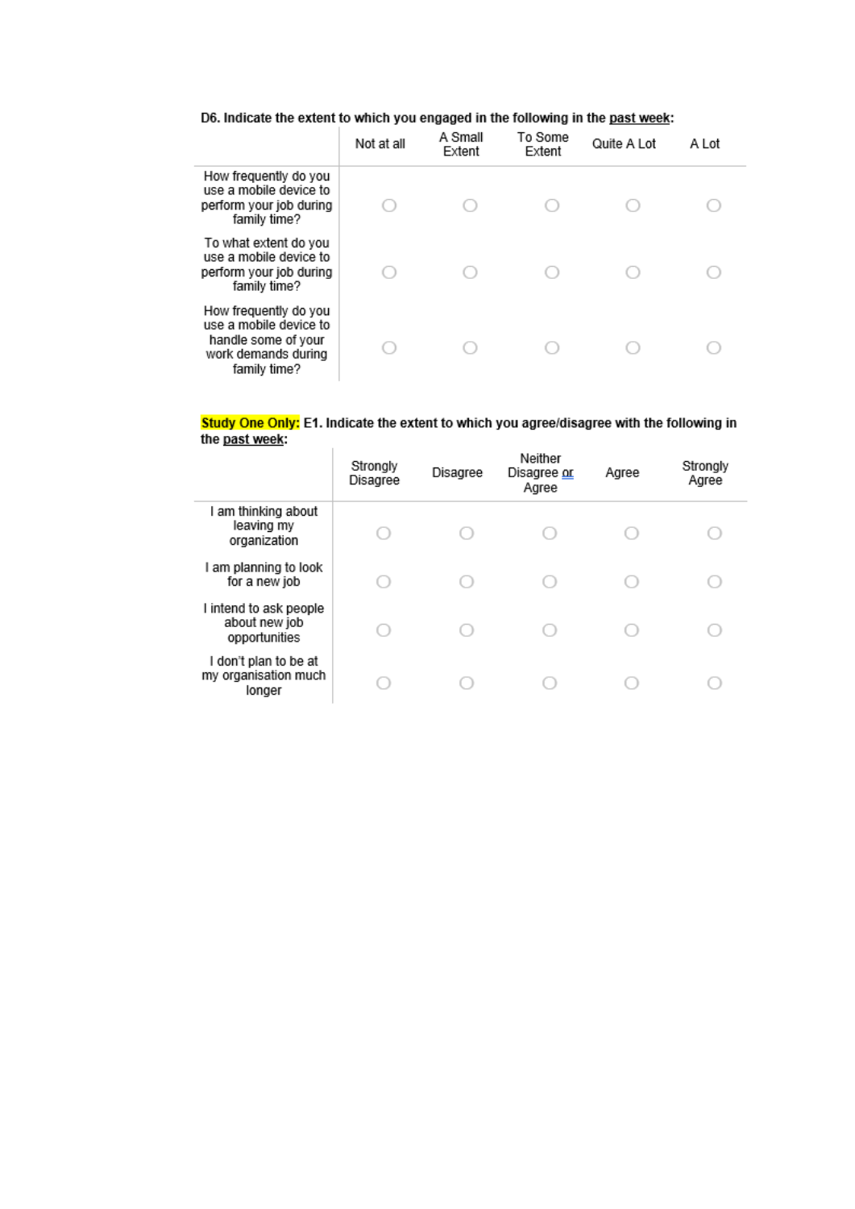**D6. Indicate the extent to which you engaged in the following in the past week:**

| | Not at all | A Small Extent | To Some Extent | Quite A Lot | A Lot |
|---|---|---|---|---|---|
| How frequently do you use a mobile device to perform your job during family time? | ○ | ○ | ○ | ○ | ○ |
| To what extent do you use a mobile device to perform your job during family time? | ○ | ○ | ○ | ○ | ○ |
| How frequently do you use a mobile device to handle some of your work demands during family time? | ○ | ○ | ○ | ○ | ○ |

**Study One Only: E1. Indicate the extent to which you agree/disagree with the following in the past week:**

| | Strongly Disagree | Disagree | Neither Disagree or Agree | Agree | Strongly Agree |
|---|---|---|---|---|---|
| I am thinking about leaving my organization | ○ | ○ | ○ | ○ | ○ |
| I am planning to look for a new job | ○ | ○ | ○ | ○ | ○ |
| I intend to ask people about new job opportunities | ○ | ○ | ○ | ○ | ○ |
| I don't plan to be at my organisation much longer | ○ | ○ | ○ | ○ | ○ |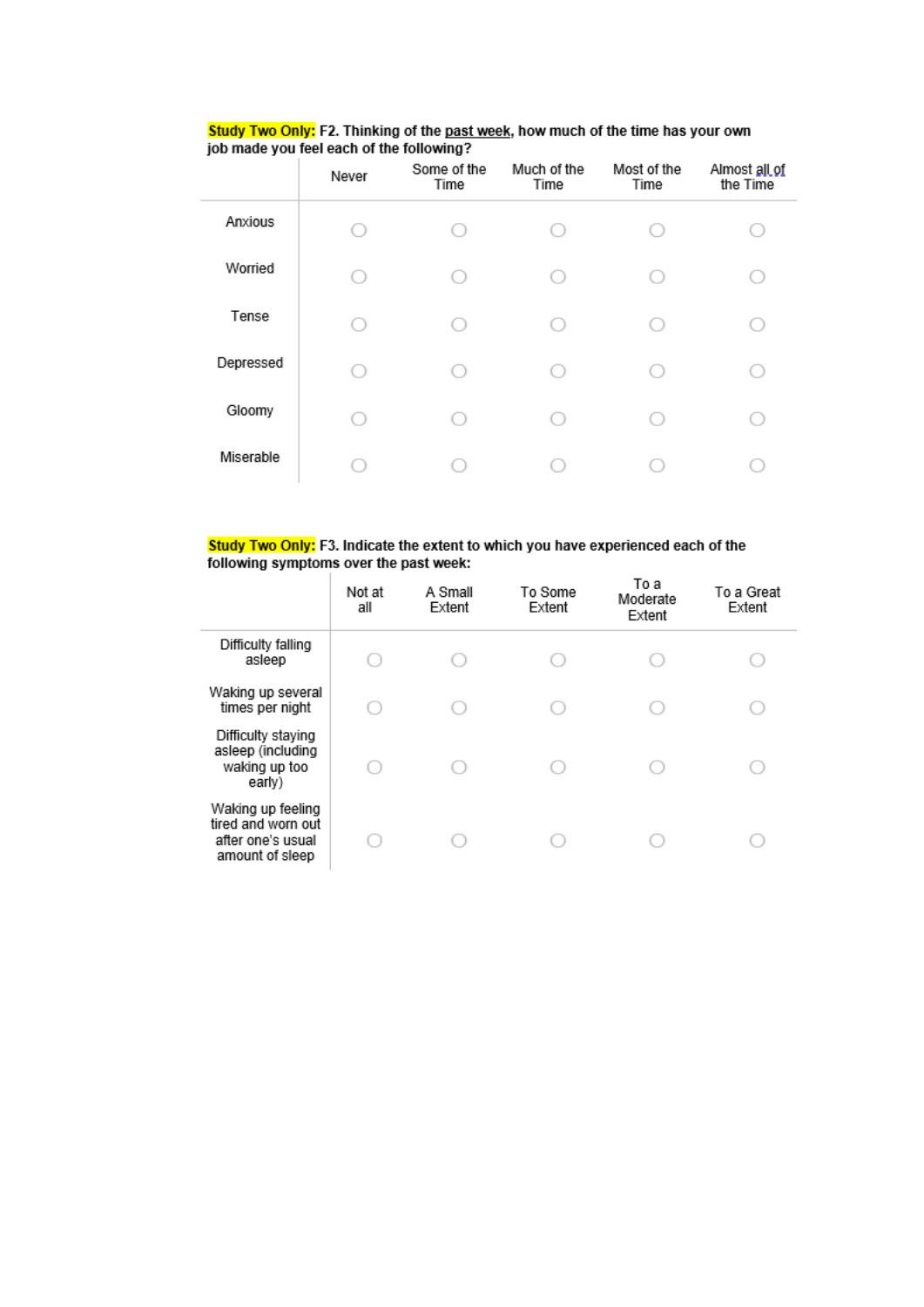**Study Two Only:** F2. Thinking of the <u>past week</u>, how much of the time has your own job made you feel each of the following?

| | Never | Some of the Time | Much of the Time | Most of the Time | Almost all of the Time |
|---|---|---|---|---|---|
| Anxious | ○ | ○ | ○ | ○ | ○ |
| Worried | ○ | ○ | ○ | ○ | ○ |
| Tense | ○ | ○ | ○ | ○ | ○ |
| Depressed | ○ | ○ | ○ | ○ | ○ |
| Gloomy | ○ | ○ | ○ | ○ | ○ |
| Miserable | ○ | ○ | ○ | ○ | ○ |

**Study Two Only:** F3. Indicate the extent to which you have experienced each of the following symptoms over the past week:

| | Not at all | A Small Extent | To Some Extent | To a Moderate Extent | To a Great Extent |
|---|---|---|---|---|---|
| Difficulty falling asleep | ○ | ○ | ○ | ○ | ○ |
| Waking up several times per night | ○ | ○ | ○ | ○ | ○ |
| Difficulty staying asleep (including waking up too early) | ○ | ○ | ○ | ○ | ○ |
| Waking up feeling tired and worn out after one's usual amount of sleep | ○ | ○ | ○ | ○ | ○ |